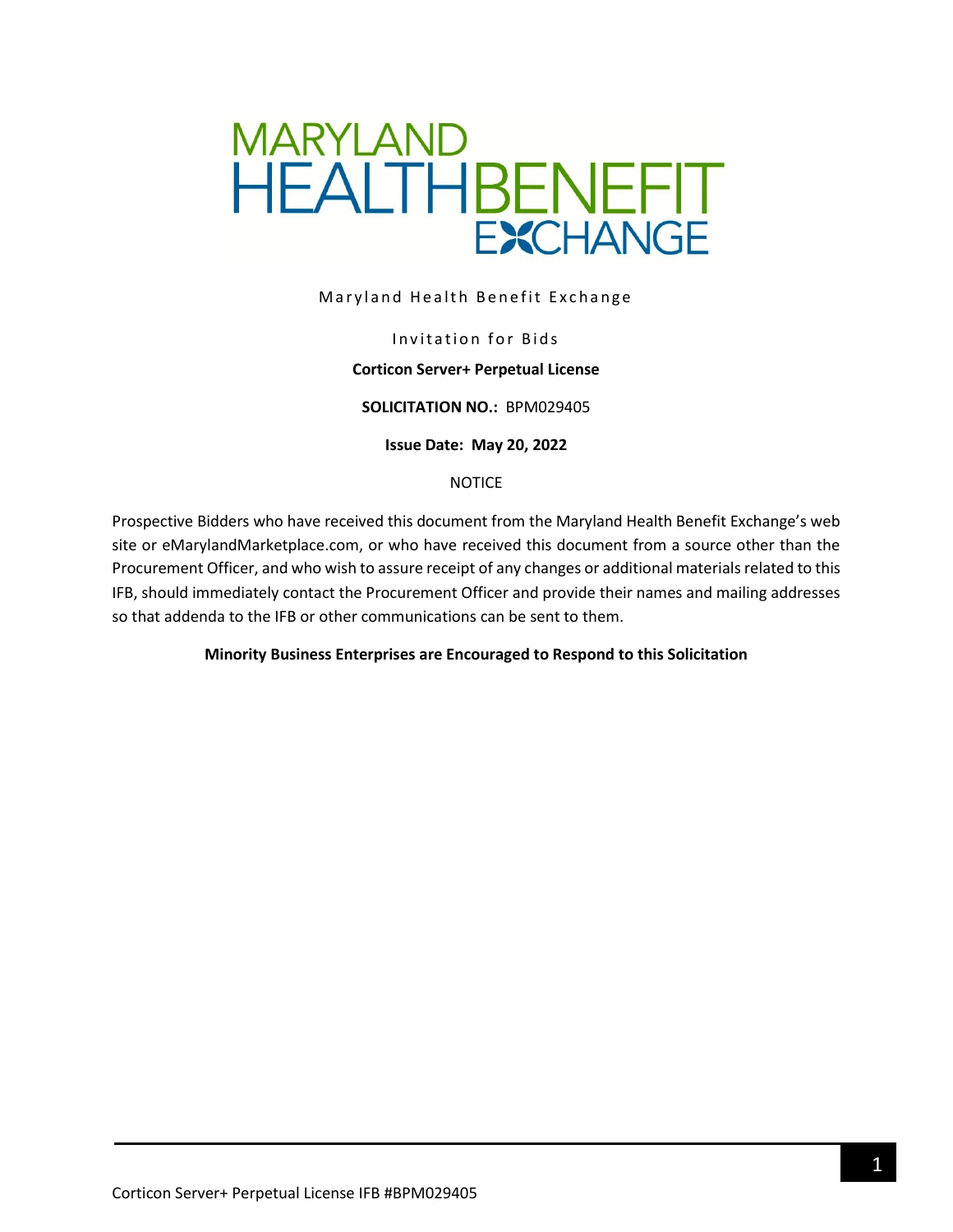MARYLAND HEALTHBENEFIT EXCHANGE

Maryland Health Benefit Exchange

Invitation for Bids

**Corticon Server+ Perpetual License**

**SOLICITATION NO.:** BPM029405

**Issue Date: May 20, 2022**

NOTICE

Prospective Bidders who have received this document from the Maryland Health Benefit Exchange's web site or eMarylandMarketplace.com, or who have received this document from a source other than the Procurement Officer, and who wish to assure receipt of any changes or additional materials related to this IFB, should immediately contact the Procurement Officer and provide their names and mailing addresses so that addenda to the IFB or other communications can be sent to them.

**Minority Business Enterprises are Encouraged to Respond to this Solicitation**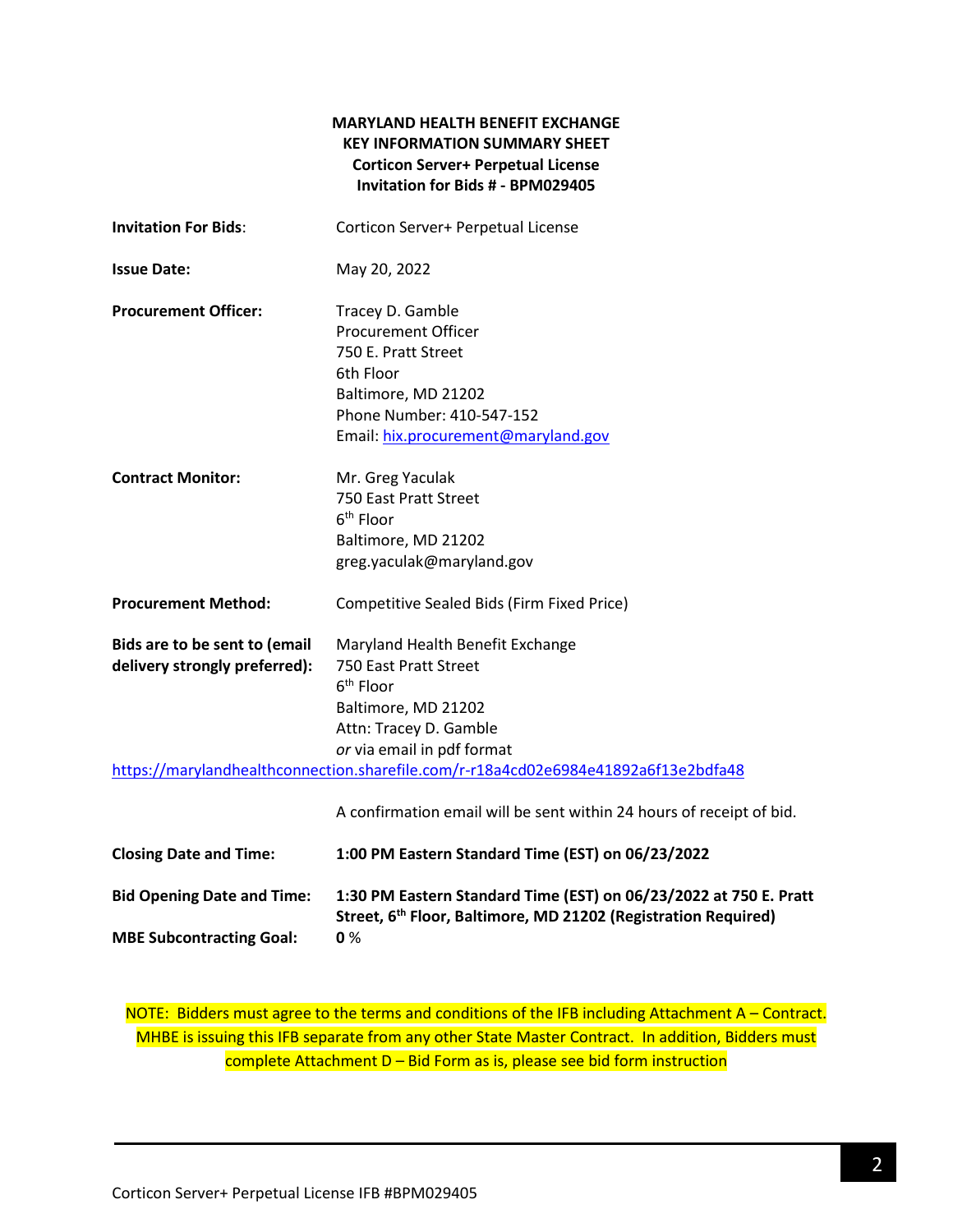**MARYLAND HEALTH BENEFIT EXCHANGE**
**KEY INFORMATION SUMMARY SHEET**
**Corticon Server+ Perpetual License**
**Invitation for Bids # - BPM029405**

| | |
|---|---|
| **Invitation For Bids**: | Corticon Server+ Perpetual License |
| **Issue Date:** | May 20, 2022 |
| **Procurement Officer:** | Tracey D. Gamble<br>Procurement Officer<br>750 E. Pratt Street<br>6th Floor<br>Baltimore, MD 21202<br>Phone Number: 410-547-152<br>Email: hix.procurement@maryland.gov |
| **Contract Monitor:** | Mr. Greg Yaculak<br>750 East Pratt Street<br>6th Floor<br>Baltimore, MD 21202<br>greg.yaculak@maryland.gov |
| **Procurement Method:** | Competitive Sealed Bids (Firm Fixed Price) |
| **Bids are to be sent to (email delivery strongly preferred):** | Maryland Health Benefit Exchange<br>750 East Pratt Street<br>6th Floor<br>Baltimore, MD 21202<br>Attn: Tracey D. Gamble<br>*or* via email in pdf format<br>https://marylandhealthconnection.sharefile.com/r-r18a4cd02e6984e41892a6f13e2bdfa48<br><br>A confirmation email will be sent within 24 hours of receipt of bid. |
| **Closing Date and Time:** | **1:00 PM Eastern Standard Time (EST) on 06/23/2022** |
| **Bid Opening Date and Time:** | **1:30 PM Eastern Standard Time (EST) on 06/23/2022 at 750 E. Pratt Street, 6th Floor, Baltimore, MD 21202 (Registration Required)** |
| **MBE Subcontracting Goal:** | **0** % |

NOTE: Bidders must agree to the terms and conditions of the IFB including Attachment A – Contract. MHBE is issuing this IFB separate from any other State Master Contract. In addition, Bidders must complete Attachment D – Bid Form as is, please see bid form instruction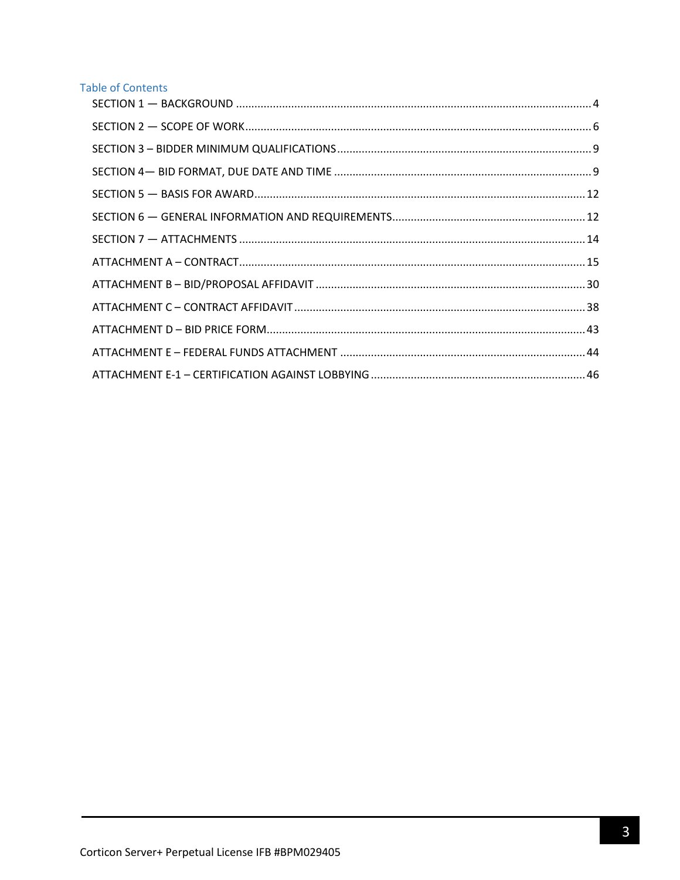## Table of Contents

SECTION 1 — BACKGROUND .................................................................................................................... 4

SECTION 2 — SCOPE OF WORK................................................................................................................ 6

SECTION 3 – BIDDER MINIMUM QUALIFICATIONS.................................................................................. 9

SECTION 4— BID FORMAT, DUE DATE AND TIME ................................................................................... 9

SECTION 5 — BASIS FOR AWARD........................................................................................................... 12

SECTION 6 — GENERAL INFORMATION AND REQUIREMENTS............................................................... 12

SECTION 7 — ATTACHMENTS ................................................................................................................ 14

ATTACHMENT A – CONTRACT................................................................................................................ 15

ATTACHMENT B – BID/PROPOSAL AFFIDAVIT ........................................................................................ 30

ATTACHMENT C – CONTRACT AFFIDAVIT............................................................................................... 38

ATTACHMENT D – BID PRICE FORM....................................................................................................... 43

ATTACHMENT E – FEDERAL FUNDS ATTACHMENT ................................................................................ 44

ATTACHMENT E-1 – CERTIFICATION AGAINST LOBBYING...................................................................... 46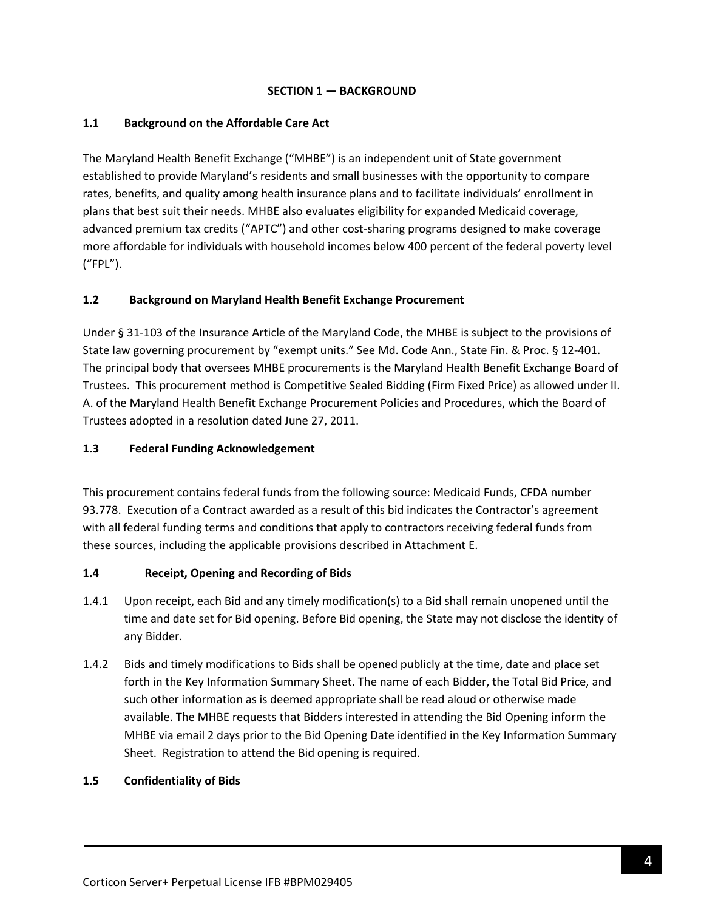## SECTION 1 — BACKGROUND

### 1.1 Background on the Affordable Care Act

The Maryland Health Benefit Exchange ("MHBE") is an independent unit of State government established to provide Maryland's residents and small businesses with the opportunity to compare rates, benefits, and quality among health insurance plans and to facilitate individuals' enrollment in plans that best suit their needs. MHBE also evaluates eligibility for expanded Medicaid coverage, advanced premium tax credits ("APTC") and other cost-sharing programs designed to make coverage more affordable for individuals with household incomes below 400 percent of the federal poverty level ("FPL").

### 1.2 Background on Maryland Health Benefit Exchange Procurement

Under § 31-103 of the Insurance Article of the Maryland Code, the MHBE is subject to the provisions of State law governing procurement by "exempt units." See Md. Code Ann., State Fin. & Proc. § 12-401. The principal body that oversees MHBE procurements is the Maryland Health Benefit Exchange Board of Trustees. This procurement method is Competitive Sealed Bidding (Firm Fixed Price) as allowed under II. A. of the Maryland Health Benefit Exchange Procurement Policies and Procedures, which the Board of Trustees adopted in a resolution dated June 27, 2011.

### 1.3 Federal Funding Acknowledgement

This procurement contains federal funds from the following source: Medicaid Funds, CFDA number 93.778. Execution of a Contract awarded as a result of this bid indicates the Contractor's agreement with all federal funding terms and conditions that apply to contractors receiving federal funds from these sources, including the applicable provisions described in Attachment E.

### 1.4 Receipt, Opening and Recording of Bids

1.4.1 Upon receipt, each Bid and any timely modification(s) to a Bid shall remain unopened until the time and date set for Bid opening. Before Bid opening, the State may not disclose the identity of any Bidder.

1.4.2 Bids and timely modifications to Bids shall be opened publicly at the time, date and place set forth in the Key Information Summary Sheet. The name of each Bidder, the Total Bid Price, and such other information as is deemed appropriate shall be read aloud or otherwise made available. The MHBE requests that Bidders interested in attending the Bid Opening inform the MHBE via email 2 days prior to the Bid Opening Date identified in the Key Information Summary Sheet. Registration to attend the Bid opening is required.

### 1.5 Confidentiality of Bids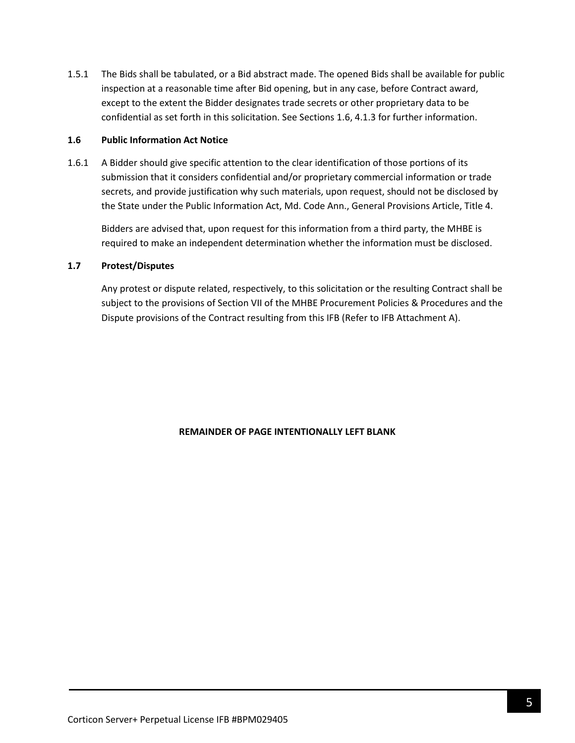1.5.1 The Bids shall be tabulated, or a Bid abstract made. The opened Bids shall be available for public inspection at a reasonable time after Bid opening, but in any case, before Contract award, except to the extent the Bidder designates trade secrets or other proprietary data to be confidential as set forth in this solicitation. See Sections 1.6, 4.1.3 for further information.

### 1.6 Public Information Act Notice

1.6.1 A Bidder should give specific attention to the clear identification of those portions of its submission that it considers confidential and/or proprietary commercial information or trade secrets, and provide justification why such materials, upon request, should not be disclosed by the State under the Public Information Act, Md. Code Ann., General Provisions Article, Title 4.

Bidders are advised that, upon request for this information from a third party, the MHBE is required to make an independent determination whether the information must be disclosed.

### 1.7 Protest/Disputes

Any protest or dispute related, respectively, to this solicitation or the resulting Contract shall be subject to the provisions of Section VII of the MHBE Procurement Policies & Procedures and the Dispute provisions of the Contract resulting from this IFB (Refer to IFB Attachment A).

**REMAINDER OF PAGE INTENTIONALLY LEFT BLANK**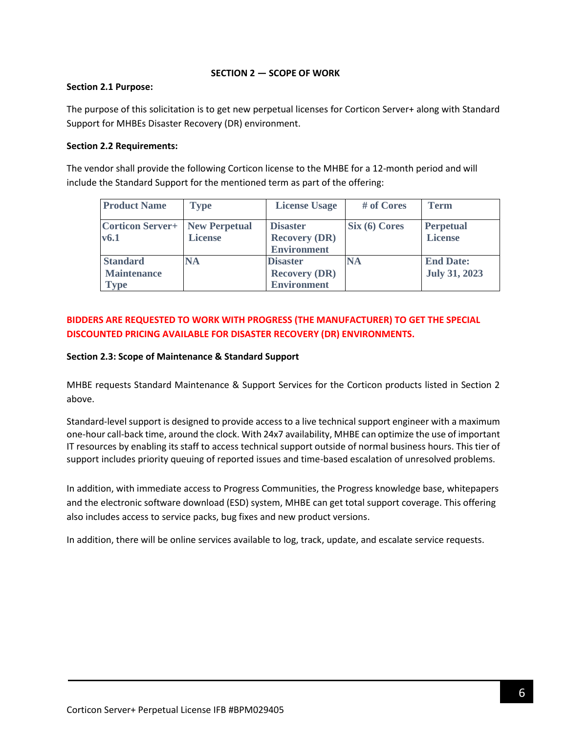## SECTION 2 — SCOPE OF WORK

**Section 2.1 Purpose:**

The purpose of this solicitation is to get new perpetual licenses for Corticon Server+ along with Standard Support for MHBEs Disaster Recovery (DR) environment.

**Section 2.2 Requirements:**

The vendor shall provide the following Corticon license to the MHBE for a 12-month period and will include the Standard Support for the mentioned term as part of the offering:

| Product Name | Type | License Usage | # of Cores | Term |
|---|---|---|---|---|
| Corticon Server+ v6.1 | New Perpetual License | Disaster Recovery (DR) Environment | Six (6) Cores | Perpetual License |
| Standard Maintenance Type | NA | Disaster Recovery (DR) Environment | NA | End Date: July 31, 2023 |

**BIDDERS ARE REQUESTED TO WORK WITH PROGRESS (THE MANUFACTURER) TO GET THE SPECIAL DISCOUNTED PRICING AVAILABLE FOR DISASTER RECOVERY (DR) ENVIRONMENTS.**

**Section 2.3: Scope of Maintenance & Standard Support**

MHBE requests Standard Maintenance & Support Services for the Corticon products listed in Section 2 above.

Standard-level support is designed to provide access to a live technical support engineer with a maximum one-hour call-back time, around the clock. With 24x7 availability, MHBE can optimize the use of important IT resources by enabling its staff to access technical support outside of normal business hours. This tier of support includes priority queuing of reported issues and time-based escalation of unresolved problems.

In addition, with immediate access to Progress Communities, the Progress knowledge base, whitepapers and the electronic software download (ESD) system, MHBE can get total support coverage. This offering also includes access to service packs, bug fixes and new product versions.

In addition, there will be online services available to log, track, update, and escalate service requests.

Corticon Server+ Perpetual License IFB #BPM029405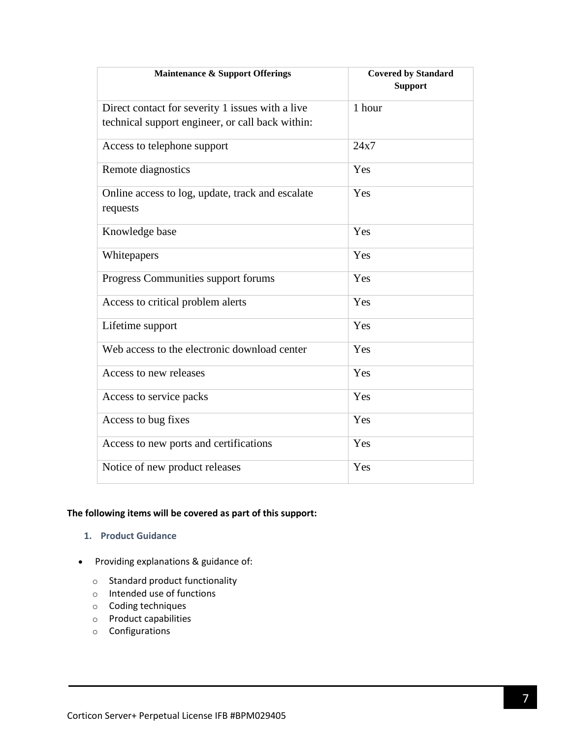| Maintenance & Support Offerings | Covered by Standard Support |
|---|---|
| Direct contact for severity 1 issues with a live technical support engineer, or call back within: | 1 hour |
| Access to telephone support | 24x7 |
| Remote diagnostics | Yes |
| Online access to log, update, track and escalate requests | Yes |
| Knowledge base | Yes |
| Whitepapers | Yes |
| Progress Communities support forums | Yes |
| Access to critical problem alerts | Yes |
| Lifetime support | Yes |
| Web access to the electronic download center | Yes |
| Access to new releases | Yes |
| Access to service packs | Yes |
| Access to bug fixes | Yes |
| Access to new ports and certifications | Yes |
| Notice of new product releases | Yes |

**The following items will be covered as part of this support:**

### 1. Product Guidance

- Providing explanations & guidance of:
  - Standard product functionality
  - Intended use of functions
  - Coding techniques
  - Product capabilities
  - Configurations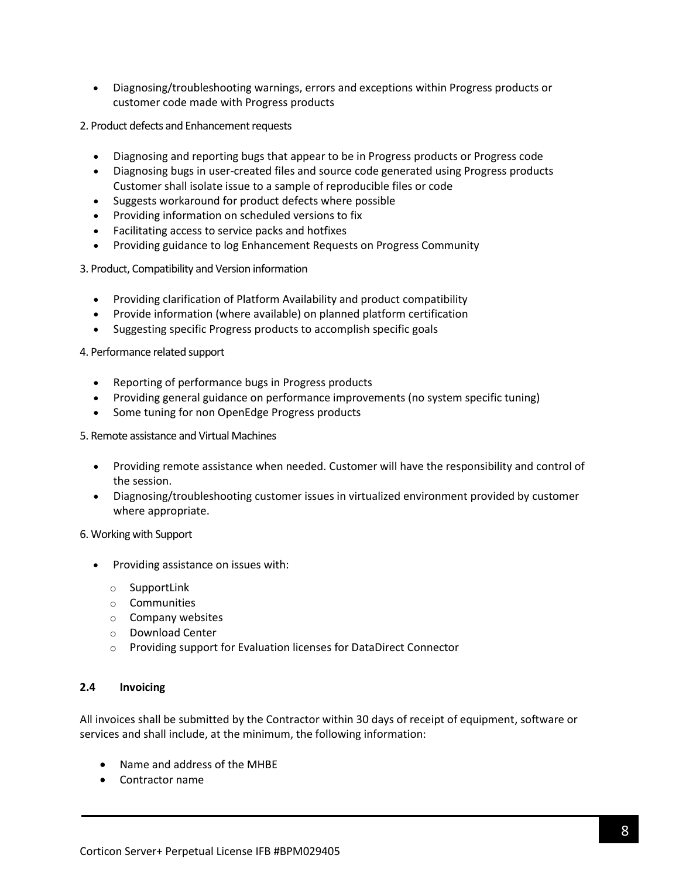- Diagnosing/troubleshooting warnings, errors and exceptions within Progress products or customer code made with Progress products

2. Product defects and Enhancement requests

- Diagnosing and reporting bugs that appear to be in Progress products or Progress code
- Diagnosing bugs in user-created files and source code generated using Progress products Customer shall isolate issue to a sample of reproducible files or code
- Suggests workaround for product defects where possible
- Providing information on scheduled versions to fix
- Facilitating access to service packs and hotfixes
- Providing guidance to log Enhancement Requests on Progress Community

3. Product, Compatibility and Version information

- Providing clarification of Platform Availability and product compatibility
- Provide information (where available) on planned platform certification
- Suggesting specific Progress products to accomplish specific goals

4. Performance related support

- Reporting of performance bugs in Progress products
- Providing general guidance on performance improvements (no system specific tuning)
- Some tuning for non OpenEdge Progress products

5. Remote assistance and Virtual Machines

- Providing remote assistance when needed. Customer will have the responsibility and control of the session.
- Diagnosing/troubleshooting customer issues in virtualized environment provided by customer where appropriate.

6. Working with Support

- Providing assistance on issues with:
  - SupportLink
  - Communities
  - Company websites
  - Download Center
  - Providing support for Evaluation licenses for DataDirect Connector

### 2.4 Invoicing

All invoices shall be submitted by the Contractor within 30 days of receipt of equipment, software or services and shall include, at the minimum, the following information:

- Name and address of the MHBE
- Contractor name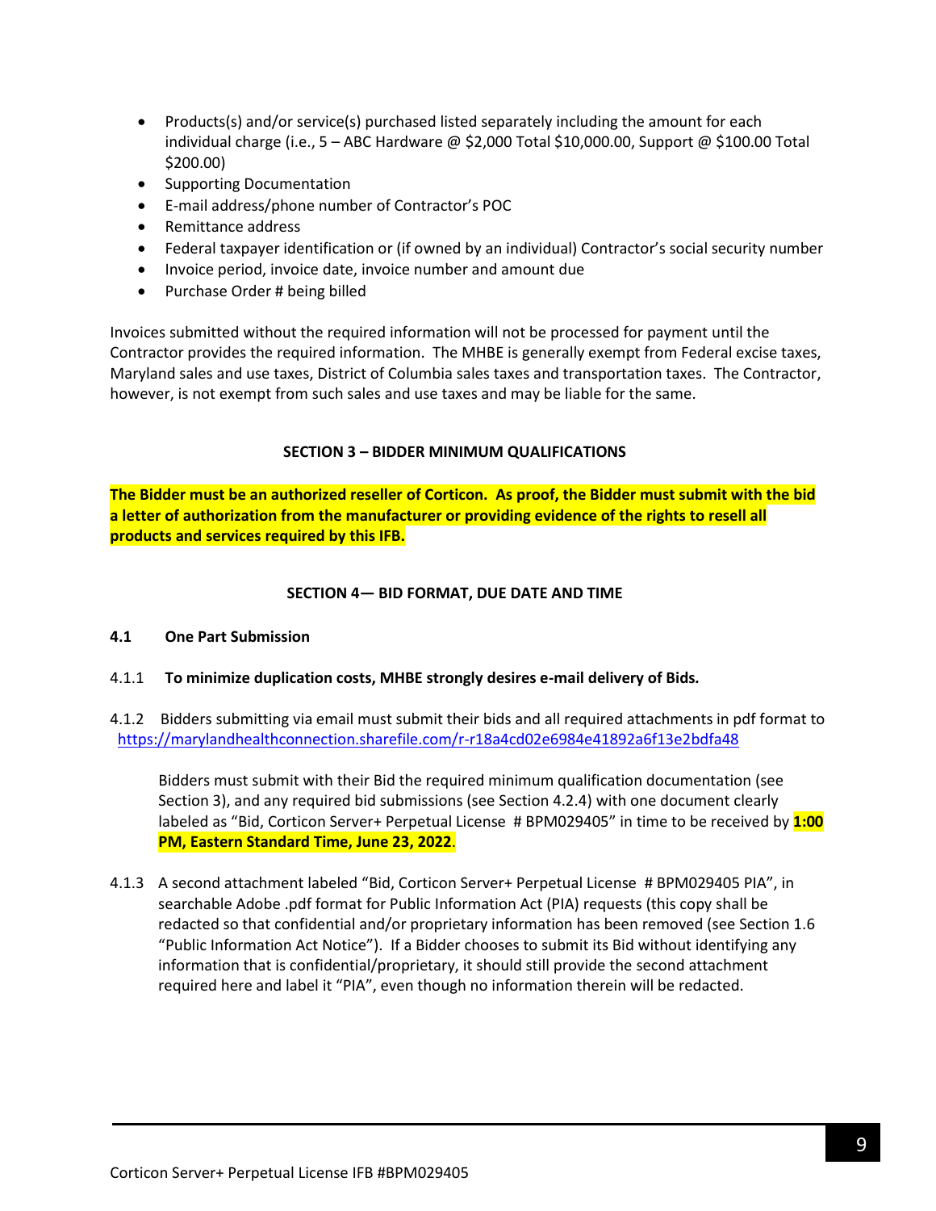- Products(s) and/or service(s) purchased listed separately including the amount for each individual charge (i.e., 5 – ABC Hardware @ $2,000 Total $10,000.00, Support @ $100.00 Total $200.00)
- Supporting Documentation
- E-mail address/phone number of Contractor's POC
- Remittance address
- Federal taxpayer identification or (if owned by an individual) Contractor's social security number
- Invoice period, invoice date, invoice number and amount due
- Purchase Order # being billed

Invoices submitted without the required information will not be processed for payment until the Contractor provides the required information. The MHBE is generally exempt from Federal excise taxes, Maryland sales and use taxes, District of Columbia sales taxes and transportation taxes. The Contractor, however, is not exempt from such sales and use taxes and may be liable for the same.

## SECTION 3 – BIDDER MINIMUM QUALIFICATIONS

**The Bidder must be an authorized reseller of Corticon. As proof, the Bidder must submit with the bid a letter of authorization from the manufacturer or providing evidence of the rights to resell all products and services required by this IFB.**

## SECTION 4— BID FORMAT, DUE DATE AND TIME

### 4.1 One Part Submission

4.1.1 **To minimize duplication costs, MHBE strongly desires e-mail delivery of Bids.**

4.1.2 Bidders submitting via email must submit their bids and all required attachments in pdf format to https://marylandhealthconnection.sharefile.com/r-r18a4cd02e6984e41892a6f13e2bdfa48

Bidders must submit with their Bid the required minimum qualification documentation (see Section 3), and any required bid submissions (see Section 4.2.4) with one document clearly labeled as "Bid, Corticon Server+ Perpetual License # BPM029405" in time to be received by **1:00 PM, Eastern Standard Time, June 23, 2022**.

4.1.3 A second attachment labeled "Bid, Corticon Server+ Perpetual License # BPM029405 PIA", in searchable Adobe .pdf format for Public Information Act (PIA) requests (this copy shall be redacted so that confidential and/or proprietary information has been removed (see Section 1.6 "Public Information Act Notice"). If a Bidder chooses to submit its Bid without identifying any information that is confidential/proprietary, it should still provide the second attachment required here and label it "PIA", even though no information therein will be redacted.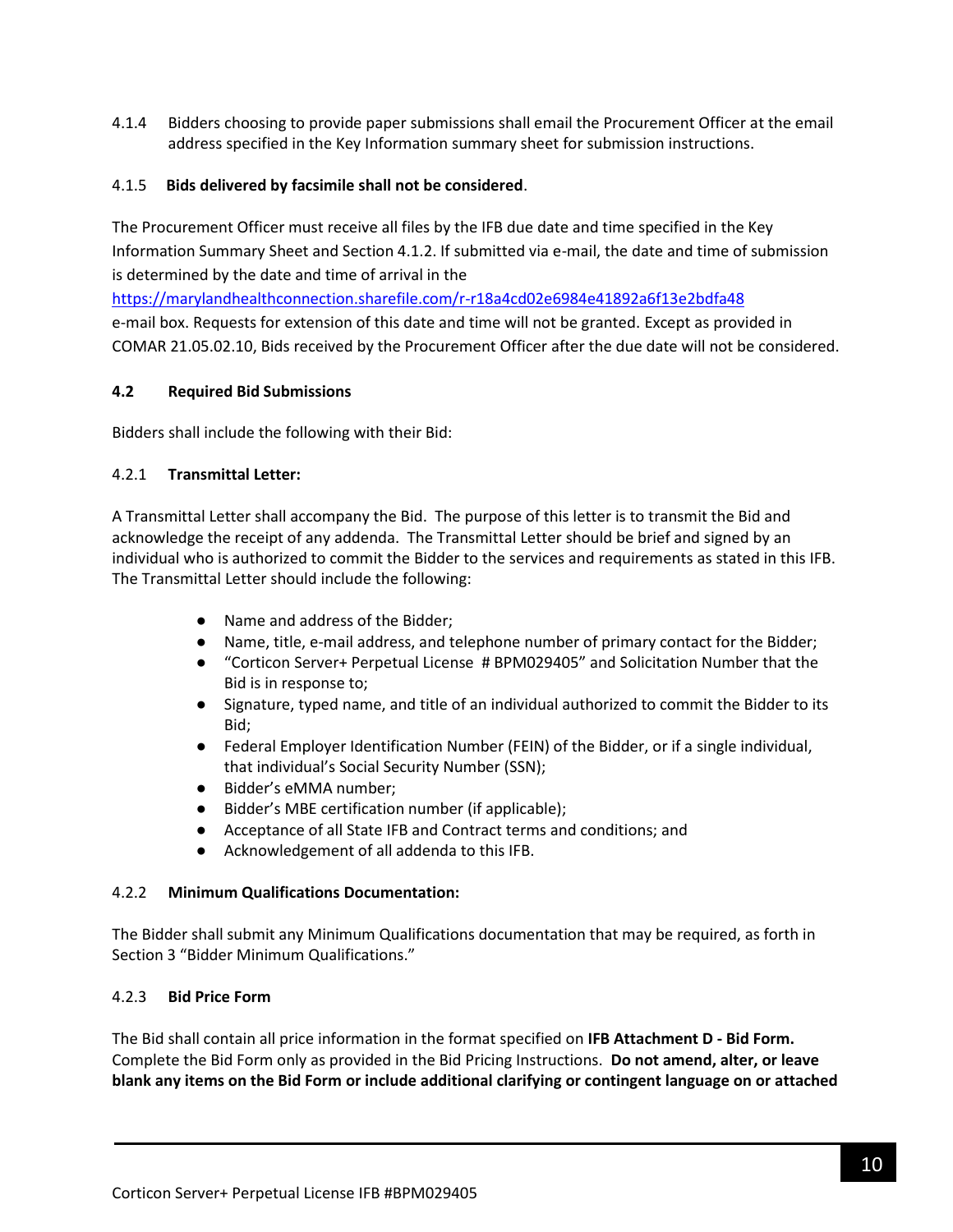4.1.4 Bidders choosing to provide paper submissions shall email the Procurement Officer at the email address specified in the Key Information summary sheet for submission instructions.

4.1.5 **Bids delivered by facsimile shall not be considered**.

The Procurement Officer must receive all files by the IFB due date and time specified in the Key Information Summary Sheet and Section 4.1.2. If submitted via e-mail, the date and time of submission is determined by the date and time of arrival in the https://marylandhealthconnection.sharefile.com/r-r18a4cd02e6984e41892a6f13e2bdfa48 e-mail box. Requests for extension of this date and time will not be granted. Except as provided in COMAR 21.05.02.10, Bids received by the Procurement Officer after the due date will not be considered.

### 4.2 Required Bid Submissions

Bidders shall include the following with their Bid:

#### 4.2.1 Transmittal Letter:

A Transmittal Letter shall accompany the Bid. The purpose of this letter is to transmit the Bid and acknowledge the receipt of any addenda. The Transmittal Letter should be brief and signed by an individual who is authorized to commit the Bidder to the services and requirements as stated in this IFB. The Transmittal Letter should include the following:

- Name and address of the Bidder;
- Name, title, e-mail address, and telephone number of primary contact for the Bidder;
- "Corticon Server+ Perpetual License # BPM029405" and Solicitation Number that the Bid is in response to;
- Signature, typed name, and title of an individual authorized to commit the Bidder to its Bid;
- Federal Employer Identification Number (FEIN) of the Bidder, or if a single individual, that individual's Social Security Number (SSN);
- Bidder's eMMA number;
- Bidder's MBE certification number (if applicable);
- Acceptance of all State IFB and Contract terms and conditions; and
- Acknowledgement of all addenda to this IFB.

#### 4.2.2 Minimum Qualifications Documentation:

The Bidder shall submit any Minimum Qualifications documentation that may be required, as forth in Section 3 "Bidder Minimum Qualifications."

#### 4.2.3 Bid Price Form

The Bid shall contain all price information in the format specified on **IFB Attachment D - Bid Form.** Complete the Bid Form only as provided in the Bid Pricing Instructions. **Do not amend, alter, or leave blank any items on the Bid Form or include additional clarifying or contingent language on or attached**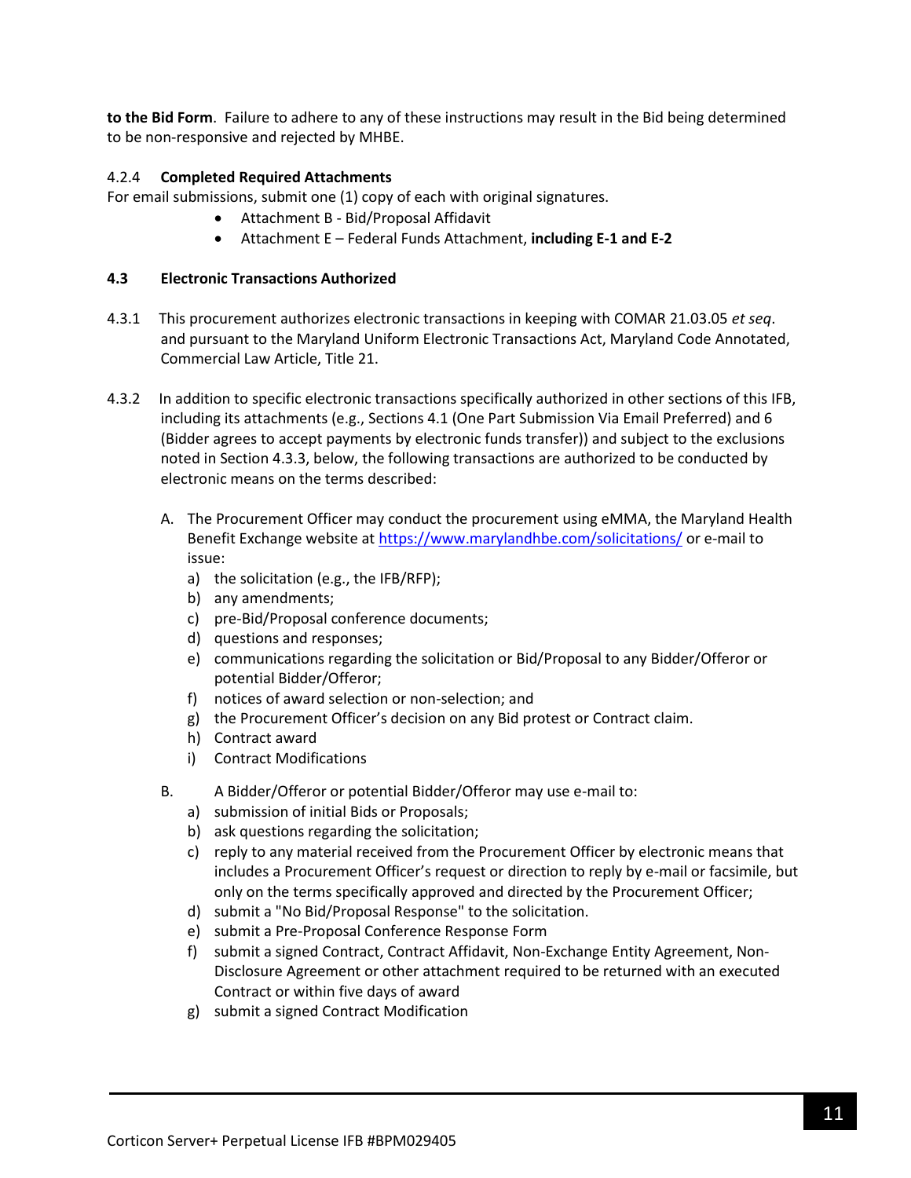**to the Bid Form**. Failure to adhere to any of these instructions may result in the Bid being determined to be non-responsive and rejected by MHBE.

4.2.4 **Completed Required Attachments**

For email submissions, submit one (1) copy of each with original signatures.

- Attachment B - Bid/Proposal Affidavit
- Attachment E – Federal Funds Attachment, **including E-1 and E-2**

### 4.3 Electronic Transactions Authorized

4.3.1 This procurement authorizes electronic transactions in keeping with COMAR 21.03.05 *et seq*. and pursuant to the Maryland Uniform Electronic Transactions Act, Maryland Code Annotated, Commercial Law Article, Title 21.

4.3.2 In addition to specific electronic transactions specifically authorized in other sections of this IFB, including its attachments (e.g., Sections 4.1 (One Part Submission Via Email Preferred) and 6 (Bidder agrees to accept payments by electronic funds transfer)) and subject to the exclusions noted in Section 4.3.3, below, the following transactions are authorized to be conducted by electronic means on the terms described:

A. The Procurement Officer may conduct the procurement using eMMA, the Maryland Health Benefit Exchange website at https://www.marylandhbe.com/solicitations/ or e-mail to issue:

a) the solicitation (e.g., the IFB/RFP);
b) any amendments;
c) pre-Bid/Proposal conference documents;
d) questions and responses;
e) communications regarding the solicitation or Bid/Proposal to any Bidder/Offeror or potential Bidder/Offeror;
f) notices of award selection or non-selection; and
g) the Procurement Officer's decision on any Bid protest or Contract claim.
h) Contract award
i) Contract Modifications

B. A Bidder/Offeror or potential Bidder/Offeror may use e-mail to:

a) submission of initial Bids or Proposals;
b) ask questions regarding the solicitation;
c) reply to any material received from the Procurement Officer by electronic means that includes a Procurement Officer's request or direction to reply by e-mail or facsimile, but only on the terms specifically approved and directed by the Procurement Officer;
d) submit a "No Bid/Proposal Response" to the solicitation.
e) submit a Pre-Proposal Conference Response Form
f) submit a signed Contract, Contract Affidavit, Non-Exchange Entity Agreement, Non-Disclosure Agreement or other attachment required to be returned with an executed Contract or within five days of award
g) submit a signed Contract Modification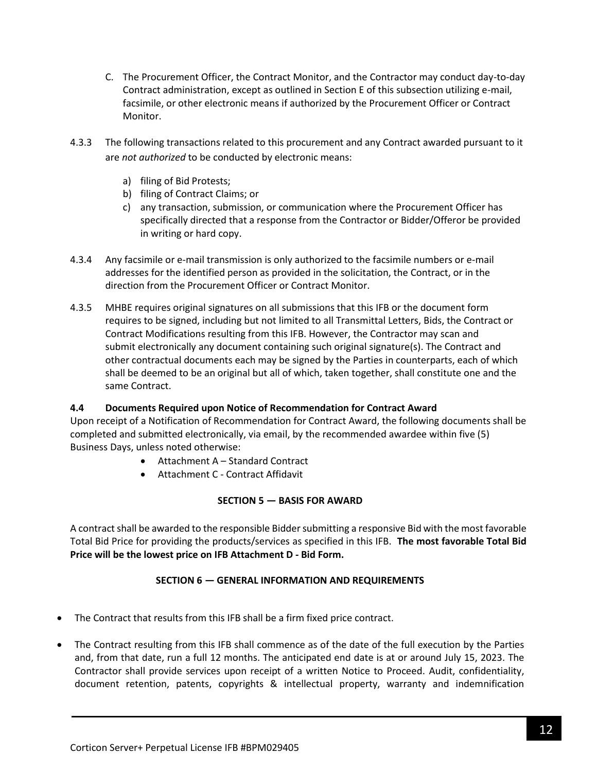C. The Procurement Officer, the Contract Monitor, and the Contractor may conduct day-to-day Contract administration, except as outlined in Section E of this subsection utilizing e-mail, facsimile, or other electronic means if authorized by the Procurement Officer or Contract Monitor.

4.3.3 The following transactions related to this procurement and any Contract awarded pursuant to it are *not authorized* to be conducted by electronic means:

a) filing of Bid Protests;
b) filing of Contract Claims; or
c) any transaction, submission, or communication where the Procurement Officer has specifically directed that a response from the Contractor or Bidder/Offeror be provided in writing or hard copy.

4.3.4 Any facsimile or e-mail transmission is only authorized to the facsimile numbers or e-mail addresses for the identified person as provided in the solicitation, the Contract, or in the direction from the Procurement Officer or Contract Monitor.

4.3.5 MHBE requires original signatures on all submissions that this IFB or the document form requires to be signed, including but not limited to all Transmittal Letters, Bids, the Contract or Contract Modifications resulting from this IFB. However, the Contractor may scan and submit electronically any document containing such original signature(s). The Contract and other contractual documents each may be signed by the Parties in counterparts, each of which shall be deemed to be an original but all of which, taken together, shall constitute one and the same Contract.

**4.4 Documents Required upon Notice of Recommendation for Contract Award**

Upon receipt of a Notification of Recommendation for Contract Award, the following documents shall be completed and submitted electronically, via email, by the recommended awardee within five (5) Business Days, unless noted otherwise:

- Attachment A – Standard Contract
- Attachment C - Contract Affidavit

## SECTION 5 — BASIS FOR AWARD

A contract shall be awarded to the responsible Bidder submitting a responsive Bid with the most favorable Total Bid Price for providing the products/services as specified in this IFB. **The most favorable Total Bid Price will be the lowest price on IFB Attachment D - Bid Form.**

## SECTION 6 — GENERAL INFORMATION AND REQUIREMENTS

- The Contract that results from this IFB shall be a firm fixed price contract.
- The Contract resulting from this IFB shall commence as of the date of the full execution by the Parties and, from that date, run a full 12 months. The anticipated end date is at or around July 15, 2023. The Contractor shall provide services upon receipt of a written Notice to Proceed. Audit, confidentiality, document retention, patents, copyrights & intellectual property, warranty and indemnification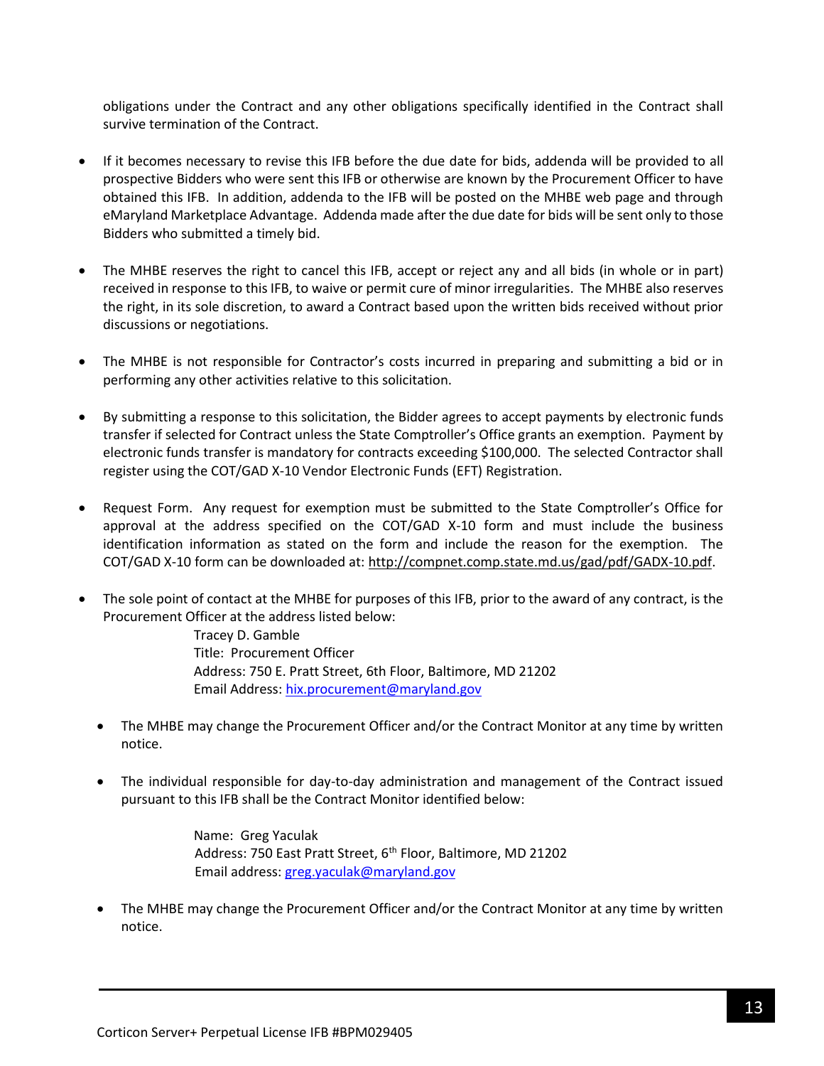obligations under the Contract and any other obligations specifically identified in the Contract shall survive termination of the Contract.

- If it becomes necessary to revise this IFB before the due date for bids, addenda will be provided to all prospective Bidders who were sent this IFB or otherwise are known by the Procurement Officer to have obtained this IFB. In addition, addenda to the IFB will be posted on the MHBE web page and through eMaryland Marketplace Advantage. Addenda made after the due date for bids will be sent only to those Bidders who submitted a timely bid.

- The MHBE reserves the right to cancel this IFB, accept or reject any and all bids (in whole or in part) received in response to this IFB, to waive or permit cure of minor irregularities. The MHBE also reserves the right, in its sole discretion, to award a Contract based upon the written bids received without prior discussions or negotiations.

- The MHBE is not responsible for Contractor's costs incurred in preparing and submitting a bid or in performing any other activities relative to this solicitation.

- By submitting a response to this solicitation, the Bidder agrees to accept payments by electronic funds transfer if selected for Contract unless the State Comptroller's Office grants an exemption. Payment by electronic funds transfer is mandatory for contracts exceeding $100,000. The selected Contractor shall register using the COT/GAD X-10 Vendor Electronic Funds (EFT) Registration.

- Request Form. Any request for exemption must be submitted to the State Comptroller's Office for approval at the address specified on the COT/GAD X-10 form and must include the business identification information as stated on the form and include the reason for the exemption. The COT/GAD X-10 form can be downloaded at: http://compnet.comp.state.md.us/gad/pdf/GADX-10.pdf.

- The sole point of contact at the MHBE for purposes of this IFB, prior to the award of any contract, is the Procurement Officer at the address listed below:

  Tracey D. Gamble
  Title: Procurement Officer
  Address: 750 E. Pratt Street, 6th Floor, Baltimore, MD 21202
  Email Address: hix.procurement@maryland.gov

  - The MHBE may change the Procurement Officer and/or the Contract Monitor at any time by written notice.

  - The individual responsible for day-to-day administration and management of the Contract issued pursuant to this IFB shall be the Contract Monitor identified below:

    Name: Greg Yaculak
    Address: 750 East Pratt Street, 6th Floor, Baltimore, MD 21202
    Email address: greg.yaculak@maryland.gov

  - The MHBE may change the Procurement Officer and/or the Contract Monitor at any time by written notice.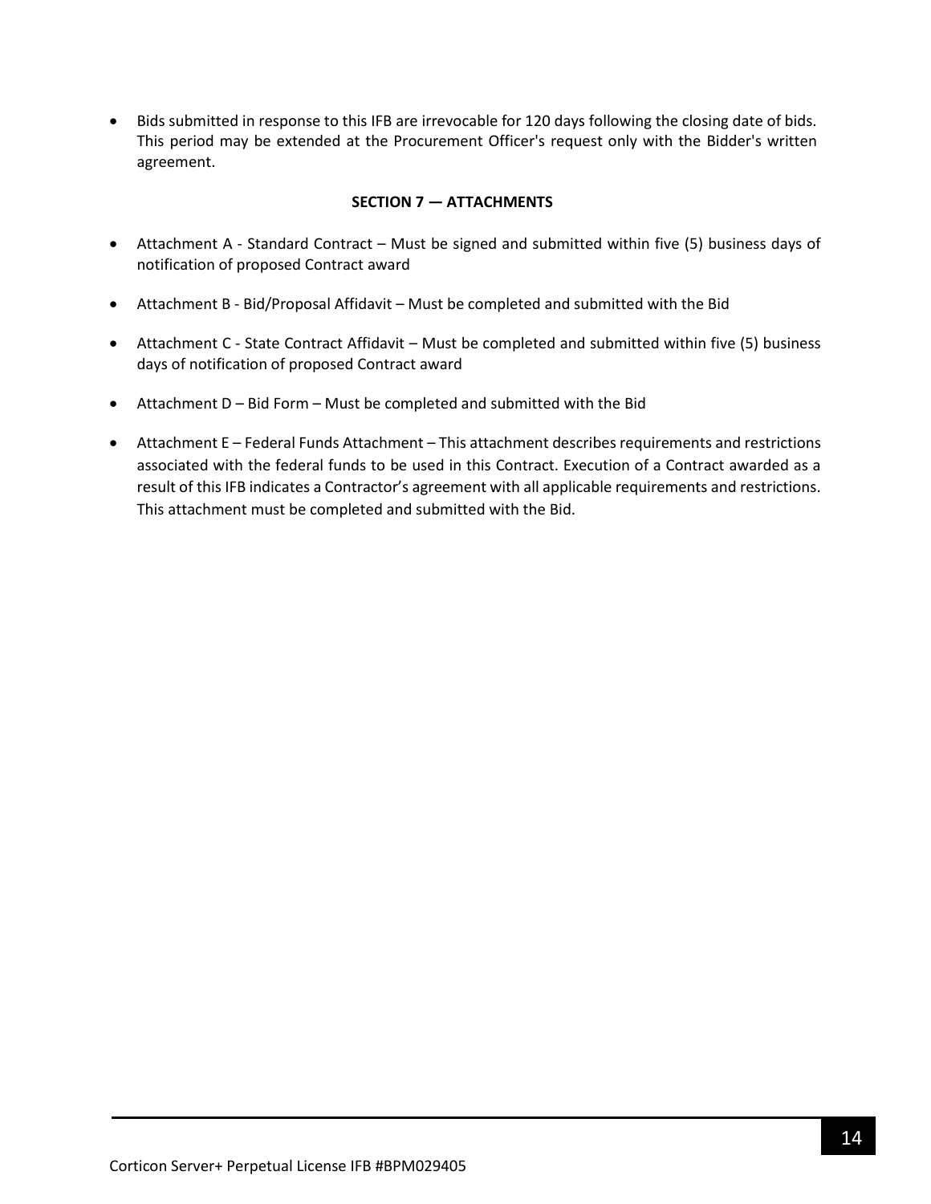- Bids submitted in response to this IFB are irrevocable for 120 days following the closing date of bids. This period may be extended at the Procurement Officer's request only with the Bidder's written agreement.

## SECTION 7 — ATTACHMENTS

- Attachment A - Standard Contract – Must be signed and submitted within five (5) business days of notification of proposed Contract award
- Attachment B - Bid/Proposal Affidavit – Must be completed and submitted with the Bid
- Attachment C - State Contract Affidavit – Must be completed and submitted within five (5) business days of notification of proposed Contract award
- Attachment D – Bid Form – Must be completed and submitted with the Bid
- Attachment E – Federal Funds Attachment – This attachment describes requirements and restrictions associated with the federal funds to be used in this Contract. Execution of a Contract awarded as a result of this IFB indicates a Contractor's agreement with all applicable requirements and restrictions. This attachment must be completed and submitted with the Bid.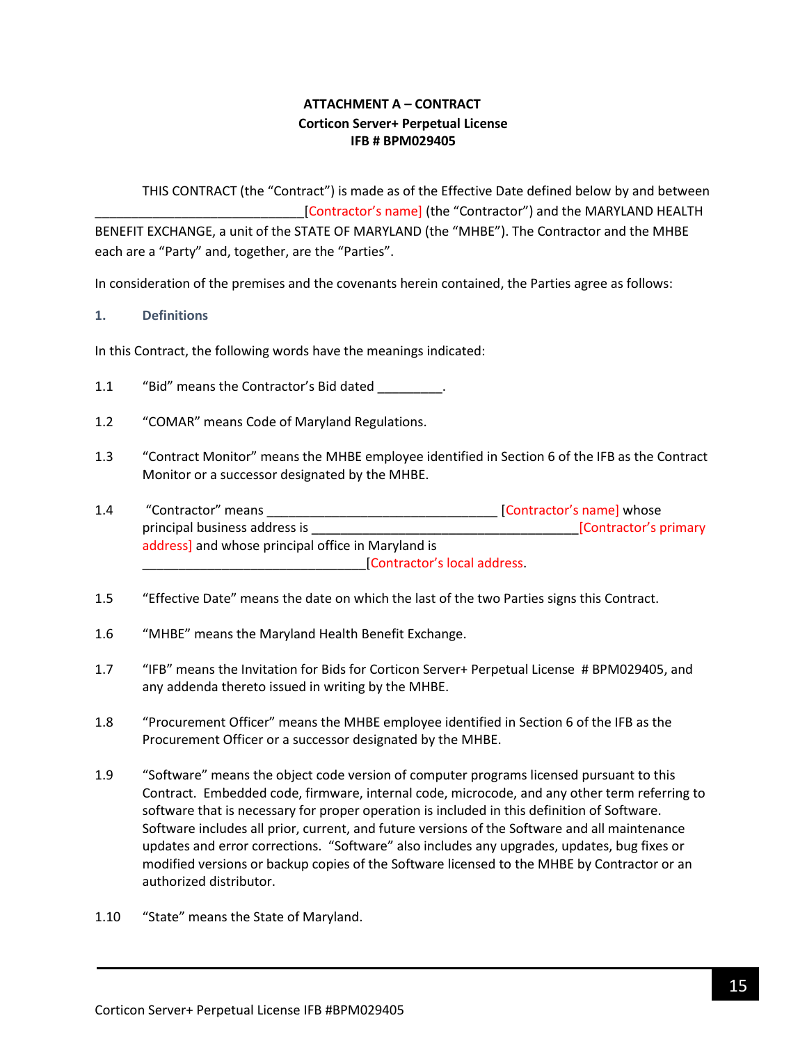**ATTACHMENT A – CONTRACT**
**Corticon Server+ Perpetual License**
**IFB # BPM029405**

THIS CONTRACT (the "Contract") is made as of the Effective Date defined below by and between _____________________________[Contractor's name] (the "Contractor") and the MARYLAND HEALTH BENEFIT EXCHANGE, a unit of the STATE OF MARYLAND (the "MHBE"). The Contractor and the MHBE each are a "Party" and, together, are the "Parties".

In consideration of the premises and the covenants herein contained, the Parties agree as follows:

## 1. Definitions

In this Contract, the following words have the meanings indicated:

1.1 "Bid" means the Contractor's Bid dated _________.

1.2 "COMAR" means Code of Maryland Regulations.

1.3 "Contract Monitor" means the MHBE employee identified in Section 6 of the IFB as the Contract Monitor or a successor designated by the MHBE.

1.4 "Contractor" means ________________________________ [Contractor's name] whose principal business address is ______________________________________[Contractor's primary address] and whose principal office in Maryland is _______________________________[Contractor's local address.

1.5 "Effective Date" means the date on which the last of the two Parties signs this Contract.

1.6 "MHBE" means the Maryland Health Benefit Exchange.

1.7 "IFB" means the Invitation for Bids for Corticon Server+ Perpetual License # BPM029405, and any addenda thereto issued in writing by the MHBE.

1.8 "Procurement Officer" means the MHBE employee identified in Section 6 of the IFB as the Procurement Officer or a successor designated by the MHBE.

1.9 "Software" means the object code version of computer programs licensed pursuant to this Contract. Embedded code, firmware, internal code, microcode, and any other term referring to software that is necessary for proper operation is included in this definition of Software. Software includes all prior, current, and future versions of the Software and all maintenance updates and error corrections. "Software" also includes any upgrades, updates, bug fixes or modified versions or backup copies of the Software licensed to the MHBE by Contractor or an authorized distributor.

1.10 "State" means the State of Maryland.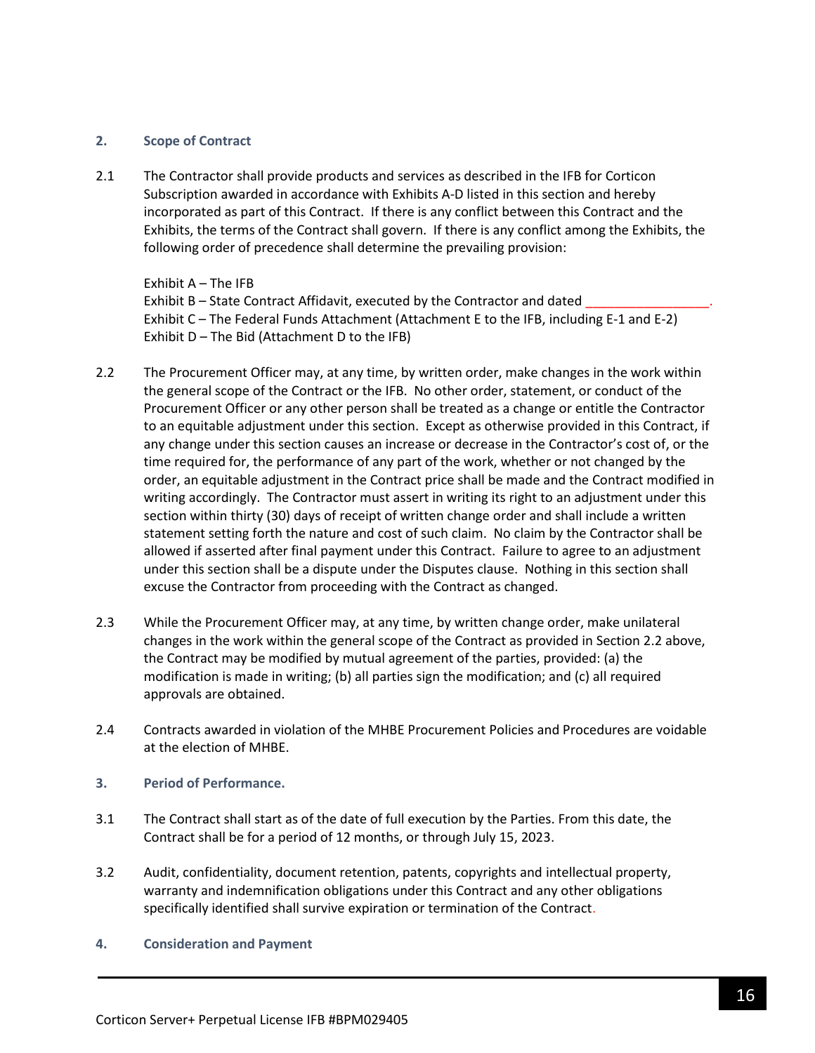## 2. Scope of Contract

2.1 The Contractor shall provide products and services as described in the IFB for Corticon Subscription awarded in accordance with Exhibits A-D listed in this section and hereby incorporated as part of this Contract. If there is any conflict between this Contract and the Exhibits, the terms of the Contract shall govern. If there is any conflict among the Exhibits, the following order of precedence shall determine the prevailing provision:

Exhibit A – The IFB
Exhibit B – State Contract Affidavit, executed by the Contractor and dated _________________.
Exhibit C – The Federal Funds Attachment (Attachment E to the IFB, including E-1 and E-2)
Exhibit D – The Bid (Attachment D to the IFB)

2.2 The Procurement Officer may, at any time, by written order, make changes in the work within the general scope of the Contract or the IFB. No other order, statement, or conduct of the Procurement Officer or any other person shall be treated as a change or entitle the Contractor to an equitable adjustment under this section. Except as otherwise provided in this Contract, if any change under this section causes an increase or decrease in the Contractor's cost of, or the time required for, the performance of any part of the work, whether or not changed by the order, an equitable adjustment in the Contract price shall be made and the Contract modified in writing accordingly. The Contractor must assert in writing its right to an adjustment under this section within thirty (30) days of receipt of written change order and shall include a written statement setting forth the nature and cost of such claim. No claim by the Contractor shall be allowed if asserted after final payment under this Contract. Failure to agree to an adjustment under this section shall be a dispute under the Disputes clause. Nothing in this section shall excuse the Contractor from proceeding with the Contract as changed.

2.3 While the Procurement Officer may, at any time, by written change order, make unilateral changes in the work within the general scope of the Contract as provided in Section 2.2 above, the Contract may be modified by mutual agreement of the parties, provided: (a) the modification is made in writing; (b) all parties sign the modification; and (c) all required approvals are obtained.

2.4 Contracts awarded in violation of the MHBE Procurement Policies and Procedures are voidable at the election of MHBE.

## 3. Period of Performance.

3.1 The Contract shall start as of the date of full execution by the Parties. From this date, the Contract shall be for a period of 12 months, or through July 15, 2023.

3.2 Audit, confidentiality, document retention, patents, copyrights and intellectual property, warranty and indemnification obligations under this Contract and any other obligations specifically identified shall survive expiration or termination of the Contract.

## 4. Consideration and Payment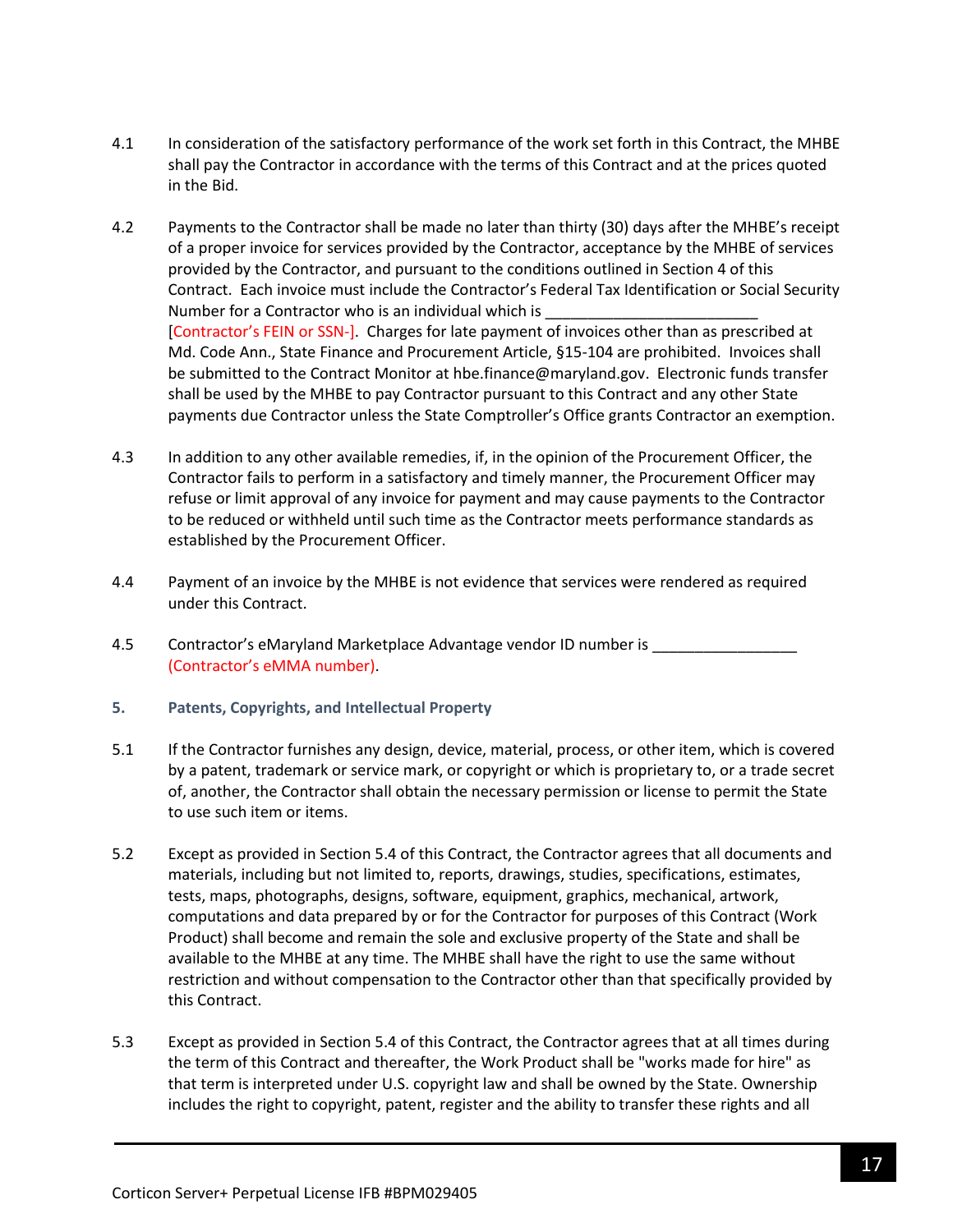4.1 In consideration of the satisfactory performance of the work set forth in this Contract, the MHBE shall pay the Contractor in accordance with the terms of this Contract and at the prices quoted in the Bid.

4.2 Payments to the Contractor shall be made no later than thirty (30) days after the MHBE's receipt of a proper invoice for services provided by the Contractor, acceptance by the MHBE of services provided by the Contractor, and pursuant to the conditions outlined in Section 4 of this Contract. Each invoice must include the Contractor's Federal Tax Identification or Social Security Number for a Contractor who is an individual which is _________________________ [Contractor's FEIN or SSN-]. Charges for late payment of invoices other than as prescribed at Md. Code Ann., State Finance and Procurement Article, §15-104 are prohibited. Invoices shall be submitted to the Contract Monitor at hbe.finance@maryland.gov. Electronic funds transfer shall be used by the MHBE to pay Contractor pursuant to this Contract and any other State payments due Contractor unless the State Comptroller's Office grants Contractor an exemption.

4.3 In addition to any other available remedies, if, in the opinion of the Procurement Officer, the Contractor fails to perform in a satisfactory and timely manner, the Procurement Officer may refuse or limit approval of any invoice for payment and may cause payments to the Contractor to be reduced or withheld until such time as the Contractor meets performance standards as established by the Procurement Officer.

4.4 Payment of an invoice by the MHBE is not evidence that services were rendered as required under this Contract.

4.5 Contractor's eMaryland Marketplace Advantage vendor ID number is _________________ (Contractor's eMMA number).

### 5. Patents, Copyrights, and Intellectual Property

5.1 If the Contractor furnishes any design, device, material, process, or other item, which is covered by a patent, trademark or service mark, or copyright or which is proprietary to, or a trade secret of, another, the Contractor shall obtain the necessary permission or license to permit the State to use such item or items.

5.2 Except as provided in Section 5.4 of this Contract, the Contractor agrees that all documents and materials, including but not limited to, reports, drawings, studies, specifications, estimates, tests, maps, photographs, designs, software, equipment, graphics, mechanical, artwork, computations and data prepared by or for the Contractor for purposes of this Contract (Work Product) shall become and remain the sole and exclusive property of the State and shall be available to the MHBE at any time. The MHBE shall have the right to use the same without restriction and without compensation to the Contractor other than that specifically provided by this Contract.

5.3 Except as provided in Section 5.4 of this Contract, the Contractor agrees that at all times during the term of this Contract and thereafter, the Work Product shall be "works made for hire" as that term is interpreted under U.S. copyright law and shall be owned by the State. Ownership includes the right to copyright, patent, register and the ability to transfer these rights and all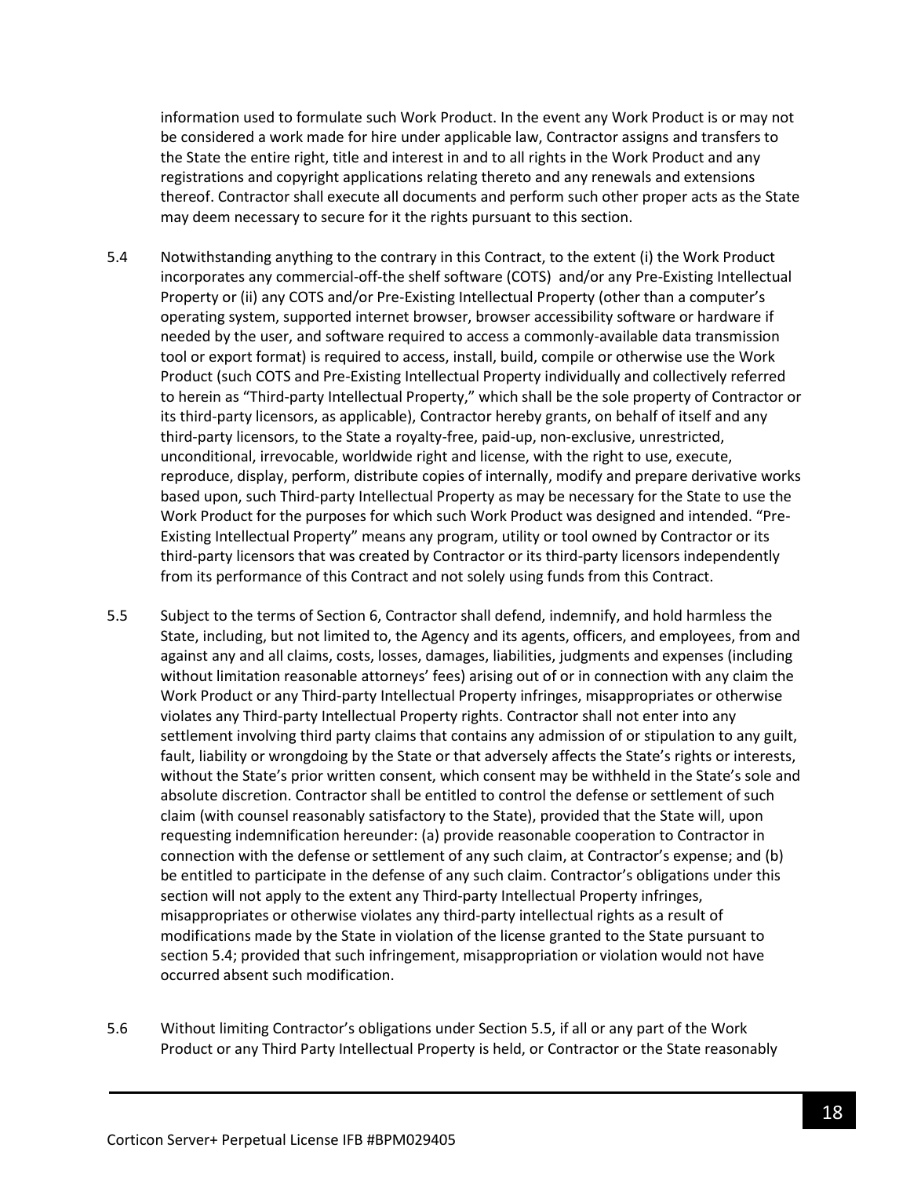information used to formulate such Work Product. In the event any Work Product is or may not be considered a work made for hire under applicable law, Contractor assigns and transfers to the State the entire right, title and interest in and to all rights in the Work Product and any registrations and copyright applications relating thereto and any renewals and extensions thereof. Contractor shall execute all documents and perform such other proper acts as the State may deem necessary to secure for it the rights pursuant to this section.

5.4 Notwithstanding anything to the contrary in this Contract, to the extent (i) the Work Product incorporates any commercial-off-the shelf software (COTS) and/or any Pre-Existing Intellectual Property or (ii) any COTS and/or Pre-Existing Intellectual Property (other than a computer's operating system, supported internet browser, browser accessibility software or hardware if needed by the user, and software required to access a commonly-available data transmission tool or export format) is required to access, install, build, compile or otherwise use the Work Product (such COTS and Pre-Existing Intellectual Property individually and collectively referred to herein as "Third-party Intellectual Property," which shall be the sole property of Contractor or its third-party licensors, as applicable), Contractor hereby grants, on behalf of itself and any third-party licensors, to the State a royalty-free, paid-up, non-exclusive, unrestricted, unconditional, irrevocable, worldwide right and license, with the right to use, execute, reproduce, display, perform, distribute copies of internally, modify and prepare derivative works based upon, such Third-party Intellectual Property as may be necessary for the State to use the Work Product for the purposes for which such Work Product was designed and intended. "Pre-Existing Intellectual Property" means any program, utility or tool owned by Contractor or its third-party licensors that was created by Contractor or its third-party licensors independently from its performance of this Contract and not solely using funds from this Contract.

5.5 Subject to the terms of Section 6, Contractor shall defend, indemnify, and hold harmless the State, including, but not limited to, the Agency and its agents, officers, and employees, from and against any and all claims, costs, losses, damages, liabilities, judgments and expenses (including without limitation reasonable attorneys' fees) arising out of or in connection with any claim the Work Product or any Third-party Intellectual Property infringes, misappropriates or otherwise violates any Third-party Intellectual Property rights. Contractor shall not enter into any settlement involving third party claims that contains any admission of or stipulation to any guilt, fault, liability or wrongdoing by the State or that adversely affects the State's rights or interests, without the State's prior written consent, which consent may be withheld in the State's sole and absolute discretion. Contractor shall be entitled to control the defense or settlement of such claim (with counsel reasonably satisfactory to the State), provided that the State will, upon requesting indemnification hereunder: (a) provide reasonable cooperation to Contractor in connection with the defense or settlement of any such claim, at Contractor's expense; and (b) be entitled to participate in the defense of any such claim. Contractor's obligations under this section will not apply to the extent any Third-party Intellectual Property infringes, misappropriates or otherwise violates any third-party intellectual rights as a result of modifications made by the State in violation of the license granted to the State pursuant to section 5.4; provided that such infringement, misappropriation or violation would not have occurred absent such modification.

5.6 Without limiting Contractor's obligations under Section 5.5, if all or any part of the Work Product or any Third Party Intellectual Property is held, or Contractor or the State reasonably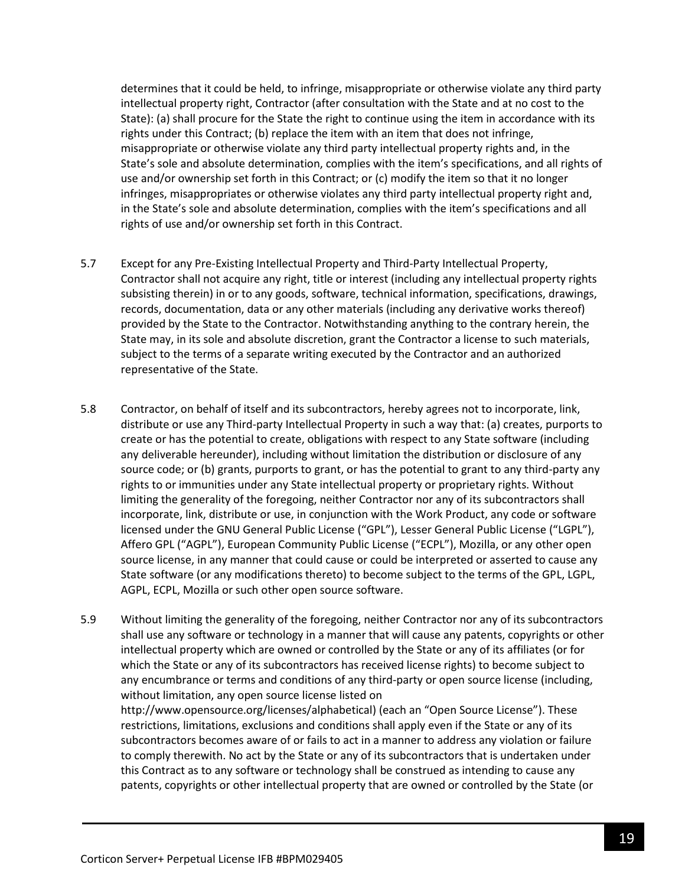determines that it could be held, to infringe, misappropriate or otherwise violate any third party intellectual property right, Contractor (after consultation with the State and at no cost to the State): (a) shall procure for the State the right to continue using the item in accordance with its rights under this Contract; (b) replace the item with an item that does not infringe, misappropriate or otherwise violate any third party intellectual property rights and, in the State's sole and absolute determination, complies with the item's specifications, and all rights of use and/or ownership set forth in this Contract; or (c) modify the item so that it no longer infringes, misappropriates or otherwise violates any third party intellectual property right and, in the State's sole and absolute determination, complies with the item's specifications and all rights of use and/or ownership set forth in this Contract.

5.7 Except for any Pre-Existing Intellectual Property and Third-Party Intellectual Property, Contractor shall not acquire any right, title or interest (including any intellectual property rights subsisting therein) in or to any goods, software, technical information, specifications, drawings, records, documentation, data or any other materials (including any derivative works thereof) provided by the State to the Contractor. Notwithstanding anything to the contrary herein, the State may, in its sole and absolute discretion, grant the Contractor a license to such materials, subject to the terms of a separate writing executed by the Contractor and an authorized representative of the State.

5.8 Contractor, on behalf of itself and its subcontractors, hereby agrees not to incorporate, link, distribute or use any Third-party Intellectual Property in such a way that: (a) creates, purports to create or has the potential to create, obligations with respect to any State software (including any deliverable hereunder), including without limitation the distribution or disclosure of any source code; or (b) grants, purports to grant, or has the potential to grant to any third-party any rights to or immunities under any State intellectual property or proprietary rights. Without limiting the generality of the foregoing, neither Contractor nor any of its subcontractors shall incorporate, link, distribute or use, in conjunction with the Work Product, any code or software licensed under the GNU General Public License ("GPL"), Lesser General Public License ("LGPL"), Affero GPL ("AGPL"), European Community Public License ("ECPL"), Mozilla, or any other open source license, in any manner that could cause or could be interpreted or asserted to cause any State software (or any modifications thereto) to become subject to the terms of the GPL, LGPL, AGPL, ECPL, Mozilla or such other open source software.

5.9 Without limiting the generality of the foregoing, neither Contractor nor any of its subcontractors shall use any software or technology in a manner that will cause any patents, copyrights or other intellectual property which are owned or controlled by the State or any of its affiliates (or for which the State or any of its subcontractors has received license rights) to become subject to any encumbrance or terms and conditions of any third-party or open source license (including, without limitation, any open source license listed on http://www.opensource.org/licenses/alphabetical) (each an "Open Source License"). These restrictions, limitations, exclusions and conditions shall apply even if the State or any of its subcontractors becomes aware of or fails to act in a manner to address any violation or failure to comply therewith. No act by the State or any of its subcontractors that is undertaken under this Contract as to any software or technology shall be construed as intending to cause any patents, copyrights or other intellectual property that are owned or controlled by the State (or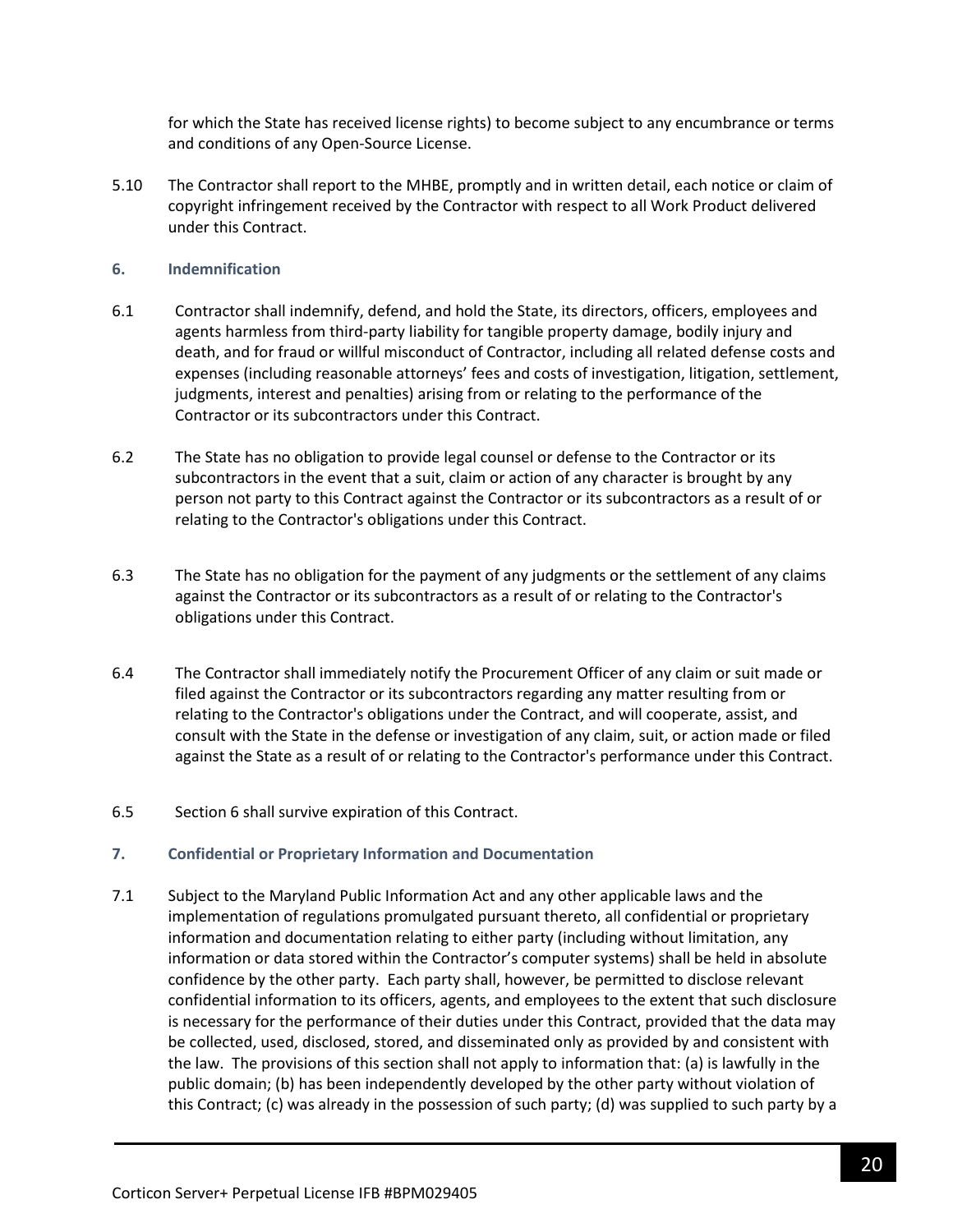for which the State has received license rights) to become subject to any encumbrance or terms and conditions of any Open-Source License.

5.10 The Contractor shall report to the MHBE, promptly and in written detail, each notice or claim of copyright infringement received by the Contractor with respect to all Work Product delivered under this Contract.

## 6. Indemnification

6.1 Contractor shall indemnify, defend, and hold the State, its directors, officers, employees and agents harmless from third-party liability for tangible property damage, bodily injury and death, and for fraud or willful misconduct of Contractor, including all related defense costs and expenses (including reasonable attorneys' fees and costs of investigation, litigation, settlement, judgments, interest and penalties) arising from or relating to the performance of the Contractor or its subcontractors under this Contract.

6.2 The State has no obligation to provide legal counsel or defense to the Contractor or its subcontractors in the event that a suit, claim or action of any character is brought by any person not party to this Contract against the Contractor or its subcontractors as a result of or relating to the Contractor's obligations under this Contract.

6.3 The State has no obligation for the payment of any judgments or the settlement of any claims against the Contractor or its subcontractors as a result of or relating to the Contractor's obligations under this Contract.

6.4 The Contractor shall immediately notify the Procurement Officer of any claim or suit made or filed against the Contractor or its subcontractors regarding any matter resulting from or relating to the Contractor's obligations under the Contract, and will cooperate, assist, and consult with the State in the defense or investigation of any claim, suit, or action made or filed against the State as a result of or relating to the Contractor's performance under this Contract.

6.5 Section 6 shall survive expiration of this Contract.

## 7. Confidential or Proprietary Information and Documentation

7.1 Subject to the Maryland Public Information Act and any other applicable laws and the implementation of regulations promulgated pursuant thereto, all confidential or proprietary information and documentation relating to either party (including without limitation, any information or data stored within the Contractor's computer systems) shall be held in absolute confidence by the other party. Each party shall, however, be permitted to disclose relevant confidential information to its officers, agents, and employees to the extent that such disclosure is necessary for the performance of their duties under this Contract, provided that the data may be collected, used, disclosed, stored, and disseminated only as provided by and consistent with the law. The provisions of this section shall not apply to information that: (a) is lawfully in the public domain; (b) has been independently developed by the other party without violation of this Contract; (c) was already in the possession of such party; (d) was supplied to such party by a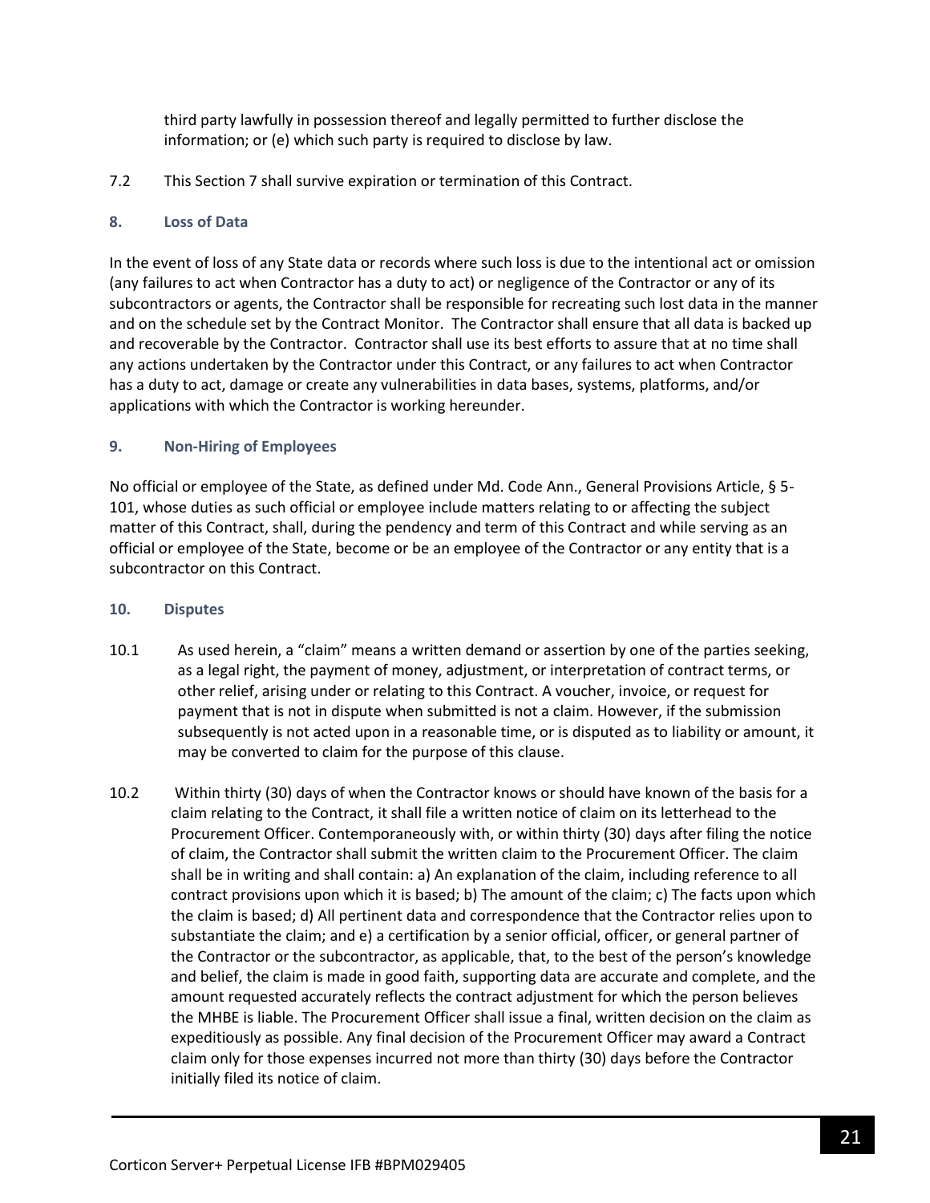third party lawfully in possession thereof and legally permitted to further disclose the information; or (e) which such party is required to disclose by law.

7.2 This Section 7 shall survive expiration or termination of this Contract.

### 8. Loss of Data

In the event of loss of any State data or records where such loss is due to the intentional act or omission (any failures to act when Contractor has a duty to act) or negligence of the Contractor or any of its subcontractors or agents, the Contractor shall be responsible for recreating such lost data in the manner and on the schedule set by the Contract Monitor. The Contractor shall ensure that all data is backed up and recoverable by the Contractor. Contractor shall use its best efforts to assure that at no time shall any actions undertaken by the Contractor under this Contract, or any failures to act when Contractor has a duty to act, damage or create any vulnerabilities in data bases, systems, platforms, and/or applications with which the Contractor is working hereunder.

### 9. Non-Hiring of Employees

No official or employee of the State, as defined under Md. Code Ann., General Provisions Article, § 5-101, whose duties as such official or employee include matters relating to or affecting the subject matter of this Contract, shall, during the pendency and term of this Contract and while serving as an official or employee of the State, become or be an employee of the Contractor or any entity that is a subcontractor on this Contract.

### 10. Disputes

10.1 As used herein, a "claim" means a written demand or assertion by one of the parties seeking, as a legal right, the payment of money, adjustment, or interpretation of contract terms, or other relief, arising under or relating to this Contract. A voucher, invoice, or request for payment that is not in dispute when submitted is not a claim. However, if the submission subsequently is not acted upon in a reasonable time, or is disputed as to liability or amount, it may be converted to claim for the purpose of this clause.

10.2 Within thirty (30) days of when the Contractor knows or should have known of the basis for a claim relating to the Contract, it shall file a written notice of claim on its letterhead to the Procurement Officer. Contemporaneously with, or within thirty (30) days after filing the notice of claim, the Contractor shall submit the written claim to the Procurement Officer. The claim shall be in writing and shall contain: a) An explanation of the claim, including reference to all contract provisions upon which it is based; b) The amount of the claim; c) The facts upon which the claim is based; d) All pertinent data and correspondence that the Contractor relies upon to substantiate the claim; and e) a certification by a senior official, officer, or general partner of the Contractor or the subcontractor, as applicable, that, to the best of the person's knowledge and belief, the claim is made in good faith, supporting data are accurate and complete, and the amount requested accurately reflects the contract adjustment for which the person believes the MHBE is liable. The Procurement Officer shall issue a final, written decision on the claim as expeditiously as possible. Any final decision of the Procurement Officer may award a Contract claim only for those expenses incurred not more than thirty (30) days before the Contractor initially filed its notice of claim.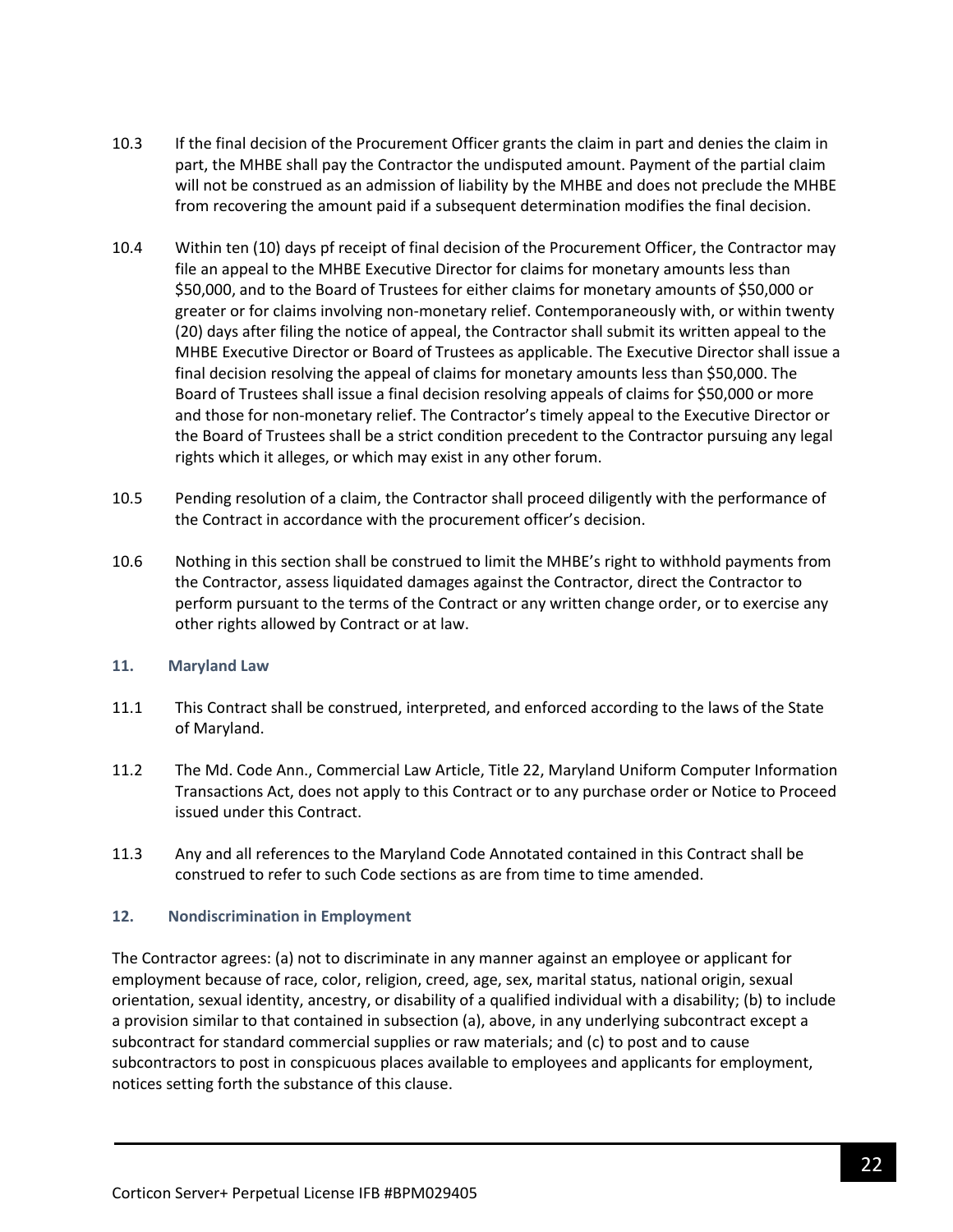10.3 If the final decision of the Procurement Officer grants the claim in part and denies the claim in part, the MHBE shall pay the Contractor the undisputed amount. Payment of the partial claim will not be construed as an admission of liability by the MHBE and does not preclude the MHBE from recovering the amount paid if a subsequent determination modifies the final decision.

10.4 Within ten (10) days pf receipt of final decision of the Procurement Officer, the Contractor may file an appeal to the MHBE Executive Director for claims for monetary amounts less than $50,000, and to the Board of Trustees for either claims for monetary amounts of $50,000 or greater or for claims involving non-monetary relief. Contemporaneously with, or within twenty (20) days after filing the notice of appeal, the Contractor shall submit its written appeal to the MHBE Executive Director or Board of Trustees as applicable. The Executive Director shall issue a final decision resolving the appeal of claims for monetary amounts less than $50,000. The Board of Trustees shall issue a final decision resolving appeals of claims for $50,000 or more and those for non-monetary relief. The Contractor's timely appeal to the Executive Director or the Board of Trustees shall be a strict condition precedent to the Contractor pursuing any legal rights which it alleges, or which may exist in any other forum.

10.5 Pending resolution of a claim, the Contractor shall proceed diligently with the performance of the Contract in accordance with the procurement officer's decision.

10.6 Nothing in this section shall be construed to limit the MHBE's right to withhold payments from the Contractor, assess liquidated damages against the Contractor, direct the Contractor to perform pursuant to the terms of the Contract or any written change order, or to exercise any other rights allowed by Contract or at law.

### 11. Maryland Law

11.1 This Contract shall be construed, interpreted, and enforced according to the laws of the State of Maryland.

11.2 The Md. Code Ann., Commercial Law Article, Title 22, Maryland Uniform Computer Information Transactions Act, does not apply to this Contract or to any purchase order or Notice to Proceed issued under this Contract.

11.3 Any and all references to the Maryland Code Annotated contained in this Contract shall be construed to refer to such Code sections as are from time to time amended.

### 12. Nondiscrimination in Employment

The Contractor agrees: (a) not to discriminate in any manner against an employee or applicant for employment because of race, color, religion, creed, age, sex, marital status, national origin, sexual orientation, sexual identity, ancestry, or disability of a qualified individual with a disability; (b) to include a provision similar to that contained in subsection (a), above, in any underlying subcontract except a subcontract for standard commercial supplies or raw materials; and (c) to post and to cause subcontractors to post in conspicuous places available to employees and applicants for employment, notices setting forth the substance of this clause.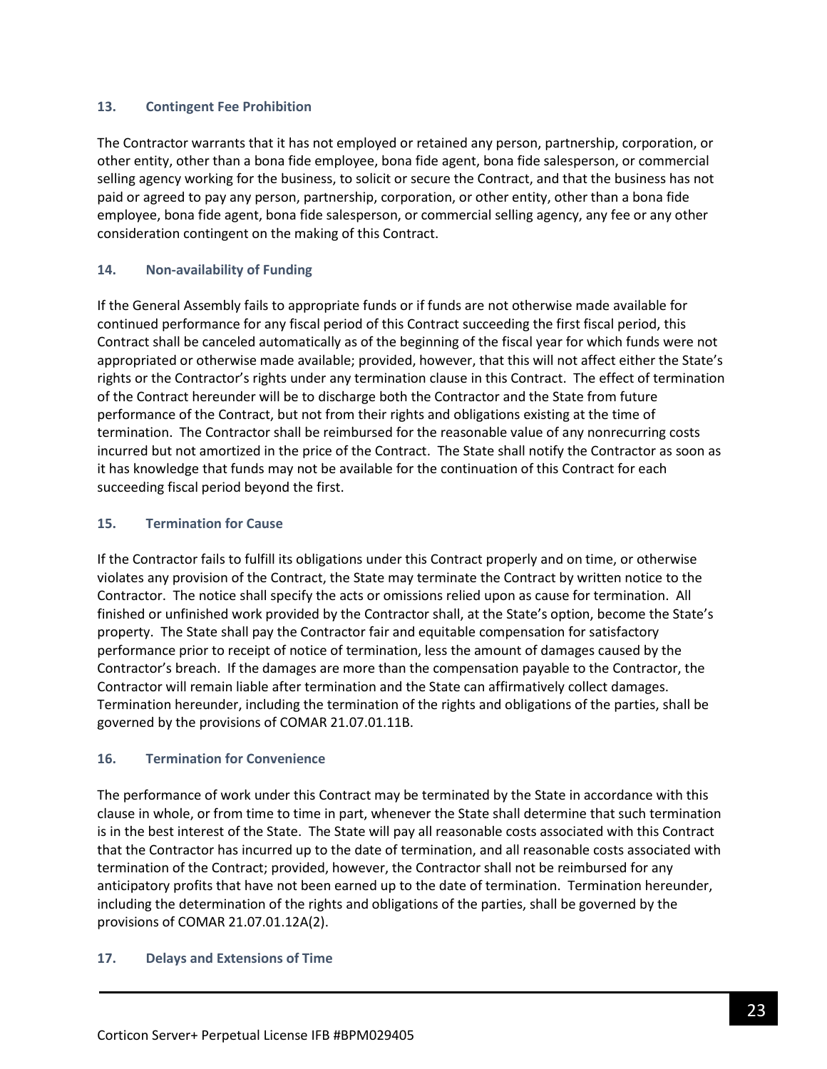### 13. Contingent Fee Prohibition

The Contractor warrants that it has not employed or retained any person, partnership, corporation, or other entity, other than a bona fide employee, bona fide agent, bona fide salesperson, or commercial selling agency working for the business, to solicit or secure the Contract, and that the business has not paid or agreed to pay any person, partnership, corporation, or other entity, other than a bona fide employee, bona fide agent, bona fide salesperson, or commercial selling agency, any fee or any other consideration contingent on the making of this Contract.

### 14. Non-availability of Funding

If the General Assembly fails to appropriate funds or if funds are not otherwise made available for continued performance for any fiscal period of this Contract succeeding the first fiscal period, this Contract shall be canceled automatically as of the beginning of the fiscal year for which funds were not appropriated or otherwise made available; provided, however, that this will not affect either the State's rights or the Contractor's rights under any termination clause in this Contract. The effect of termination of the Contract hereunder will be to discharge both the Contractor and the State from future performance of the Contract, but not from their rights and obligations existing at the time of termination. The Contractor shall be reimbursed for the reasonable value of any nonrecurring costs incurred but not amortized in the price of the Contract. The State shall notify the Contractor as soon as it has knowledge that funds may not be available for the continuation of this Contract for each succeeding fiscal period beyond the first.

### 15. Termination for Cause

If the Contractor fails to fulfill its obligations under this Contract properly and on time, or otherwise violates any provision of the Contract, the State may terminate the Contract by written notice to the Contractor. The notice shall specify the acts or omissions relied upon as cause for termination. All finished or unfinished work provided by the Contractor shall, at the State's option, become the State's property. The State shall pay the Contractor fair and equitable compensation for satisfactory performance prior to receipt of notice of termination, less the amount of damages caused by the Contractor's breach. If the damages are more than the compensation payable to the Contractor, the Contractor will remain liable after termination and the State can affirmatively collect damages. Termination hereunder, including the termination of the rights and obligations of the parties, shall be governed by the provisions of COMAR 21.07.01.11B.

### 16. Termination for Convenience

The performance of work under this Contract may be terminated by the State in accordance with this clause in whole, or from time to time in part, whenever the State shall determine that such termination is in the best interest of the State. The State will pay all reasonable costs associated with this Contract that the Contractor has incurred up to the date of termination, and all reasonable costs associated with termination of the Contract; provided, however, the Contractor shall not be reimbursed for any anticipatory profits that have not been earned up to the date of termination. Termination hereunder, including the determination of the rights and obligations of the parties, shall be governed by the provisions of COMAR 21.07.01.12A(2).

### 17. Delays and Extensions of Time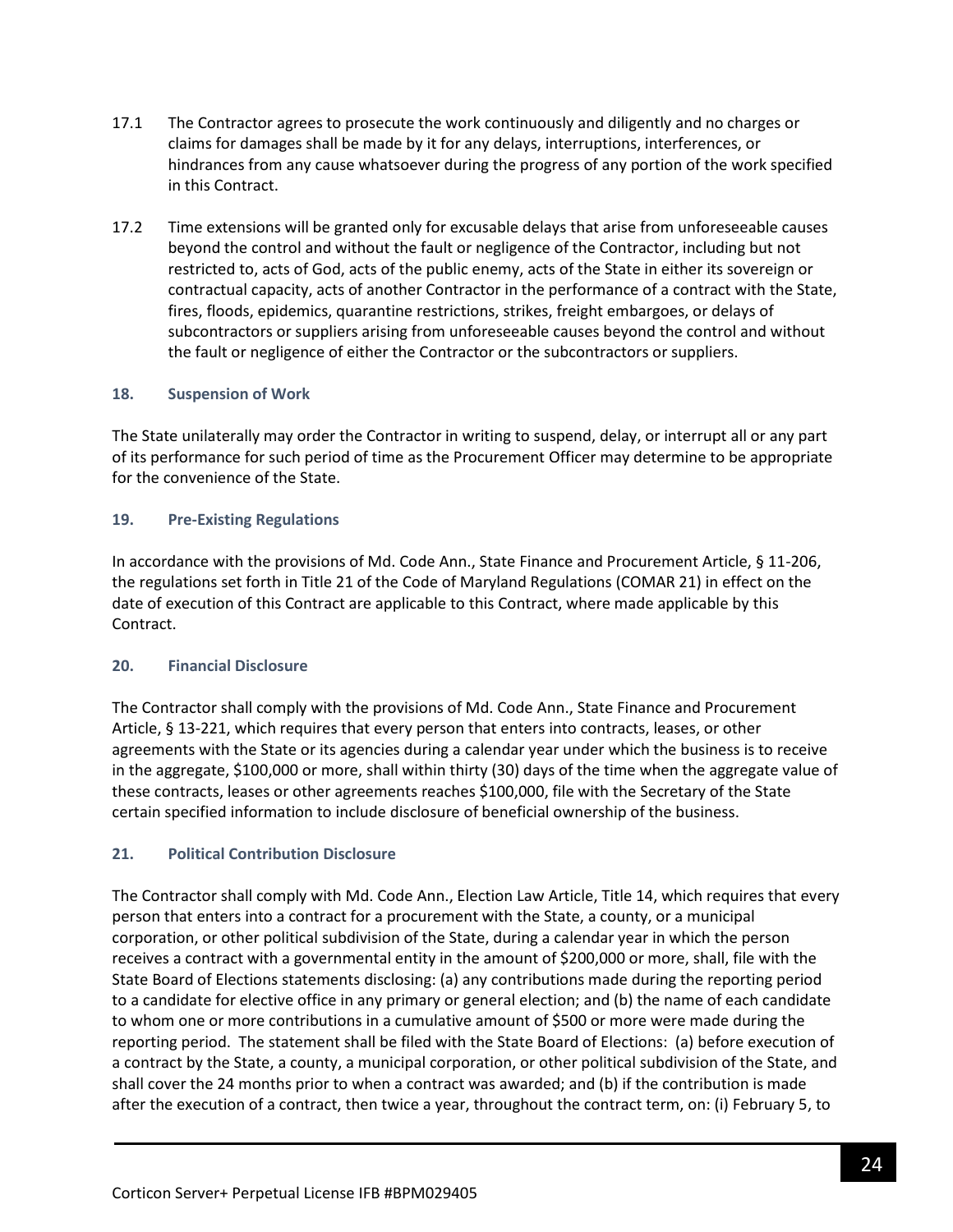17.1 The Contractor agrees to prosecute the work continuously and diligently and no charges or claims for damages shall be made by it for any delays, interruptions, interferences, or hindrances from any cause whatsoever during the progress of any portion of the work specified in this Contract.

17.2 Time extensions will be granted only for excusable delays that arise from unforeseeable causes beyond the control and without the fault or negligence of the Contractor, including but not restricted to, acts of God, acts of the public enemy, acts of the State in either its sovereign or contractual capacity, acts of another Contractor in the performance of a contract with the State, fires, floods, epidemics, quarantine restrictions, strikes, freight embargoes, or delays of subcontractors or suppliers arising from unforeseeable causes beyond the control and without the fault or negligence of either the Contractor or the subcontractors or suppliers.

### 18. Suspension of Work

The State unilaterally may order the Contractor in writing to suspend, delay, or interrupt all or any part of its performance for such period of time as the Procurement Officer may determine to be appropriate for the convenience of the State.

### 19. Pre-Existing Regulations

In accordance with the provisions of Md. Code Ann., State Finance and Procurement Article, § 11-206, the regulations set forth in Title 21 of the Code of Maryland Regulations (COMAR 21) in effect on the date of execution of this Contract are applicable to this Contract, where made applicable by this Contract.

### 20. Financial Disclosure

The Contractor shall comply with the provisions of Md. Code Ann., State Finance and Procurement Article, § 13-221, which requires that every person that enters into contracts, leases, or other agreements with the State or its agencies during a calendar year under which the business is to receive in the aggregate, $100,000 or more, shall within thirty (30) days of the time when the aggregate value of these contracts, leases or other agreements reaches $100,000, file with the Secretary of the State certain specified information to include disclosure of beneficial ownership of the business.

### 21. Political Contribution Disclosure

The Contractor shall comply with Md. Code Ann., Election Law Article, Title 14, which requires that every person that enters into a contract for a procurement with the State, a county, or a municipal corporation, or other political subdivision of the State, during a calendar year in which the person receives a contract with a governmental entity in the amount of $200,000 or more, shall, file with the State Board of Elections statements disclosing: (a) any contributions made during the reporting period to a candidate for elective office in any primary or general election; and (b) the name of each candidate to whom one or more contributions in a cumulative amount of $500 or more were made during the reporting period. The statement shall be filed with the State Board of Elections: (a) before execution of a contract by the State, a county, a municipal corporation, or other political subdivision of the State, and shall cover the 24 months prior to when a contract was awarded; and (b) if the contribution is made after the execution of a contract, then twice a year, throughout the contract term, on: (i) February 5, to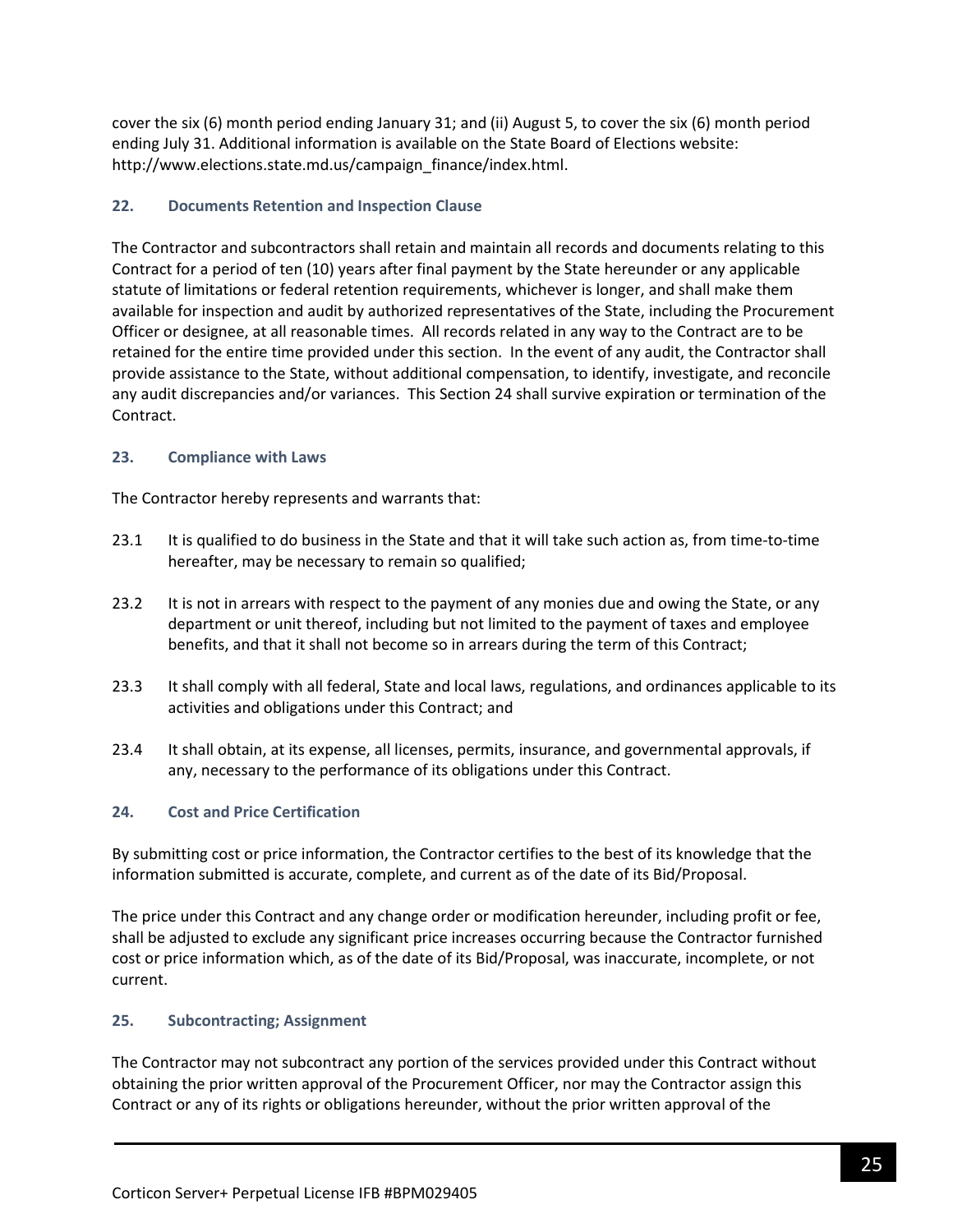cover the six (6) month period ending January 31; and (ii) August 5, to cover the six (6) month period ending July 31. Additional information is available on the State Board of Elections website: http://www.elections.state.md.us/campaign_finance/index.html.

### 22. Documents Retention and Inspection Clause

The Contractor and subcontractors shall retain and maintain all records and documents relating to this Contract for a period of ten (10) years after final payment by the State hereunder or any applicable statute of limitations or federal retention requirements, whichever is longer, and shall make them available for inspection and audit by authorized representatives of the State, including the Procurement Officer or designee, at all reasonable times. All records related in any way to the Contract are to be retained for the entire time provided under this section. In the event of any audit, the Contractor shall provide assistance to the State, without additional compensation, to identify, investigate, and reconcile any audit discrepancies and/or variances. This Section 24 shall survive expiration or termination of the Contract.

### 23. Compliance with Laws

The Contractor hereby represents and warrants that:

23.1 It is qualified to do business in the State and that it will take such action as, from time-to-time hereafter, may be necessary to remain so qualified;

23.2 It is not in arrears with respect to the payment of any monies due and owing the State, or any department or unit thereof, including but not limited to the payment of taxes and employee benefits, and that it shall not become so in arrears during the term of this Contract;

23.3 It shall comply with all federal, State and local laws, regulations, and ordinances applicable to its activities and obligations under this Contract; and

23.4 It shall obtain, at its expense, all licenses, permits, insurance, and governmental approvals, if any, necessary to the performance of its obligations under this Contract.

### 24. Cost and Price Certification

By submitting cost or price information, the Contractor certifies to the best of its knowledge that the information submitted is accurate, complete, and current as of the date of its Bid/Proposal.

The price under this Contract and any change order or modification hereunder, including profit or fee, shall be adjusted to exclude any significant price increases occurring because the Contractor furnished cost or price information which, as of the date of its Bid/Proposal, was inaccurate, incomplete, or not current.

### 25. Subcontracting; Assignment

The Contractor may not subcontract any portion of the services provided under this Contract without obtaining the prior written approval of the Procurement Officer, nor may the Contractor assign this Contract or any of its rights or obligations hereunder, without the prior written approval of the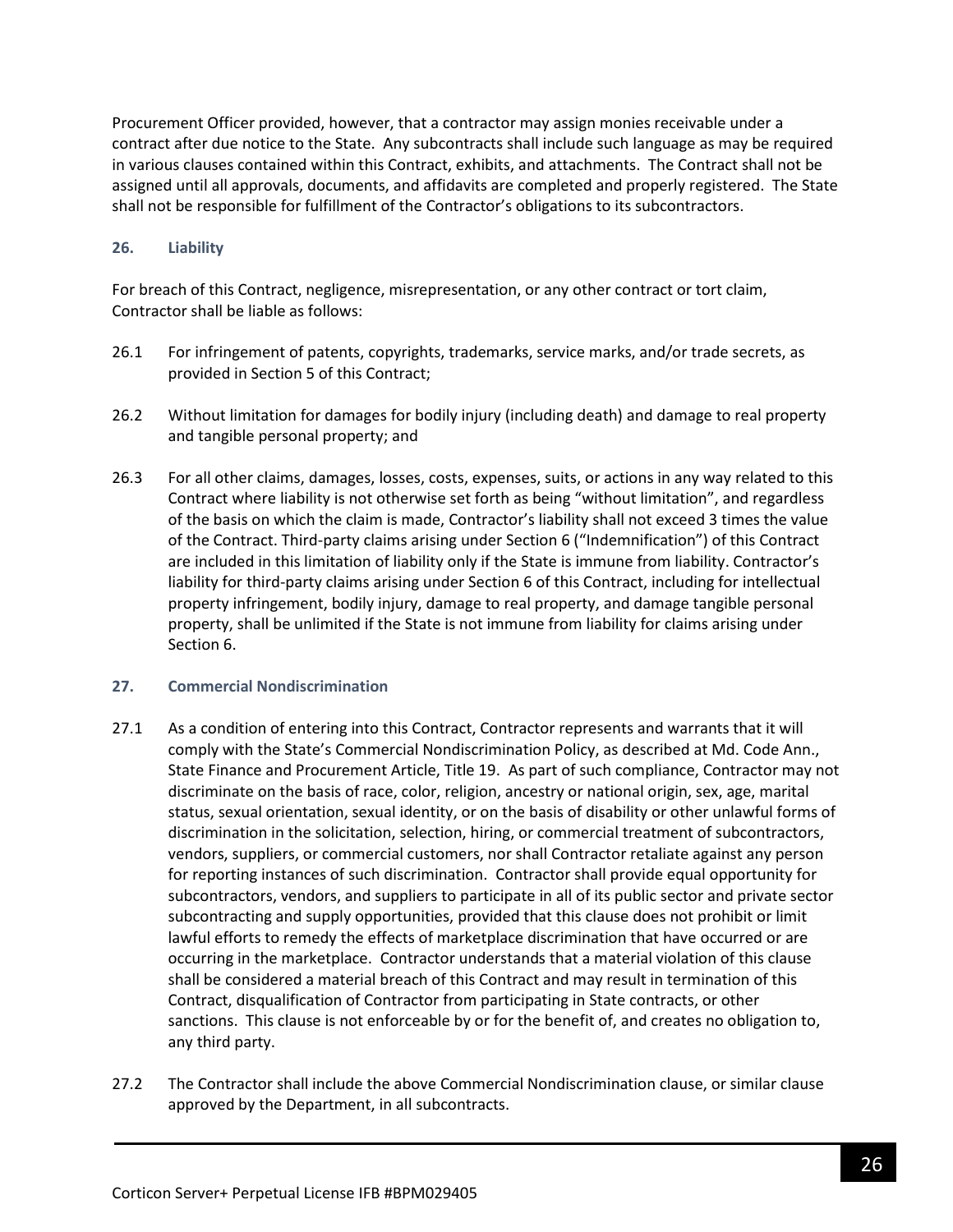Procurement Officer provided, however, that a contractor may assign monies receivable under a contract after due notice to the State. Any subcontracts shall include such language as may be required in various clauses contained within this Contract, exhibits, and attachments. The Contract shall not be assigned until all approvals, documents, and affidavits are completed and properly registered. The State shall not be responsible for fulfillment of the Contractor's obligations to its subcontractors.

### 26. Liability

For breach of this Contract, negligence, misrepresentation, or any other contract or tort claim, Contractor shall be liable as follows:

26.1 For infringement of patents, copyrights, trademarks, service marks, and/or trade secrets, as provided in Section 5 of this Contract;

26.2 Without limitation for damages for bodily injury (including death) and damage to real property and tangible personal property; and

26.3 For all other claims, damages, losses, costs, expenses, suits, or actions in any way related to this Contract where liability is not otherwise set forth as being "without limitation", and regardless of the basis on which the claim is made, Contractor's liability shall not exceed 3 times the value of the Contract. Third-party claims arising under Section 6 ("Indemnification") of this Contract are included in this limitation of liability only if the State is immune from liability. Contractor's liability for third-party claims arising under Section 6 of this Contract, including for intellectual property infringement, bodily injury, damage to real property, and damage tangible personal property, shall be unlimited if the State is not immune from liability for claims arising under Section 6.

### 27. Commercial Nondiscrimination

27.1 As a condition of entering into this Contract, Contractor represents and warrants that it will comply with the State's Commercial Nondiscrimination Policy, as described at Md. Code Ann., State Finance and Procurement Article, Title 19. As part of such compliance, Contractor may not discriminate on the basis of race, color, religion, ancestry or national origin, sex, age, marital status, sexual orientation, sexual identity, or on the basis of disability or other unlawful forms of discrimination in the solicitation, selection, hiring, or commercial treatment of subcontractors, vendors, suppliers, or commercial customers, nor shall Contractor retaliate against any person for reporting instances of such discrimination. Contractor shall provide equal opportunity for subcontractors, vendors, and suppliers to participate in all of its public sector and private sector subcontracting and supply opportunities, provided that this clause does not prohibit or limit lawful efforts to remedy the effects of marketplace discrimination that have occurred or are occurring in the marketplace. Contractor understands that a material violation of this clause shall be considered a material breach of this Contract and may result in termination of this Contract, disqualification of Contractor from participating in State contracts, or other sanctions. This clause is not enforceable by or for the benefit of, and creates no obligation to, any third party.

27.2 The Contractor shall include the above Commercial Nondiscrimination clause, or similar clause approved by the Department, in all subcontracts.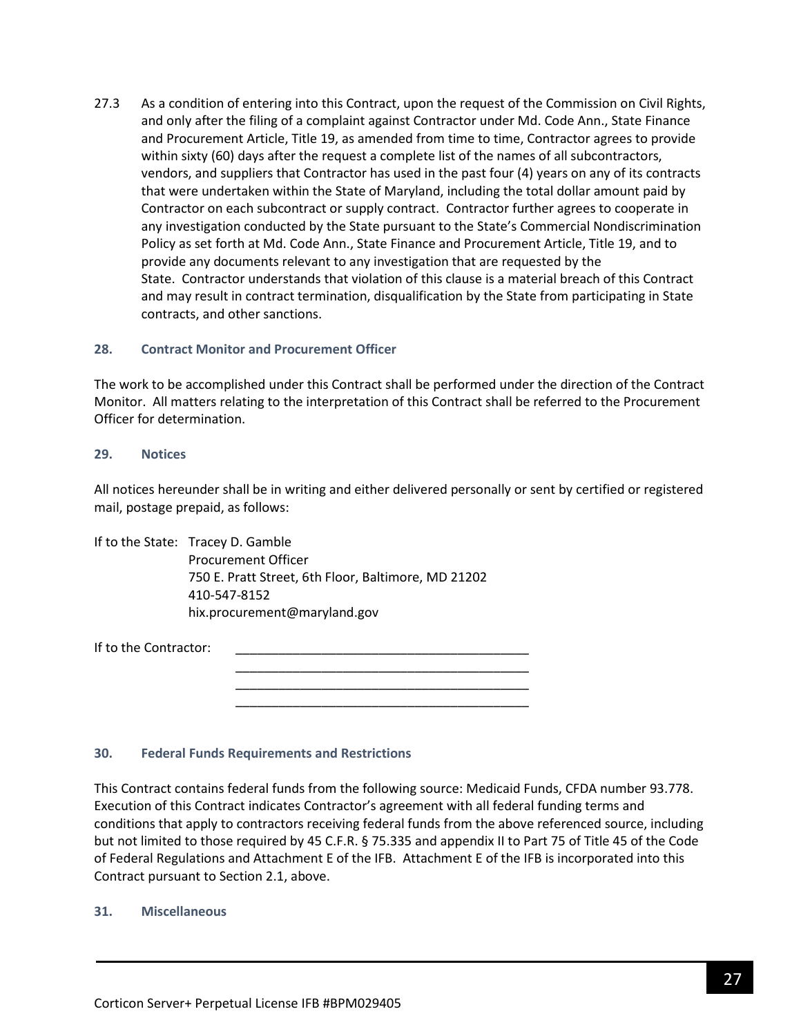27.3 As a condition of entering into this Contract, upon the request of the Commission on Civil Rights, and only after the filing of a complaint against Contractor under Md. Code Ann., State Finance and Procurement Article, Title 19, as amended from time to time, Contractor agrees to provide within sixty (60) days after the request a complete list of the names of all subcontractors, vendors, and suppliers that Contractor has used in the past four (4) years on any of its contracts that were undertaken within the State of Maryland, including the total dollar amount paid by Contractor on each subcontract or supply contract. Contractor further agrees to cooperate in any investigation conducted by the State pursuant to the State's Commercial Nondiscrimination Policy as set forth at Md. Code Ann., State Finance and Procurement Article, Title 19, and to provide any documents relevant to any investigation that are requested by the State. Contractor understands that violation of this clause is a material breach of this Contract and may result in contract termination, disqualification by the State from participating in State contracts, and other sanctions.

### 28. Contract Monitor and Procurement Officer

The work to be accomplished under this Contract shall be performed under the direction of the Contract Monitor. All matters relating to the interpretation of this Contract shall be referred to the Procurement Officer for determination.

### 29. Notices

All notices hereunder shall be in writing and either delivered personally or sent by certified or registered mail, postage prepaid, as follows:

If to the State: Tracey D. Gamble
Procurement Officer
750 E. Pratt Street, 6th Floor, Baltimore, MD 21202
410-547-8152
hix.procurement@maryland.gov

If to the Contractor: __________________________________________
__________________________________________
__________________________________________
__________________________________________

### 30. Federal Funds Requirements and Restrictions

This Contract contains federal funds from the following source: Medicaid Funds, CFDA number 93.778. Execution of this Contract indicates Contractor's agreement with all federal funding terms and conditions that apply to contractors receiving federal funds from the above referenced source, including but not limited to those required by 45 C.F.R. § 75.335 and appendix II to Part 75 of Title 45 of the Code of Federal Regulations and Attachment E of the IFB. Attachment E of the IFB is incorporated into this Contract pursuant to Section 2.1, above.

### 31. Miscellaneous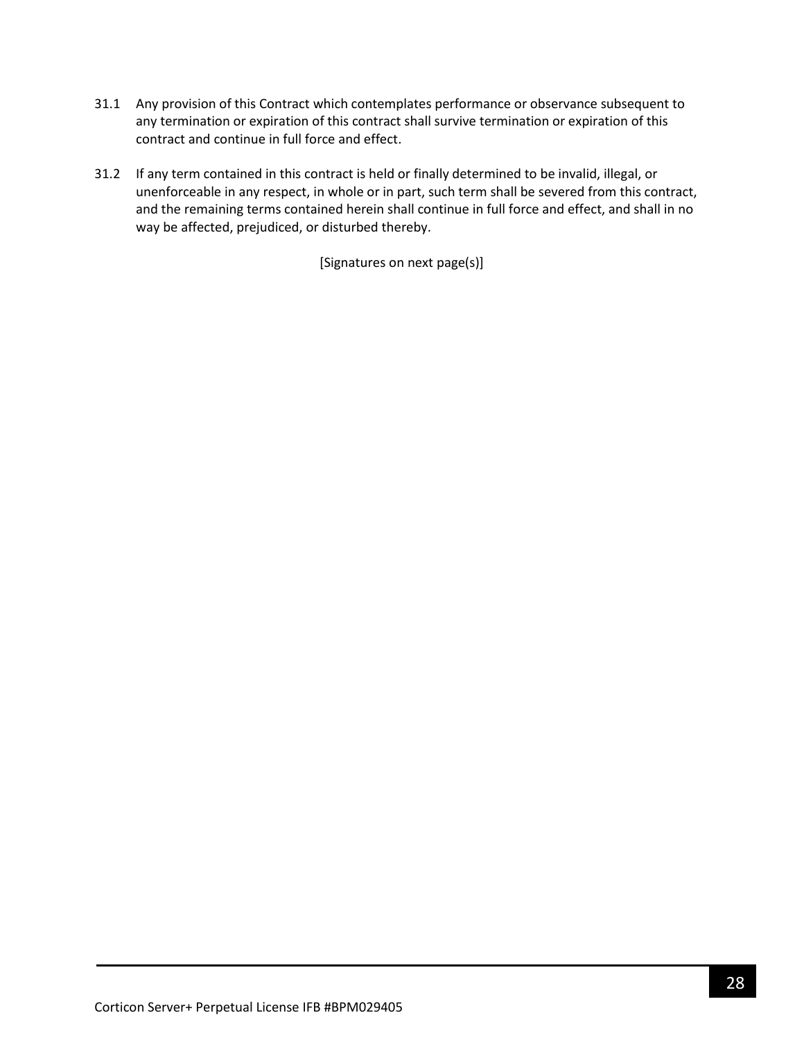31.1 Any provision of this Contract which contemplates performance or observance subsequent to any termination or expiration of this contract shall survive termination or expiration of this contract and continue in full force and effect.

31.2 If any term contained in this contract is held or finally determined to be invalid, illegal, or unenforceable in any respect, in whole or in part, such term shall be severed from this contract, and the remaining terms contained herein shall continue in full force and effect, and shall in no way be affected, prejudiced, or disturbed thereby.

[Signatures on next page(s)]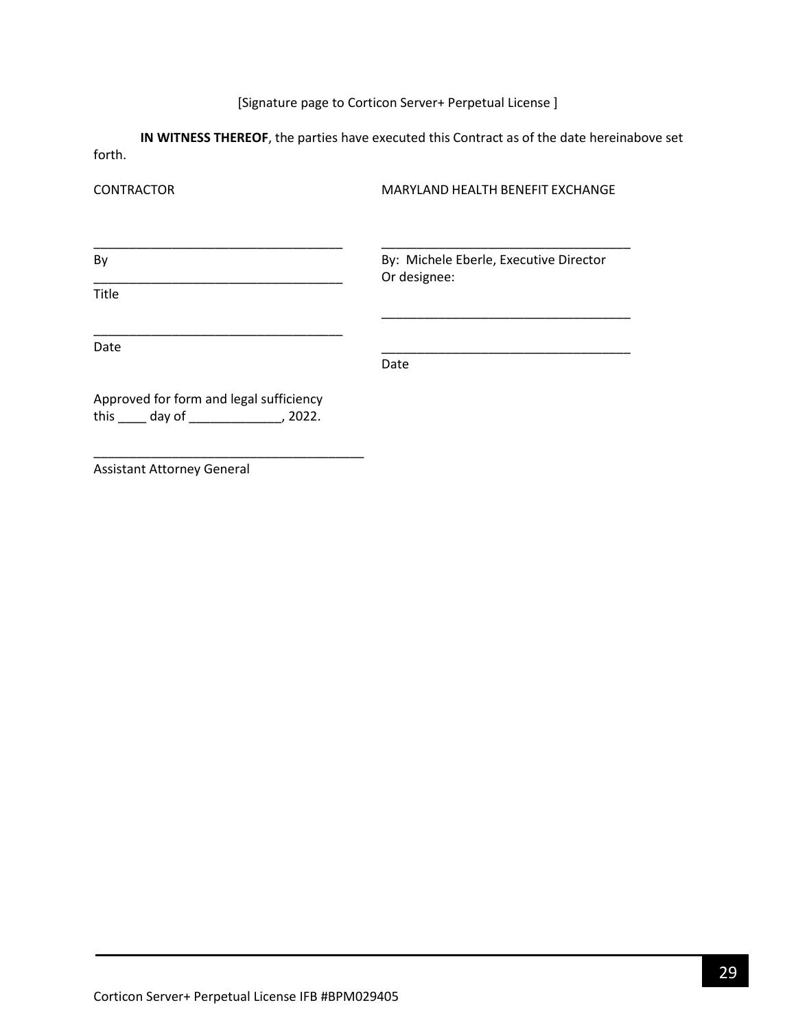[Signature page to Corticon Server+ Perpetual License ]

**IN WITNESS THEREOF**, the parties have executed this Contract as of the date hereinabove set forth.

CONTRACTOR

\_\_\_\_\_\_\_\_\_\_\_\_\_\_\_\_\_\_\_\_\_\_\_\_\_\_\_\_\_\_\_\_\_\_\_\_

By

\_\_\_\_\_\_\_\_\_\_\_\_\_\_\_\_\_\_\_\_\_\_\_\_\_\_\_\_\_\_\_\_\_\_\_\_

Title

\_\_\_\_\_\_\_\_\_\_\_\_\_\_\_\_\_\_\_\_\_\_\_\_\_\_\_\_\_\_\_\_\_\_\_\_

Date

MARYLAND HEALTH BENEFIT EXCHANGE

\_\_\_\_\_\_\_\_\_\_\_\_\_\_\_\_\_\_\_\_\_\_\_\_\_\_\_\_\_\_\_\_\_\_\_\_

By: Michele Eberle, Executive Director
Or designee:

\_\_\_\_\_\_\_\_\_\_\_\_\_\_\_\_\_\_\_\_\_\_\_\_\_\_\_\_\_\_\_\_\_\_\_\_

\_\_\_\_\_\_\_\_\_\_\_\_\_\_\_\_\_\_\_\_\_\_\_\_\_\_\_\_\_\_\_\_\_\_\_\_

Date

Approved for form and legal sufficiency
this \_\_\_\_ day of \_\_\_\_\_\_\_\_\_\_\_\_\_, 2022.

\_\_\_\_\_\_\_\_\_\_\_\_\_\_\_\_\_\_\_\_\_\_\_\_\_\_\_\_\_\_\_\_\_\_\_\_\_\_\_

Assistant Attorney General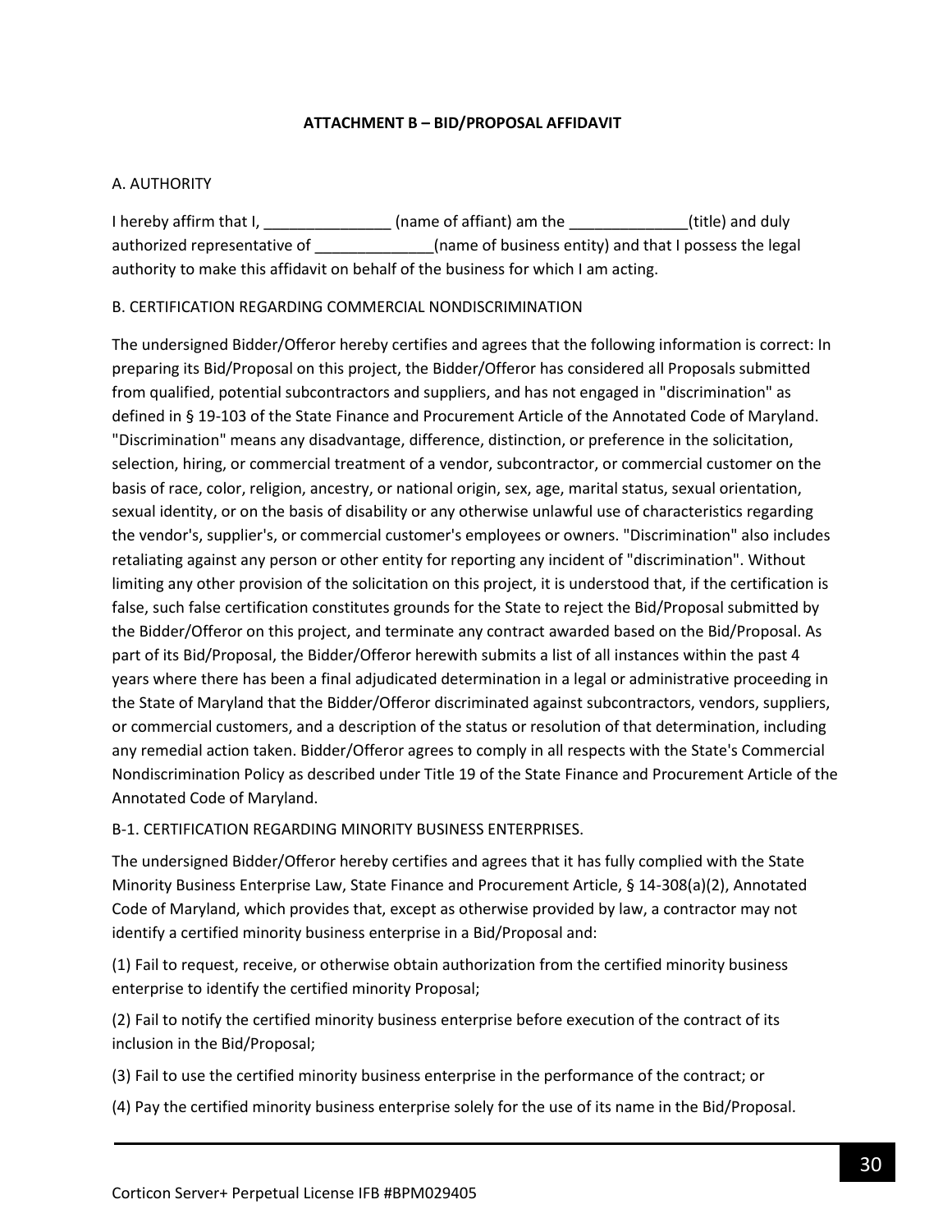## ATTACHMENT B – BID/PROPOSAL AFFIDAVIT

A. AUTHORITY

I hereby affirm that I, _______________ (name of affiant) am the ______________(title) and duly authorized representative of ______________(name of business entity) and that I possess the legal authority to make this affidavit on behalf of the business for which I am acting.

B. CERTIFICATION REGARDING COMMERCIAL NONDISCRIMINATION

The undersigned Bidder/Offeror hereby certifies and agrees that the following information is correct: In preparing its Bid/Proposal on this project, the Bidder/Offeror has considered all Proposals submitted from qualified, potential subcontractors and suppliers, and has not engaged in "discrimination" as defined in § 19-103 of the State Finance and Procurement Article of the Annotated Code of Maryland. "Discrimination" means any disadvantage, difference, distinction, or preference in the solicitation, selection, hiring, or commercial treatment of a vendor, subcontractor, or commercial customer on the basis of race, color, religion, ancestry, or national origin, sex, age, marital status, sexual orientation, sexual identity, or on the basis of disability or any otherwise unlawful use of characteristics regarding the vendor's, supplier's, or commercial customer's employees or owners. "Discrimination" also includes retaliating against any person or other entity for reporting any incident of "discrimination". Without limiting any other provision of the solicitation on this project, it is understood that, if the certification is false, such false certification constitutes grounds for the State to reject the Bid/Proposal submitted by the Bidder/Offeror on this project, and terminate any contract awarded based on the Bid/Proposal. As part of its Bid/Proposal, the Bidder/Offeror herewith submits a list of all instances within the past 4 years where there has been a final adjudicated determination in a legal or administrative proceeding in the State of Maryland that the Bidder/Offeror discriminated against subcontractors, vendors, suppliers, or commercial customers, and a description of the status or resolution of that determination, including any remedial action taken. Bidder/Offeror agrees to comply in all respects with the State's Commercial Nondiscrimination Policy as described under Title 19 of the State Finance and Procurement Article of the Annotated Code of Maryland.

B-1. CERTIFICATION REGARDING MINORITY BUSINESS ENTERPRISES.

The undersigned Bidder/Offeror hereby certifies and agrees that it has fully complied with the State Minority Business Enterprise Law, State Finance and Procurement Article, § 14-308(a)(2), Annotated Code of Maryland, which provides that, except as otherwise provided by law, a contractor may not identify a certified minority business enterprise in a Bid/Proposal and:

(1) Fail to request, receive, or otherwise obtain authorization from the certified minority business enterprise to identify the certified minority Proposal;

(2) Fail to notify the certified minority business enterprise before execution of the contract of its inclusion in the Bid/Proposal;

(3) Fail to use the certified minority business enterprise in the performance of the contract; or

(4) Pay the certified minority business enterprise solely for the use of its name in the Bid/Proposal.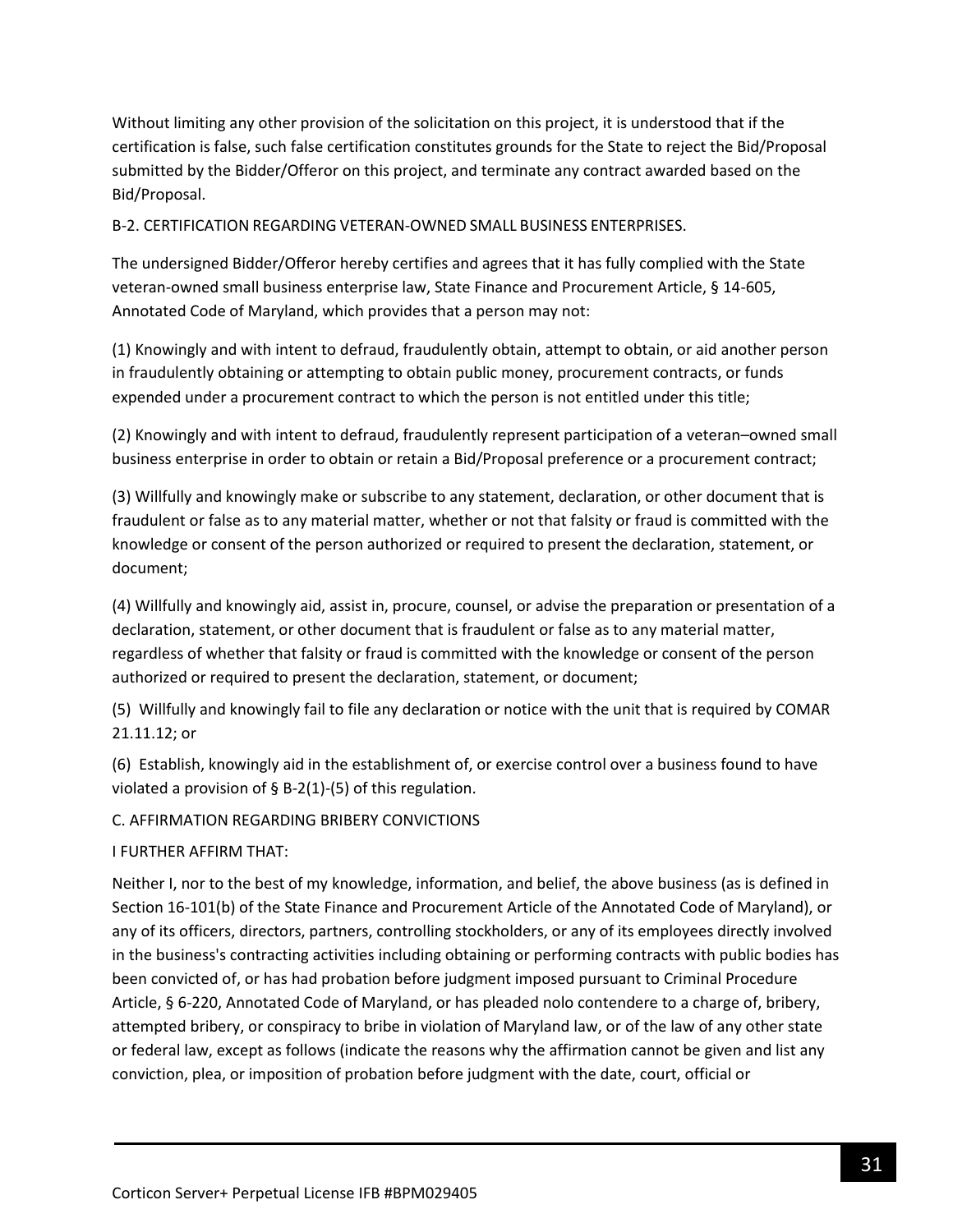Without limiting any other provision of the solicitation on this project, it is understood that if the certification is false, such false certification constitutes grounds for the State to reject the Bid/Proposal submitted by the Bidder/Offeror on this project, and terminate any contract awarded based on the Bid/Proposal.

B-2. CERTIFICATION REGARDING VETERAN-OWNED SMALL BUSINESS ENTERPRISES.

The undersigned Bidder/Offeror hereby certifies and agrees that it has fully complied with the State veteran-owned small business enterprise law, State Finance and Procurement Article, § 14-605, Annotated Code of Maryland, which provides that a person may not:

(1) Knowingly and with intent to defraud, fraudulently obtain, attempt to obtain, or aid another person in fraudulently obtaining or attempting to obtain public money, procurement contracts, or funds expended under a procurement contract to which the person is not entitled under this title;

(2) Knowingly and with intent to defraud, fraudulently represent participation of a veteran–owned small business enterprise in order to obtain or retain a Bid/Proposal preference or a procurement contract;

(3) Willfully and knowingly make or subscribe to any statement, declaration, or other document that is fraudulent or false as to any material matter, whether or not that falsity or fraud is committed with the knowledge or consent of the person authorized or required to present the declaration, statement, or document;

(4) Willfully and knowingly aid, assist in, procure, counsel, or advise the preparation or presentation of a declaration, statement, or other document that is fraudulent or false as to any material matter, regardless of whether that falsity or fraud is committed with the knowledge or consent of the person authorized or required to present the declaration, statement, or document;

(5) Willfully and knowingly fail to file any declaration or notice with the unit that is required by COMAR 21.11.12; or

(6) Establish, knowingly aid in the establishment of, or exercise control over a business found to have violated a provision of § B-2(1)-(5) of this regulation.

C. AFFIRMATION REGARDING BRIBERY CONVICTIONS

I FURTHER AFFIRM THAT:

Neither I, nor to the best of my knowledge, information, and belief, the above business (as is defined in Section 16-101(b) of the State Finance and Procurement Article of the Annotated Code of Maryland), or any of its officers, directors, partners, controlling stockholders, or any of its employees directly involved in the business's contracting activities including obtaining or performing contracts with public bodies has been convicted of, or has had probation before judgment imposed pursuant to Criminal Procedure Article, § 6-220, Annotated Code of Maryland, or has pleaded nolo contendere to a charge of, bribery, attempted bribery, or conspiracy to bribe in violation of Maryland law, or of the law of any other state or federal law, except as follows (indicate the reasons why the affirmation cannot be given and list any conviction, plea, or imposition of probation before judgment with the date, court, official or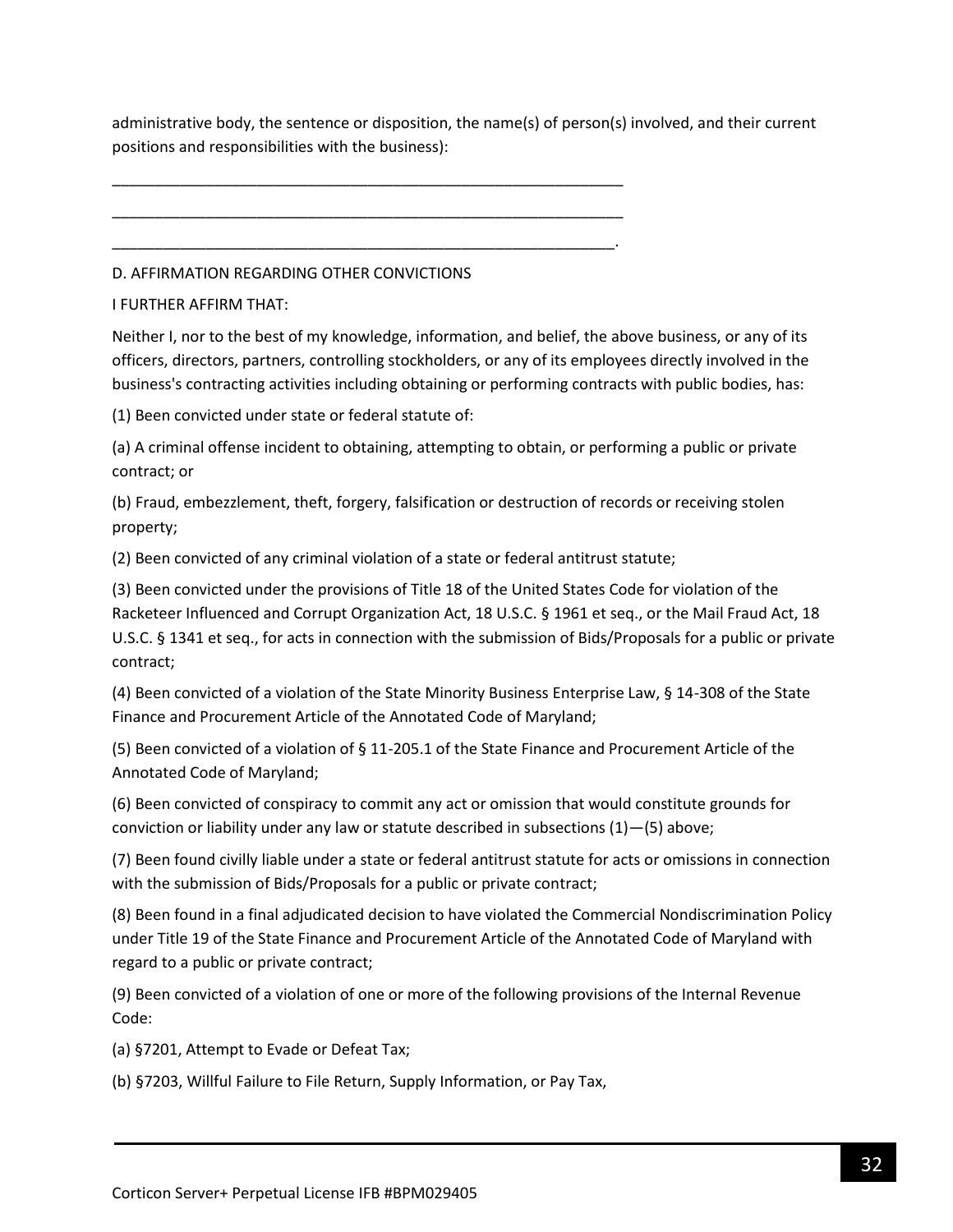administrative body, the sentence or disposition, the name(s) of person(s) involved, and their current positions and responsibilities with the business):

\_\_\_\_\_\_\_\_\_\_\_\_\_\_\_\_\_\_\_\_\_\_\_\_\_\_\_\_\_\_\_\_\_\_\_\_\_\_\_\_\_\_\_\_\_\_\_\_\_\_\_\_\_\_\_\_\_\_\_\_\_\_

\_\_\_\_\_\_\_\_\_\_\_\_\_\_\_\_\_\_\_\_\_\_\_\_\_\_\_\_\_\_\_\_\_\_\_\_\_\_\_\_\_\_\_\_\_\_\_\_\_\_\_\_\_\_\_\_\_\_\_\_\_\_

\_\_\_\_\_\_\_\_\_\_\_\_\_\_\_\_\_\_\_\_\_\_\_\_\_\_\_\_\_\_\_\_\_\_\_\_\_\_\_\_\_\_\_\_\_\_\_\_\_\_\_\_\_\_\_\_\_\_\_\_\_.

D. AFFIRMATION REGARDING OTHER CONVICTIONS

I FURTHER AFFIRM THAT:

Neither I, nor to the best of my knowledge, information, and belief, the above business, or any of its officers, directors, partners, controlling stockholders, or any of its employees directly involved in the business's contracting activities including obtaining or performing contracts with public bodies, has:

(1) Been convicted under state or federal statute of:

(a) A criminal offense incident to obtaining, attempting to obtain, or performing a public or private contract; or

(b) Fraud, embezzlement, theft, forgery, falsification or destruction of records or receiving stolen property;

(2) Been convicted of any criminal violation of a state or federal antitrust statute;

(3) Been convicted under the provisions of Title 18 of the United States Code for violation of the Racketeer Influenced and Corrupt Organization Act, 18 U.S.C. § 1961 et seq., or the Mail Fraud Act, 18 U.S.C. § 1341 et seq., for acts in connection with the submission of Bids/Proposals for a public or private contract;

(4) Been convicted of a violation of the State Minority Business Enterprise Law, § 14-308 of the State Finance and Procurement Article of the Annotated Code of Maryland;

(5) Been convicted of a violation of § 11-205.1 of the State Finance and Procurement Article of the Annotated Code of Maryland;

(6) Been convicted of conspiracy to commit any act or omission that would constitute grounds for conviction or liability under any law or statute described in subsections (1)—(5) above;

(7) Been found civilly liable under a state or federal antitrust statute for acts or omissions in connection with the submission of Bids/Proposals for a public or private contract;

(8) Been found in a final adjudicated decision to have violated the Commercial Nondiscrimination Policy under Title 19 of the State Finance and Procurement Article of the Annotated Code of Maryland with regard to a public or private contract;

(9) Been convicted of a violation of one or more of the following provisions of the Internal Revenue Code:

(a) §7201, Attempt to Evade or Defeat Tax;

(b) §7203, Willful Failure to File Return, Supply Information, or Pay Tax,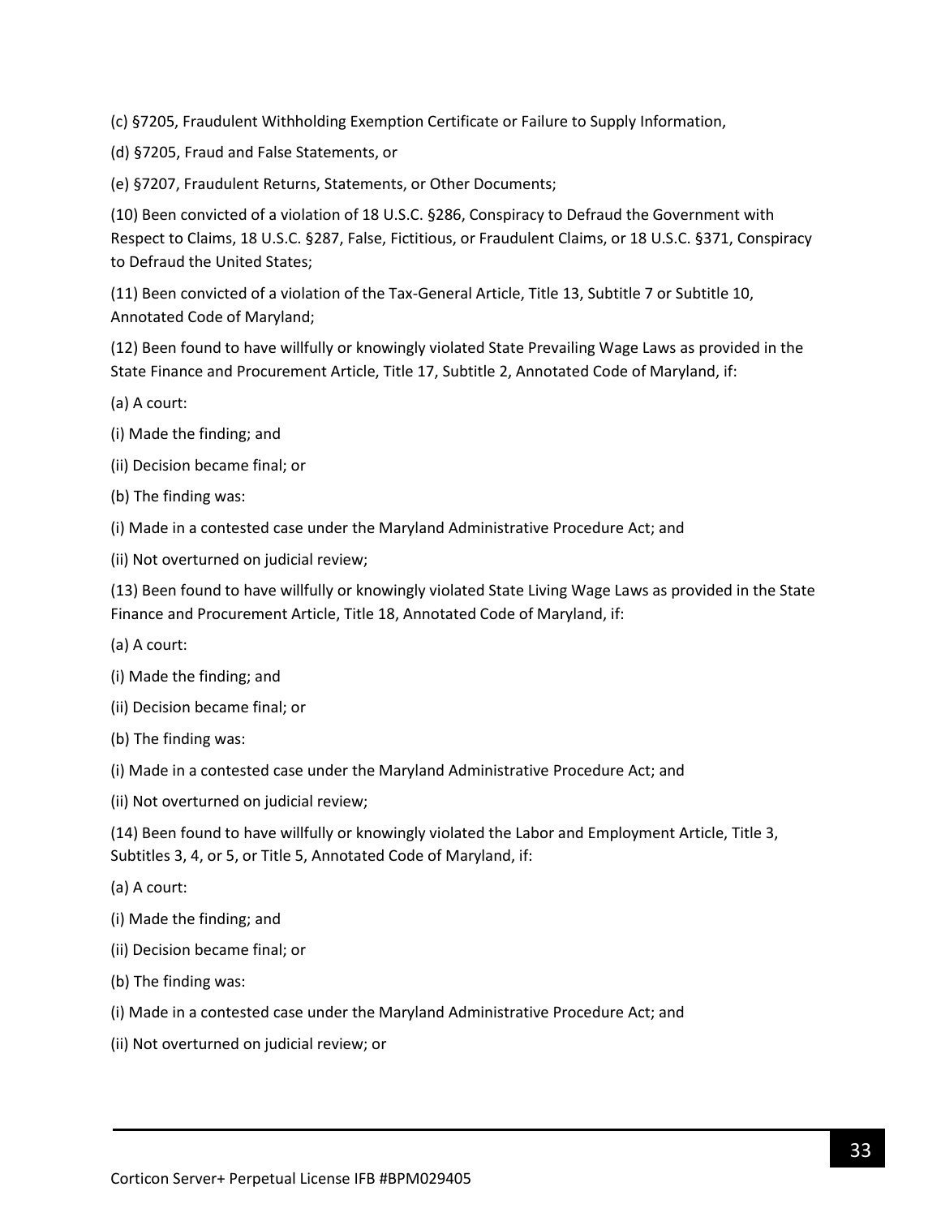(c) §7205, Fraudulent Withholding Exemption Certificate or Failure to Supply Information,

(d) §7205, Fraud and False Statements, or

(e) §7207, Fraudulent Returns, Statements, or Other Documents;

(10) Been convicted of a violation of 18 U.S.C. §286, Conspiracy to Defraud the Government with Respect to Claims, 18 U.S.C. §287, False, Fictitious, or Fraudulent Claims, or 18 U.S.C. §371, Conspiracy to Defraud the United States;

(11) Been convicted of a violation of the Tax-General Article, Title 13, Subtitle 7 or Subtitle 10, Annotated Code of Maryland;

(12) Been found to have willfully or knowingly violated State Prevailing Wage Laws as provided in the State Finance and Procurement Article, Title 17, Subtitle 2, Annotated Code of Maryland, if:

(a) A court:

(i) Made the finding; and

(ii) Decision became final; or

(b) The finding was:

(i) Made in a contested case under the Maryland Administrative Procedure Act; and

(ii) Not overturned on judicial review;

(13) Been found to have willfully or knowingly violated State Living Wage Laws as provided in the State Finance and Procurement Article, Title 18, Annotated Code of Maryland, if:

(a) A court:

(i) Made the finding; and

(ii) Decision became final; or

(b) The finding was:

(i) Made in a contested case under the Maryland Administrative Procedure Act; and

(ii) Not overturned on judicial review;

(14) Been found to have willfully or knowingly violated the Labor and Employment Article, Title 3, Subtitles 3, 4, or 5, or Title 5, Annotated Code of Maryland, if:

(a) A court:

(i) Made the finding; and

(ii) Decision became final; or

(b) The finding was:

(i) Made in a contested case under the Maryland Administrative Procedure Act; and

(ii) Not overturned on judicial review; or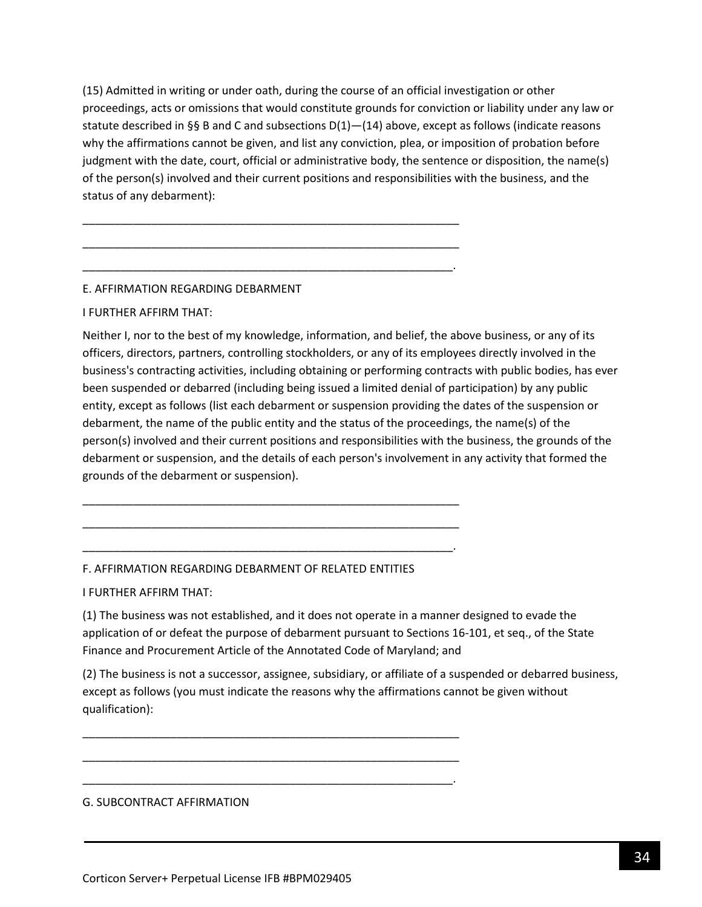(15) Admitted in writing or under oath, during the course of an official investigation or other proceedings, acts or omissions that would constitute grounds for conviction or liability under any law or statute described in §§ B and C and subsections D(1)—(14) above, except as follows (indicate reasons why the affirmations cannot be given, and list any conviction, plea, or imposition of probation before judgment with the date, court, official or administrative body, the sentence or disposition, the name(s) of the person(s) involved and their current positions and responsibilities with the business, and the status of any debarment):

\_\_\_\_\_\_\_\_\_\_\_\_\_\_\_\_\_\_\_\_\_\_\_\_\_\_\_\_\_\_\_\_\_\_\_\_\_\_\_\_\_\_\_\_\_\_\_\_\_\_\_\_\_\_\_\_\_\_\_\_

\_\_\_\_\_\_\_\_\_\_\_\_\_\_\_\_\_\_\_\_\_\_\_\_\_\_\_\_\_\_\_\_\_\_\_\_\_\_\_\_\_\_\_\_\_\_\_\_\_\_\_\_\_\_\_\_\_\_\_\_

\_\_\_\_\_\_\_\_\_\_\_\_\_\_\_\_\_\_\_\_\_\_\_\_\_\_\_\_\_\_\_\_\_\_\_\_\_\_\_\_\_\_\_\_\_\_\_\_\_\_\_\_\_\_\_\_\_\_\_.

E. AFFIRMATION REGARDING DEBARMENT

I FURTHER AFFIRM THAT:

Neither I, nor to the best of my knowledge, information, and belief, the above business, or any of its officers, directors, partners, controlling stockholders, or any of its employees directly involved in the business's contracting activities, including obtaining or performing contracts with public bodies, has ever been suspended or debarred (including being issued a limited denial of participation) by any public entity, except as follows (list each debarment or suspension providing the dates of the suspension or debarment, the name of the public entity and the status of the proceedings, the name(s) of the person(s) involved and their current positions and responsibilities with the business, the grounds of the debarment or suspension, and the details of each person's involvement in any activity that formed the grounds of the debarment or suspension).

\_\_\_\_\_\_\_\_\_\_\_\_\_\_\_\_\_\_\_\_\_\_\_\_\_\_\_\_\_\_\_\_\_\_\_\_\_\_\_\_\_\_\_\_\_\_\_\_\_\_\_\_\_\_\_\_\_\_\_\_

\_\_\_\_\_\_\_\_\_\_\_\_\_\_\_\_\_\_\_\_\_\_\_\_\_\_\_\_\_\_\_\_\_\_\_\_\_\_\_\_\_\_\_\_\_\_\_\_\_\_\_\_\_\_\_\_\_\_\_\_

\_\_\_\_\_\_\_\_\_\_\_\_\_\_\_\_\_\_\_\_\_\_\_\_\_\_\_\_\_\_\_\_\_\_\_\_\_\_\_\_\_\_\_\_\_\_\_\_\_\_\_\_\_\_\_\_\_\_\_.

F. AFFIRMATION REGARDING DEBARMENT OF RELATED ENTITIES

I FURTHER AFFIRM THAT:

(1) The business was not established, and it does not operate in a manner designed to evade the application of or defeat the purpose of debarment pursuant to Sections 16-101, et seq., of the State Finance and Procurement Article of the Annotated Code of Maryland; and

(2) The business is not a successor, assignee, subsidiary, or affiliate of a suspended or debarred business, except as follows (you must indicate the reasons why the affirmations cannot be given without qualification):

\_\_\_\_\_\_\_\_\_\_\_\_\_\_\_\_\_\_\_\_\_\_\_\_\_\_\_\_\_\_\_\_\_\_\_\_\_\_\_\_\_\_\_\_\_\_\_\_\_\_\_\_\_\_\_\_\_\_\_\_

\_\_\_\_\_\_\_\_\_\_\_\_\_\_\_\_\_\_\_\_\_\_\_\_\_\_\_\_\_\_\_\_\_\_\_\_\_\_\_\_\_\_\_\_\_\_\_\_\_\_\_\_\_\_\_\_\_\_\_\_

\_\_\_\_\_\_\_\_\_\_\_\_\_\_\_\_\_\_\_\_\_\_\_\_\_\_\_\_\_\_\_\_\_\_\_\_\_\_\_\_\_\_\_\_\_\_\_\_\_\_\_\_\_\_\_\_\_\_\_.

G. SUBCONTRACT AFFIRMATION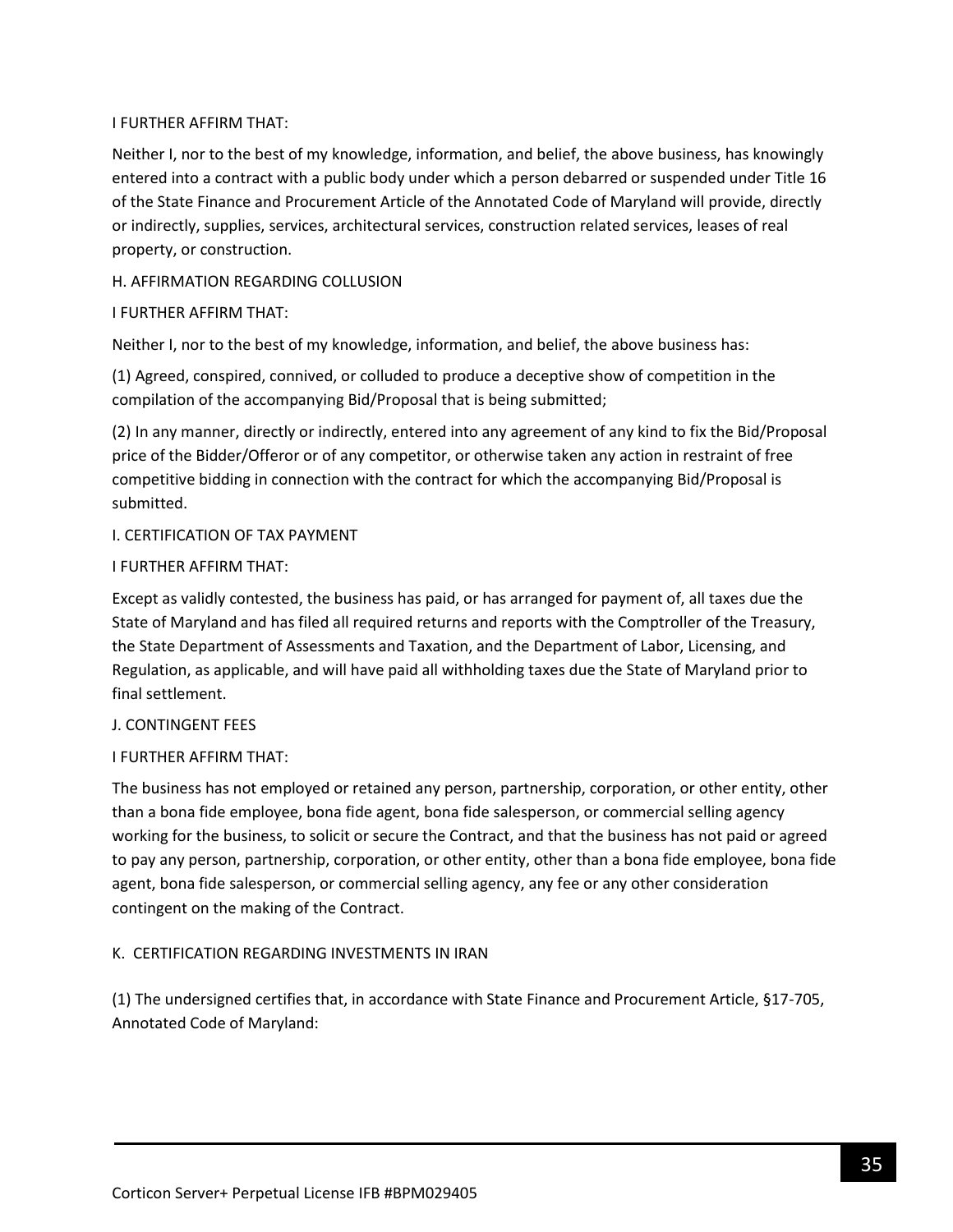I FURTHER AFFIRM THAT:

Neither I, nor to the best of my knowledge, information, and belief, the above business, has knowingly entered into a contract with a public body under which a person debarred or suspended under Title 16 of the State Finance and Procurement Article of the Annotated Code of Maryland will provide, directly or indirectly, supplies, services, architectural services, construction related services, leases of real property, or construction.

H. AFFIRMATION REGARDING COLLUSION

I FURTHER AFFIRM THAT:

Neither I, nor to the best of my knowledge, information, and belief, the above business has:

(1) Agreed, conspired, connived, or colluded to produce a deceptive show of competition in the compilation of the accompanying Bid/Proposal that is being submitted;

(2) In any manner, directly or indirectly, entered into any agreement of any kind to fix the Bid/Proposal price of the Bidder/Offeror or of any competitor, or otherwise taken any action in restraint of free competitive bidding in connection with the contract for which the accompanying Bid/Proposal is submitted.

I. CERTIFICATION OF TAX PAYMENT

I FURTHER AFFIRM THAT:

Except as validly contested, the business has paid, or has arranged for payment of, all taxes due the State of Maryland and has filed all required returns and reports with the Comptroller of the Treasury, the State Department of Assessments and Taxation, and the Department of Labor, Licensing, and Regulation, as applicable, and will have paid all withholding taxes due the State of Maryland prior to final settlement.

J. CONTINGENT FEES

I FURTHER AFFIRM THAT:

The business has not employed or retained any person, partnership, corporation, or other entity, other than a bona fide employee, bona fide agent, bona fide salesperson, or commercial selling agency working for the business, to solicit or secure the Contract, and that the business has not paid or agreed to pay any person, partnership, corporation, or other entity, other than a bona fide employee, bona fide agent, bona fide salesperson, or commercial selling agency, any fee or any other consideration contingent on the making of the Contract.

K. CERTIFICATION REGARDING INVESTMENTS IN IRAN

(1) The undersigned certifies that, in accordance with State Finance and Procurement Article, §17-705, Annotated Code of Maryland: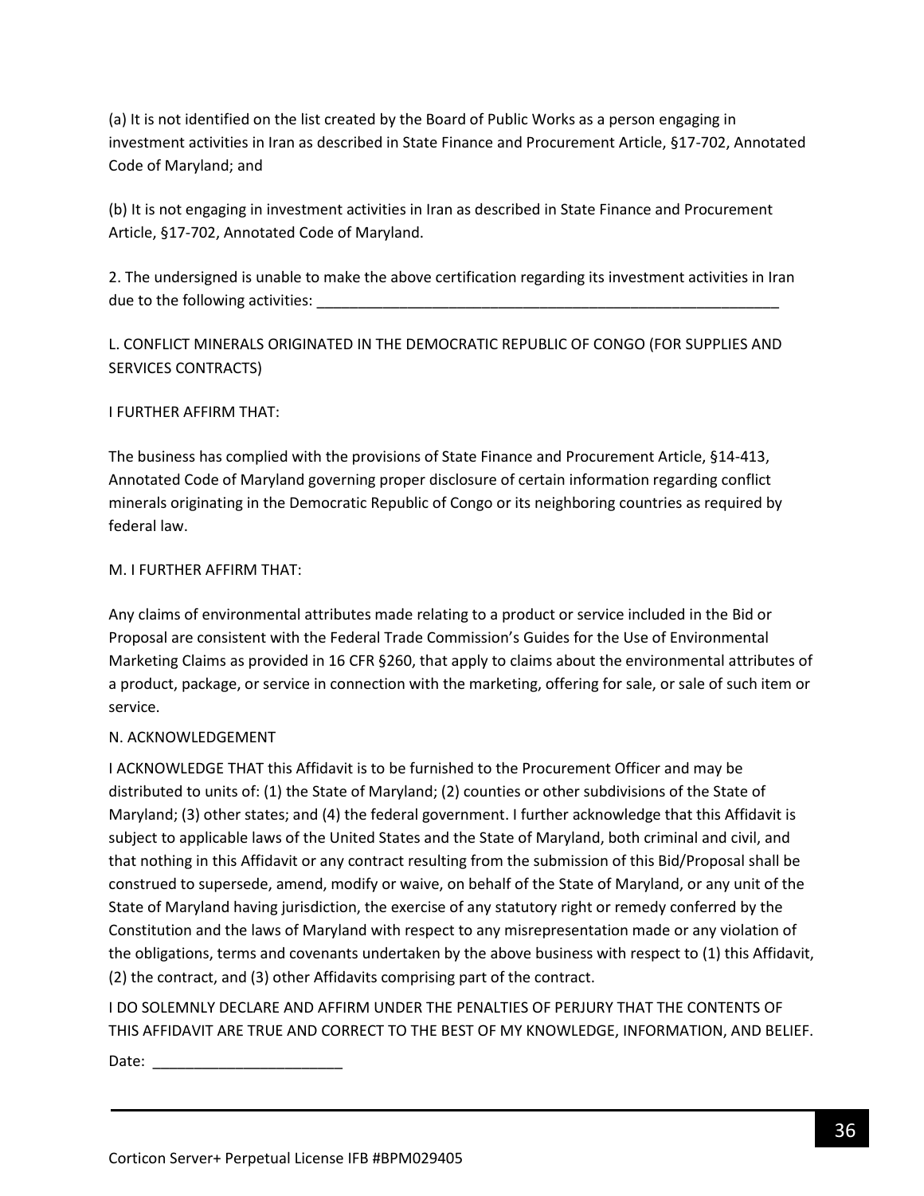(a) It is not identified on the list created by the Board of Public Works as a person engaging in investment activities in Iran as described in State Finance and Procurement Article, §17-702, Annotated Code of Maryland; and

(b) It is not engaging in investment activities in Iran as described in State Finance and Procurement Article, §17-702, Annotated Code of Maryland.

2. The undersigned is unable to make the above certification regarding its investment activities in Iran due to the following activities: ____________________________________________________________

L. CONFLICT MINERALS ORIGINATED IN THE DEMOCRATIC REPUBLIC OF CONGO (FOR SUPPLIES AND SERVICES CONTRACTS)

I FURTHER AFFIRM THAT:

The business has complied with the provisions of State Finance and Procurement Article, §14-413, Annotated Code of Maryland governing proper disclosure of certain information regarding conflict minerals originating in the Democratic Republic of Congo or its neighboring countries as required by federal law.

M. I FURTHER AFFIRM THAT:

Any claims of environmental attributes made relating to a product or service included in the Bid or Proposal are consistent with the Federal Trade Commission's Guides for the Use of Environmental Marketing Claims as provided in 16 CFR §260, that apply to claims about the environmental attributes of a product, package, or service in connection with the marketing, offering for sale, or sale of such item or service.

N. ACKNOWLEDGEMENT

I ACKNOWLEDGE THAT this Affidavit is to be furnished to the Procurement Officer and may be distributed to units of: (1) the State of Maryland; (2) counties or other subdivisions of the State of Maryland; (3) other states; and (4) the federal government. I further acknowledge that this Affidavit is subject to applicable laws of the United States and the State of Maryland, both criminal and civil, and that nothing in this Affidavit or any contract resulting from the submission of this Bid/Proposal shall be construed to supersede, amend, modify or waive, on behalf of the State of Maryland, or any unit of the State of Maryland having jurisdiction, the exercise of any statutory right or remedy conferred by the Constitution and the laws of Maryland with respect to any misrepresentation made or any violation of the obligations, terms and covenants undertaken by the above business with respect to (1) this Affidavit, (2) the contract, and (3) other Affidavits comprising part of the contract.

I DO SOLEMNLY DECLARE AND AFFIRM UNDER THE PENALTIES OF PERJURY THAT THE CONTENTS OF THIS AFFIDAVIT ARE TRUE AND CORRECT TO THE BEST OF MY KNOWLEDGE, INFORMATION, AND BELIEF.

Date: ________________________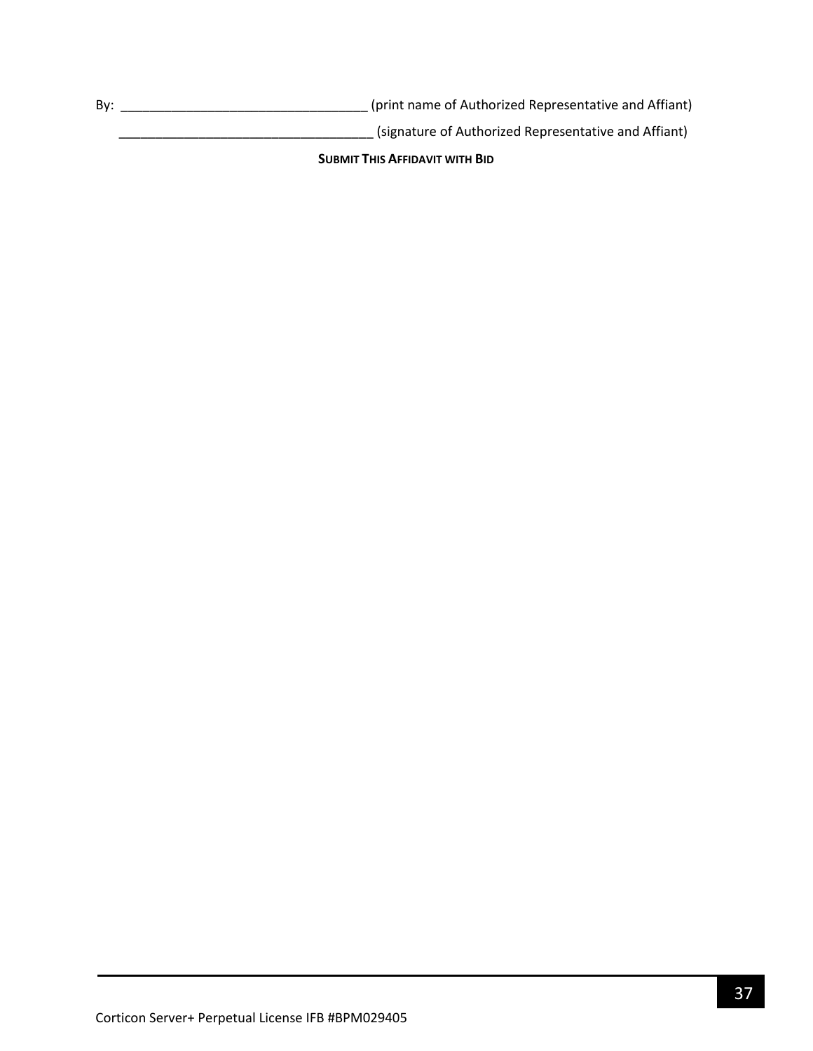By: __________________________________ (print name of Authorized Representative and Affiant)

___________________________________ (signature of Authorized Representative and Affiant)

**SUBMIT THIS AFFIDAVIT WITH BID**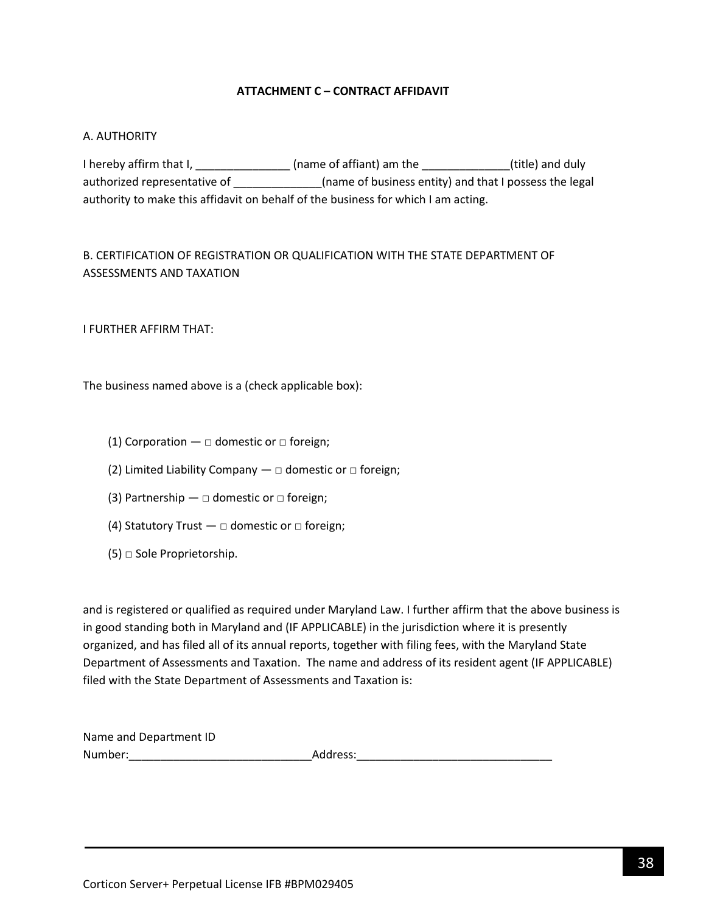**ATTACHMENT C – CONTRACT AFFIDAVIT**

A. AUTHORITY

I hereby affirm that I, _______________ (name of affiant) am the ______________(title) and duly authorized representative of ______________(name of business entity) and that I possess the legal authority to make this affidavit on behalf of the business for which I am acting.

B. CERTIFICATION OF REGISTRATION OR QUALIFICATION WITH THE STATE DEPARTMENT OF ASSESSMENTS AND TAXATION

I FURTHER AFFIRM THAT:

The business named above is a (check applicable box):

(1) Corporation — □ domestic or □ foreign;

(2) Limited Liability Company — □ domestic or □ foreign;

(3) Partnership — □ domestic or □ foreign;

(4) Statutory Trust — □ domestic or □ foreign;

(5) □ Sole Proprietorship.

and is registered or qualified as required under Maryland Law. I further affirm that the above business is in good standing both in Maryland and (IF APPLICABLE) in the jurisdiction where it is presently organized, and has filed all of its annual reports, together with filing fees, with the Maryland State Department of Assessments and Taxation. The name and address of its resident agent (IF APPLICABLE) filed with the State Department of Assessments and Taxation is:

Name and Department ID Number:_____________________________Address:_______________________________

Corticon Server+ Perpetual License IFB #BPM029405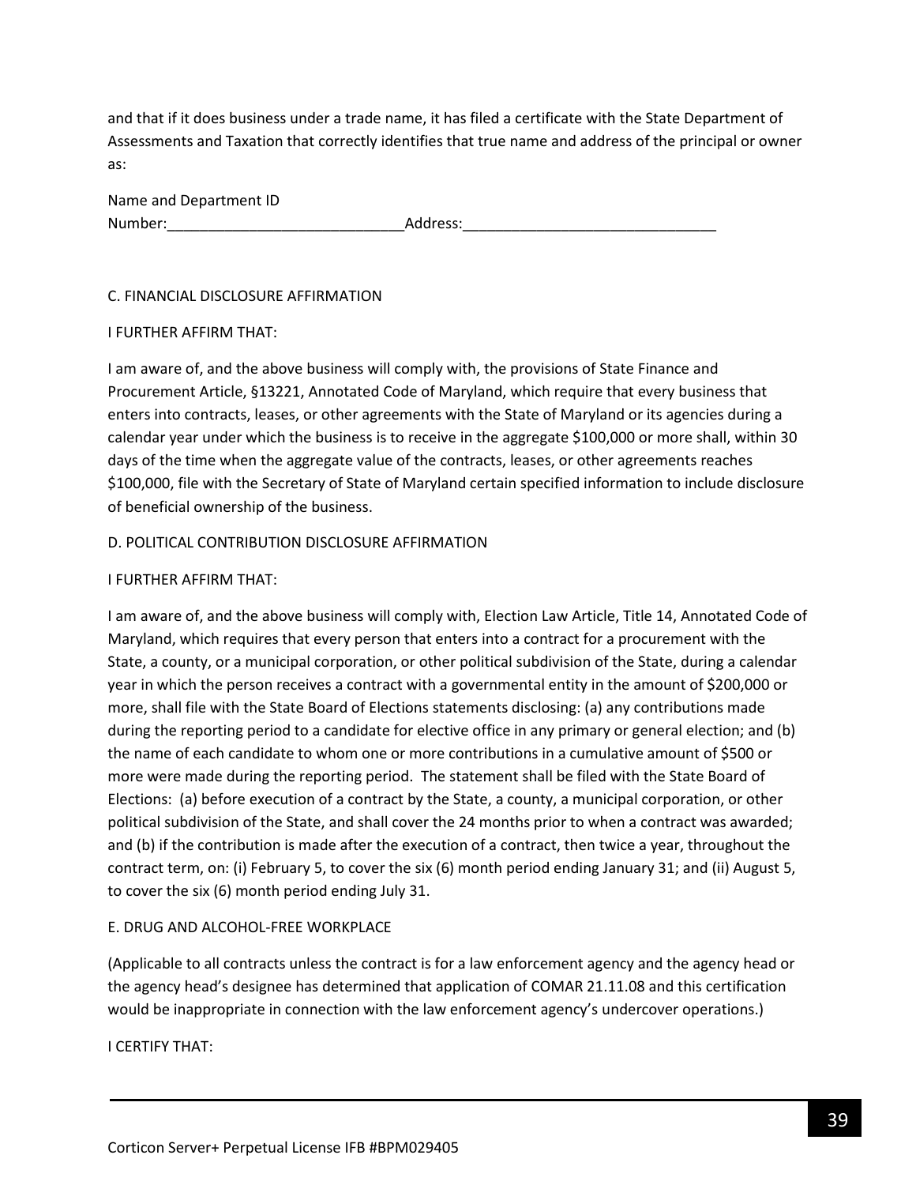and that if it does business under a trade name, it has filed a certificate with the State Department of Assessments and Taxation that correctly identifies that true name and address of the principal or owner as:

Name and Department ID Number:_____________________________Address:_______________________________

C. FINANCIAL DISCLOSURE AFFIRMATION

I FURTHER AFFIRM THAT:

I am aware of, and the above business will comply with, the provisions of State Finance and Procurement Article, §13221, Annotated Code of Maryland, which require that every business that enters into contracts, leases, or other agreements with the State of Maryland or its agencies during a calendar year under which the business is to receive in the aggregate $100,000 or more shall, within 30 days of the time when the aggregate value of the contracts, leases, or other agreements reaches $100,000, file with the Secretary of State of Maryland certain specified information to include disclosure of beneficial ownership of the business.

D. POLITICAL CONTRIBUTION DISCLOSURE AFFIRMATION

I FURTHER AFFIRM THAT:

I am aware of, and the above business will comply with, Election Law Article, Title 14, Annotated Code of Maryland, which requires that every person that enters into a contract for a procurement with the State, a county, or a municipal corporation, or other political subdivision of the State, during a calendar year in which the person receives a contract with a governmental entity in the amount of $200,000 or more, shall file with the State Board of Elections statements disclosing: (a) any contributions made during the reporting period to a candidate for elective office in any primary or general election; and (b) the name of each candidate to whom one or more contributions in a cumulative amount of $500 or more were made during the reporting period. The statement shall be filed with the State Board of Elections: (a) before execution of a contract by the State, a county, a municipal corporation, or other political subdivision of the State, and shall cover the 24 months prior to when a contract was awarded; and (b) if the contribution is made after the execution of a contract, then twice a year, throughout the contract term, on: (i) February 5, to cover the six (6) month period ending January 31; and (ii) August 5, to cover the six (6) month period ending July 31.

E. DRUG AND ALCOHOL-FREE WORKPLACE

(Applicable to all contracts unless the contract is for a law enforcement agency and the agency head or the agency head's designee has determined that application of COMAR 21.11.08 and this certification would be inappropriate in connection with the law enforcement agency's undercover operations.)

I CERTIFY THAT: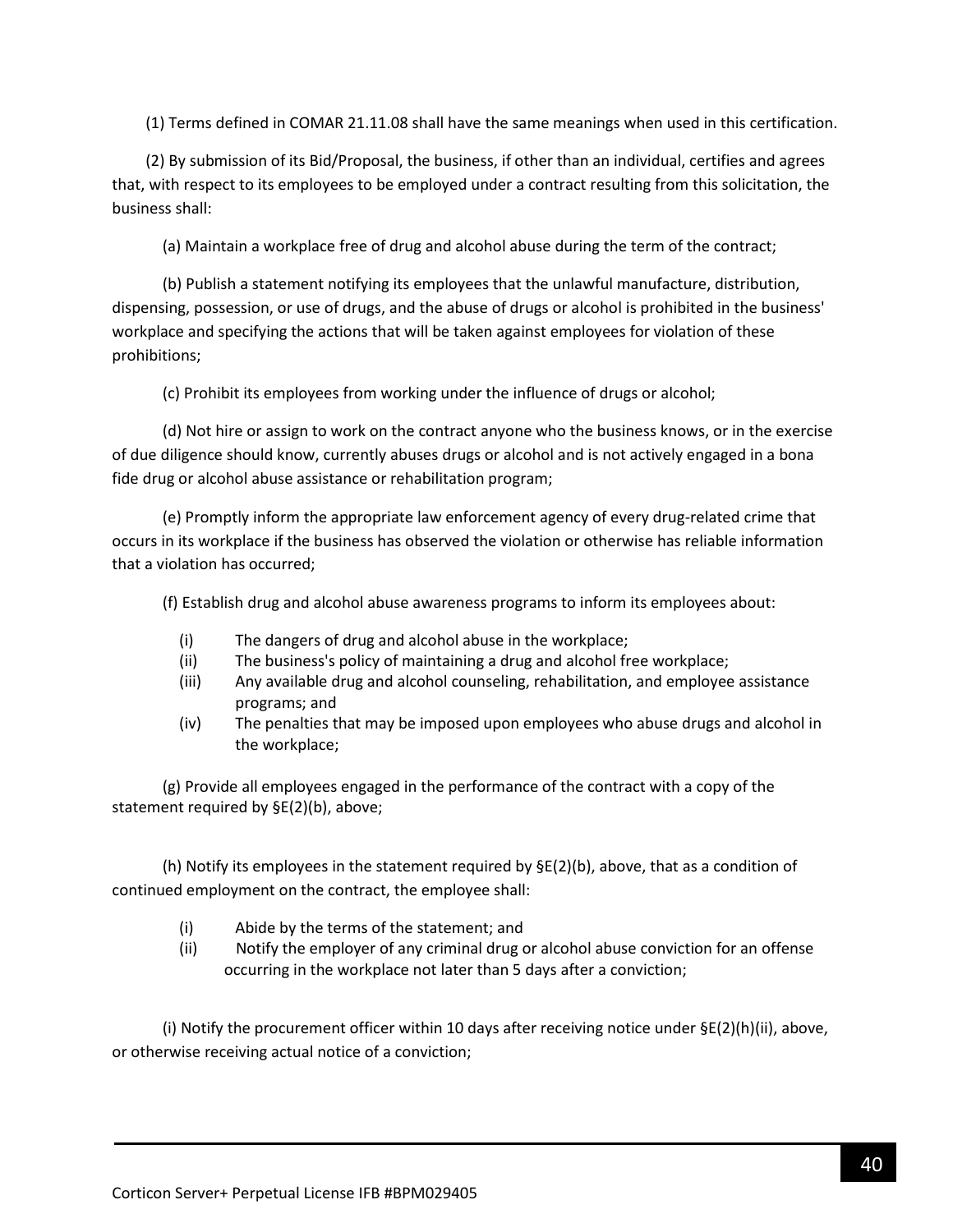(1) Terms defined in COMAR 21.11.08 shall have the same meanings when used in this certification.

(2) By submission of its Bid/Proposal, the business, if other than an individual, certifies and agrees that, with respect to its employees to be employed under a contract resulting from this solicitation, the business shall:

(a) Maintain a workplace free of drug and alcohol abuse during the term of the contract;

(b) Publish a statement notifying its employees that the unlawful manufacture, distribution, dispensing, possession, or use of drugs, and the abuse of drugs or alcohol is prohibited in the business' workplace and specifying the actions that will be taken against employees for violation of these prohibitions;

(c) Prohibit its employees from working under the influence of drugs or alcohol;

(d) Not hire or assign to work on the contract anyone who the business knows, or in the exercise of due diligence should know, currently abuses drugs or alcohol and is not actively engaged in a bona fide drug or alcohol abuse assistance or rehabilitation program;

(e) Promptly inform the appropriate law enforcement agency of every drug-related crime that occurs in its workplace if the business has observed the violation or otherwise has reliable information that a violation has occurred;

(f) Establish drug and alcohol abuse awareness programs to inform its employees about:

- (i) The dangers of drug and alcohol abuse in the workplace;
- (ii) The business's policy of maintaining a drug and alcohol free workplace;
- (iii) Any available drug and alcohol counseling, rehabilitation, and employee assistance programs; and
- (iv) The penalties that may be imposed upon employees who abuse drugs and alcohol in the workplace;

(g) Provide all employees engaged in the performance of the contract with a copy of the statement required by §E(2)(b), above;

(h) Notify its employees in the statement required by §E(2)(b), above, that as a condition of continued employment on the contract, the employee shall:

- (i) Abide by the terms of the statement; and
- (ii) Notify the employer of any criminal drug or alcohol abuse conviction for an offense occurring in the workplace not later than 5 days after a conviction;

(i) Notify the procurement officer within 10 days after receiving notice under §E(2)(h)(ii), above, or otherwise receiving actual notice of a conviction;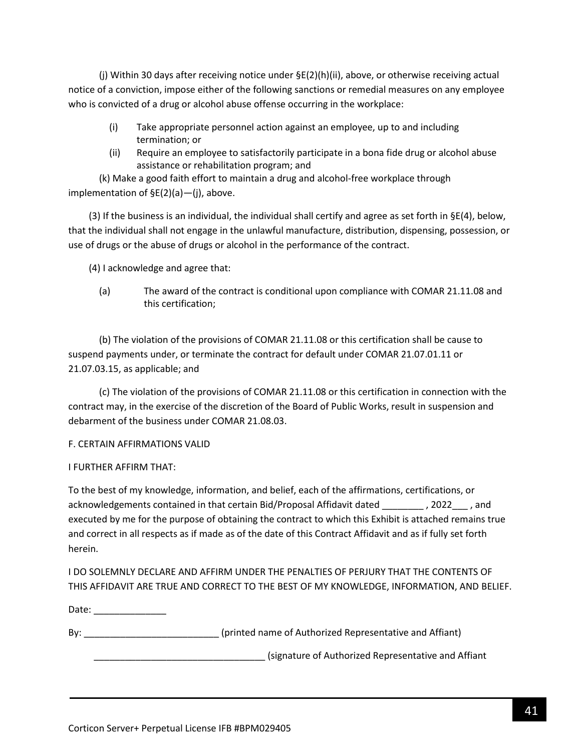(j) Within 30 days after receiving notice under §E(2)(h)(ii), above, or otherwise receiving actual notice of a conviction, impose either of the following sanctions or remedial measures on any employee who is convicted of a drug or alcohol abuse offense occurring in the workplace:

- (i) Take appropriate personnel action against an employee, up to and including termination; or
- (ii) Require an employee to satisfactorily participate in a bona fide drug or alcohol abuse assistance or rehabilitation program; and

(k) Make a good faith effort to maintain a drug and alcohol-free workplace through implementation of §E(2)(a)—(j), above.

(3) If the business is an individual, the individual shall certify and agree as set forth in §E(4), below, that the individual shall not engage in the unlawful manufacture, distribution, dispensing, possession, or use of drugs or the abuse of drugs or alcohol in the performance of the contract.

(4) I acknowledge and agree that:

(a) The award of the contract is conditional upon compliance with COMAR 21.11.08 and this certification;

(b) The violation of the provisions of COMAR 21.11.08 or this certification shall be cause to suspend payments under, or terminate the contract for default under COMAR 21.07.01.11 or 21.07.03.15, as applicable; and

(c) The violation of the provisions of COMAR 21.11.08 or this certification in connection with the contract may, in the exercise of the discretion of the Board of Public Works, result in suspension and debarment of the business under COMAR 21.08.03.

F. CERTAIN AFFIRMATIONS VALID

I FURTHER AFFIRM THAT:

To the best of my knowledge, information, and belief, each of the affirmations, certifications, or acknowledgements contained in that certain Bid/Proposal Affidavit dated ________ , 2022___ , and executed by me for the purpose of obtaining the contract to which this Exhibit is attached remains true and correct in all respects as if made as of the date of this Contract Affidavit and as if fully set forth herein.

I DO SOLEMNLY DECLARE AND AFFIRM UNDER THE PENALTIES OF PERJURY THAT THE CONTENTS OF THIS AFFIDAVIT ARE TRUE AND CORRECT TO THE BEST OF MY KNOWLEDGE, INFORMATION, AND BELIEF.

Date: ______________

By: __________________________ (printed name of Authorized Representative and Affiant)

_________________________________ (signature of Authorized Representative and Affiant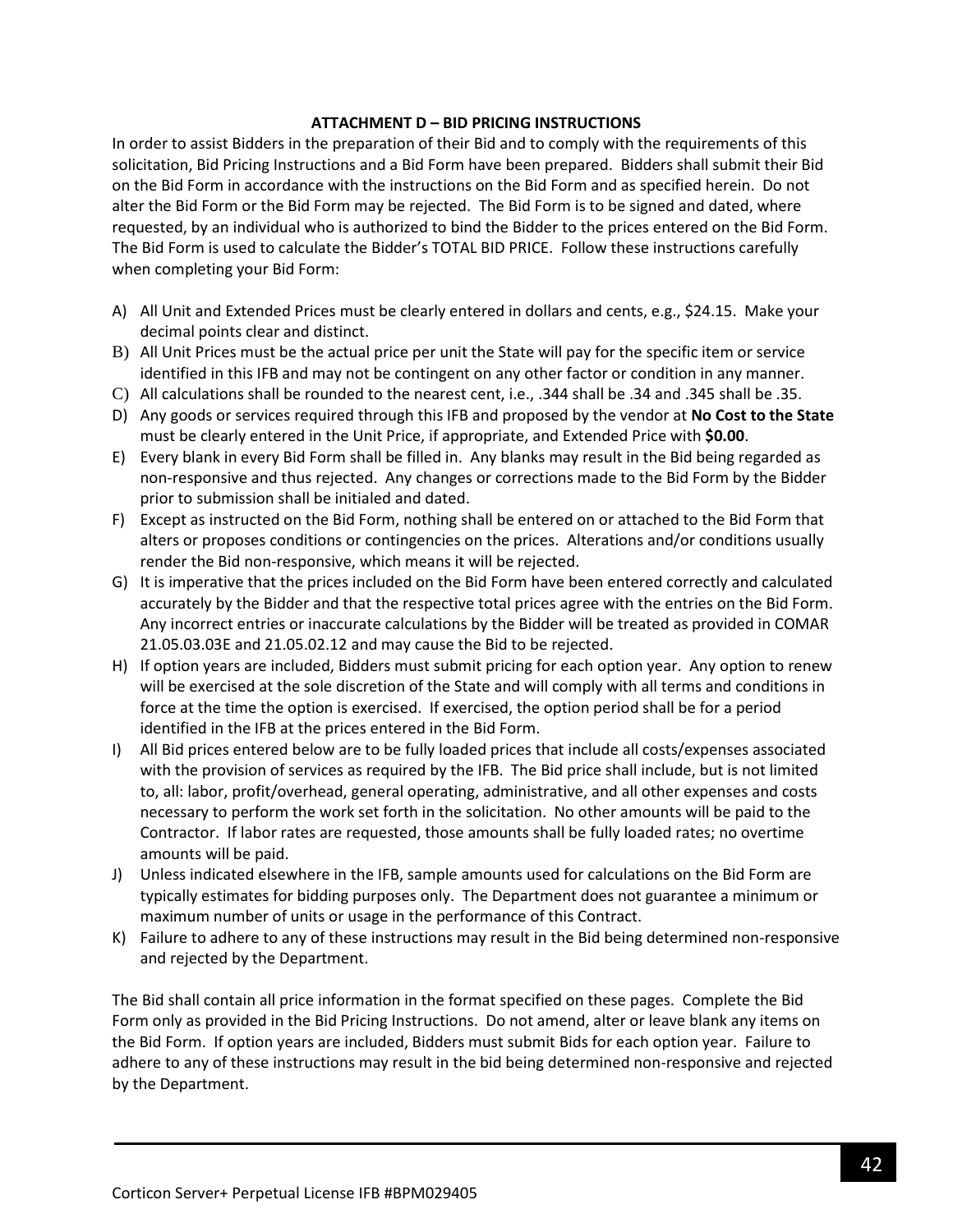### ATTACHMENT D – BID PRICING INSTRUCTIONS

In order to assist Bidders in the preparation of their Bid and to comply with the requirements of this solicitation, Bid Pricing Instructions and a Bid Form have been prepared. Bidders shall submit their Bid on the Bid Form in accordance with the instructions on the Bid Form and as specified herein. Do not alter the Bid Form or the Bid Form may be rejected. The Bid Form is to be signed and dated, where requested, by an individual who is authorized to bind the Bidder to the prices entered on the Bid Form. The Bid Form is used to calculate the Bidder's TOTAL BID PRICE. Follow these instructions carefully when completing your Bid Form:

A) All Unit and Extended Prices must be clearly entered in dollars and cents, e.g., $24.15. Make your decimal points clear and distinct.
B) All Unit Prices must be the actual price per unit the State will pay for the specific item or service identified in this IFB and may not be contingent on any other factor or condition in any manner.
C) All calculations shall be rounded to the nearest cent, i.e., .344 shall be .34 and .345 shall be .35.
D) Any goods or services required through this IFB and proposed by the vendor at **No Cost to the State** must be clearly entered in the Unit Price, if appropriate, and Extended Price with **$0.00**.
E) Every blank in every Bid Form shall be filled in. Any blanks may result in the Bid being regarded as non-responsive and thus rejected. Any changes or corrections made to the Bid Form by the Bidder prior to submission shall be initialed and dated.
F) Except as instructed on the Bid Form, nothing shall be entered on or attached to the Bid Form that alters or proposes conditions or contingencies on the prices. Alterations and/or conditions usually render the Bid non-responsive, which means it will be rejected.
G) It is imperative that the prices included on the Bid Form have been entered correctly and calculated accurately by the Bidder and that the respective total prices agree with the entries on the Bid Form. Any incorrect entries or inaccurate calculations by the Bidder will be treated as provided in COMAR 21.05.03.03E and 21.05.02.12 and may cause the Bid to be rejected.
H) If option years are included, Bidders must submit pricing for each option year. Any option to renew will be exercised at the sole discretion of the State and will comply with all terms and conditions in force at the time the option is exercised. If exercised, the option period shall be for a period identified in the IFB at the prices entered in the Bid Form.
I) All Bid prices entered below are to be fully loaded prices that include all costs/expenses associated with the provision of services as required by the IFB. The Bid price shall include, but is not limited to, all: labor, profit/overhead, general operating, administrative, and all other expenses and costs necessary to perform the work set forth in the solicitation. No other amounts will be paid to the Contractor. If labor rates are requested, those amounts shall be fully loaded rates; no overtime amounts will be paid.
J) Unless indicated elsewhere in the IFB, sample amounts used for calculations on the Bid Form are typically estimates for bidding purposes only. The Department does not guarantee a minimum or maximum number of units or usage in the performance of this Contract.
K) Failure to adhere to any of these instructions may result in the Bid being determined non-responsive and rejected by the Department.

The Bid shall contain all price information in the format specified on these pages. Complete the Bid Form only as provided in the Bid Pricing Instructions. Do not amend, alter or leave blank any items on the Bid Form. If option years are included, Bidders must submit Bids for each option year. Failure to adhere to any of these instructions may result in the bid being determined non-responsive and rejected by the Department.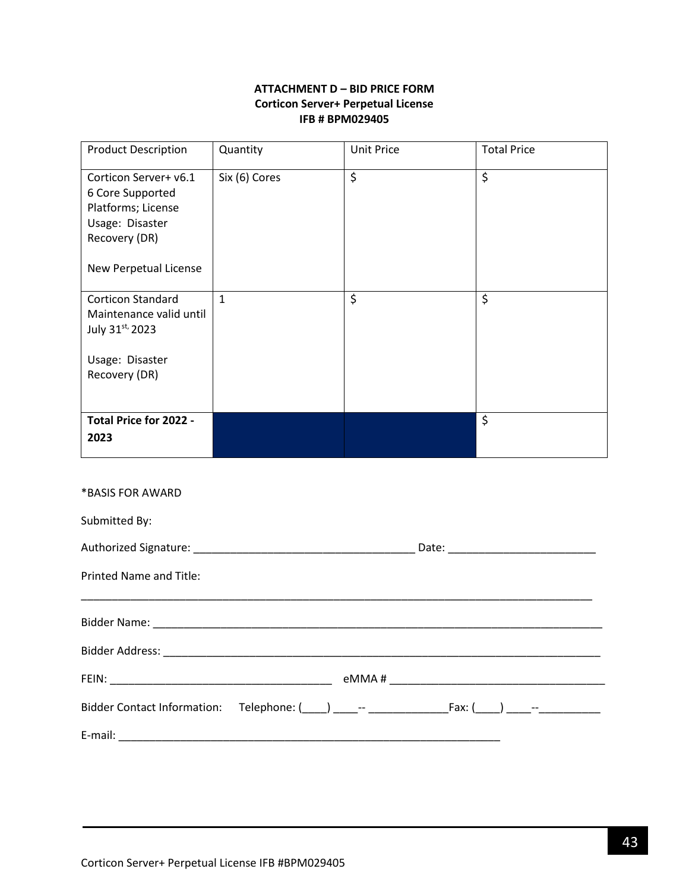**ATTACHMENT D – BID PRICE FORM**
**Corticon Server+ Perpetual License**
**IFB # BPM029405**

| Product Description | Quantity | Unit Price | Total Price |
|---|---|---|---|
| Corticon Server+ v6.1 6 Core Supported Platforms; License Usage: Disaster Recovery (DR)<br><br>New Perpetual License | Six (6) Cores | $ | $ |
| Corticon Standard Maintenance valid until July 31st, 2023<br><br>Usage: Disaster Recovery (DR) | 1 | $ | $ |
| **Total Price for 2022 - 2023** | | | $ |

*BASIS FOR AWARD

Submitted By:

Authorized Signature: ______________________________________ Date: _________________________

Printed Name and Title:

_________________________________________________________________________________________

Bidder Name: ________________________________________________________________________________

Bidder Address: ______________________________________________________________________________

FEIN: ______________________________________ eMMA # ____________________________________

Bidder Contact Information: Telephone: (____) ____-- _____________Fax: (____) ____--__________

E-mail: __________________________________________________________________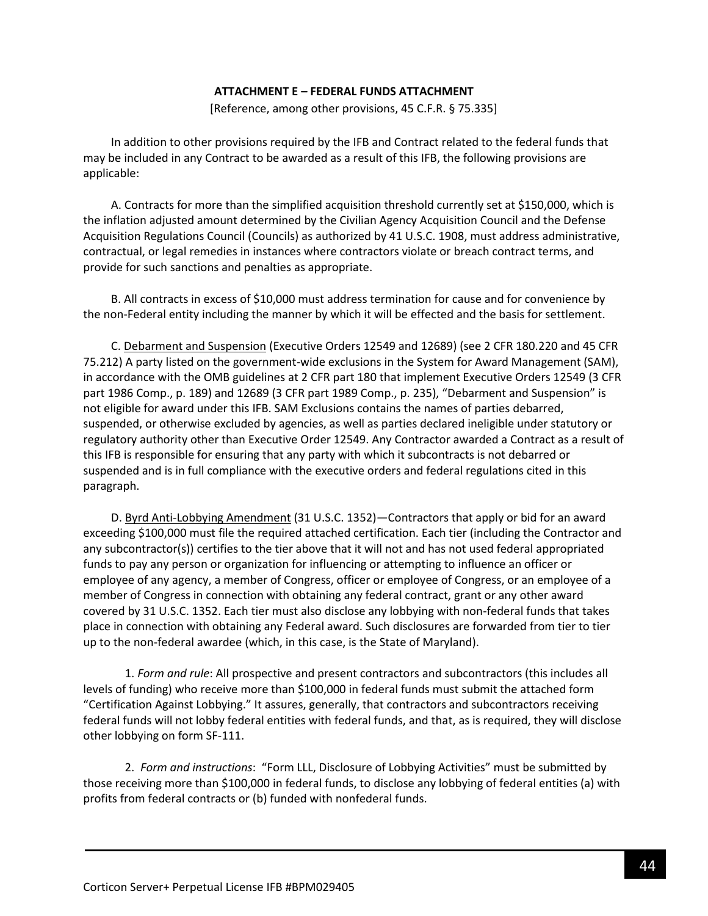**ATTACHMENT E – FEDERAL FUNDS ATTACHMENT**

[Reference, among other provisions, 45 C.F.R. § 75.335]

In addition to other provisions required by the IFB and Contract related to the federal funds that may be included in any Contract to be awarded as a result of this IFB, the following provisions are applicable:

A. Contracts for more than the simplified acquisition threshold currently set at $150,000, which is the inflation adjusted amount determined by the Civilian Agency Acquisition Council and the Defense Acquisition Regulations Council (Councils) as authorized by 41 U.S.C. 1908, must address administrative, contractual, or legal remedies in instances where contractors violate or breach contract terms, and provide for such sanctions and penalties as appropriate.

B. All contracts in excess of $10,000 must address termination for cause and for convenience by the non-Federal entity including the manner by which it will be effected and the basis for settlement.

C. Debarment and Suspension (Executive Orders 12549 and 12689) (see 2 CFR 180.220 and 45 CFR 75.212) A party listed on the government-wide exclusions in the System for Award Management (SAM), in accordance with the OMB guidelines at 2 CFR part 180 that implement Executive Orders 12549 (3 CFR part 1986 Comp., p. 189) and 12689 (3 CFR part 1989 Comp., p. 235), "Debarment and Suspension" is not eligible for award under this IFB. SAM Exclusions contains the names of parties debarred, suspended, or otherwise excluded by agencies, as well as parties declared ineligible under statutory or regulatory authority other than Executive Order 12549. Any Contractor awarded a Contract as a result of this IFB is responsible for ensuring that any party with which it subcontracts is not debarred or suspended and is in full compliance with the executive orders and federal regulations cited in this paragraph.

D. Byrd Anti-Lobbying Amendment (31 U.S.C. 1352)—Contractors that apply or bid for an award exceeding $100,000 must file the required attached certification. Each tier (including the Contractor and any subcontractor(s)) certifies to the tier above that it will not and has not used federal appropriated funds to pay any person or organization for influencing or attempting to influence an officer or employee of any agency, a member of Congress, officer or employee of Congress, or an employee of a member of Congress in connection with obtaining any federal contract, grant or any other award covered by 31 U.S.C. 1352. Each tier must also disclose any lobbying with non-federal funds that takes place in connection with obtaining any Federal award. Such disclosures are forwarded from tier to tier up to the non-federal awardee (which, in this case, is the State of Maryland).

1. *Form and rule*: All prospective and present contractors and subcontractors (this includes all levels of funding) who receive more than $100,000 in federal funds must submit the attached form "Certification Against Lobbying." It assures, generally, that contractors and subcontractors receiving federal funds will not lobby federal entities with federal funds, and that, as is required, they will disclose other lobbying on form SF-111.

2. *Form and instructions*: "Form LLL, Disclosure of Lobbying Activities" must be submitted by those receiving more than $100,000 in federal funds, to disclose any lobbying of federal entities (a) with profits from federal contracts or (b) funded with nonfederal funds.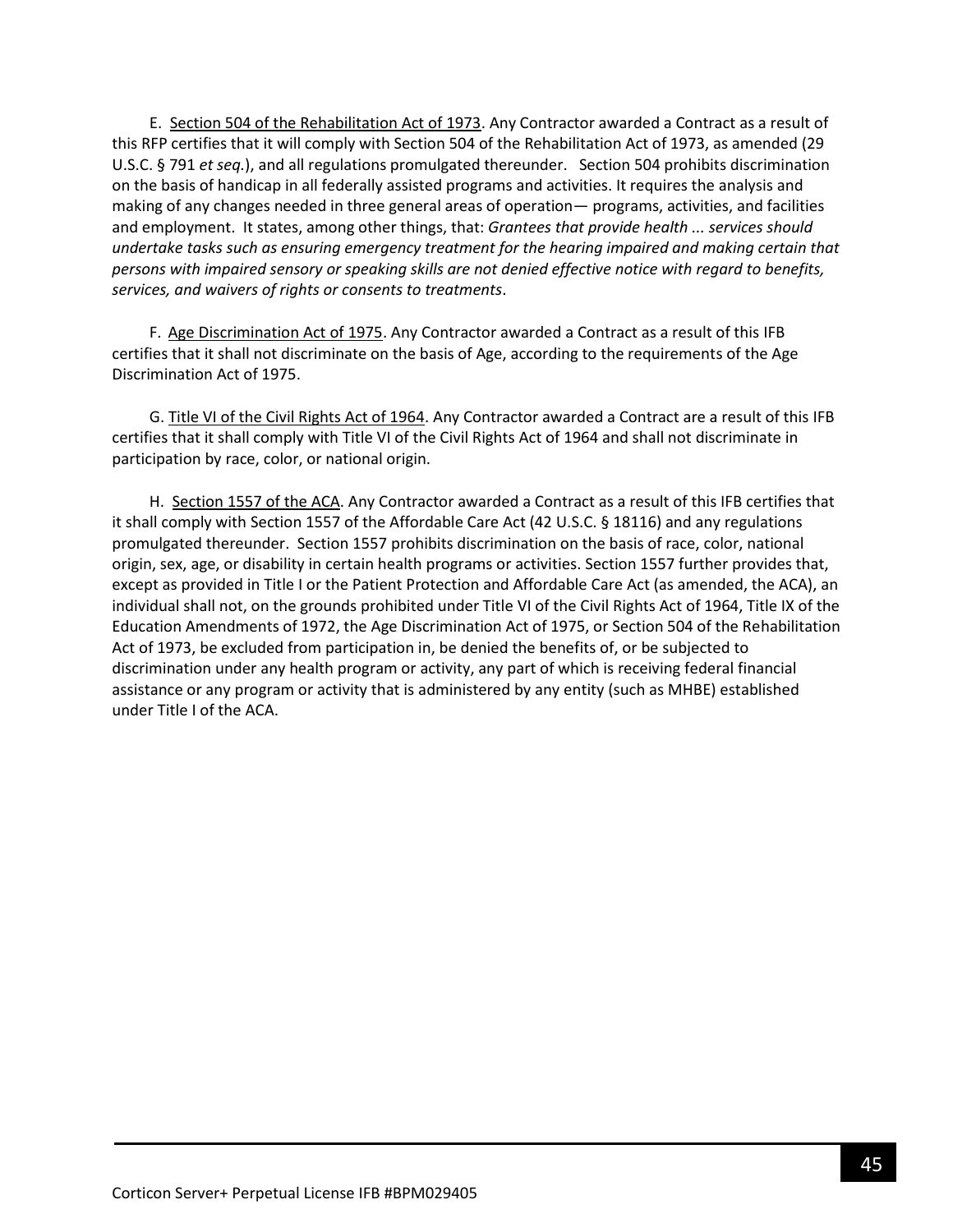E. Section 504 of the Rehabilitation Act of 1973. Any Contractor awarded a Contract as a result of this RFP certifies that it will comply with Section 504 of the Rehabilitation Act of 1973, as amended (29 U.S.C. § 791 *et seq.*), and all regulations promulgated thereunder. Section 504 prohibits discrimination on the basis of handicap in all federally assisted programs and activities. It requires the analysis and making of any changes needed in three general areas of operation— programs, activities, and facilities and employment. It states, among other things, that: *Grantees that provide health ... services should undertake tasks such as ensuring emergency treatment for the hearing impaired and making certain that persons with impaired sensory or speaking skills are not denied effective notice with regard to benefits, services, and waivers of rights or consents to treatments*.

F. Age Discrimination Act of 1975. Any Contractor awarded a Contract as a result of this IFB certifies that it shall not discriminate on the basis of Age, according to the requirements of the Age Discrimination Act of 1975.

G. Title VI of the Civil Rights Act of 1964. Any Contractor awarded a Contract are a result of this IFB certifies that it shall comply with Title VI of the Civil Rights Act of 1964 and shall not discriminate in participation by race, color, or national origin.

H. Section 1557 of the ACA. Any Contractor awarded a Contract as a result of this IFB certifies that it shall comply with Section 1557 of the Affordable Care Act (42 U.S.C. § 18116) and any regulations promulgated thereunder. Section 1557 prohibits discrimination on the basis of race, color, national origin, sex, age, or disability in certain health programs or activities. Section 1557 further provides that, except as provided in Title I or the Patient Protection and Affordable Care Act (as amended, the ACA), an individual shall not, on the grounds prohibited under Title VI of the Civil Rights Act of 1964, Title IX of the Education Amendments of 1972, the Age Discrimination Act of 1975, or Section 504 of the Rehabilitation Act of 1973, be excluded from participation in, be denied the benefits of, or be subjected to discrimination under any health program or activity, any part of which is receiving federal financial assistance or any program or activity that is administered by any entity (such as MHBE) established under Title I of the ACA.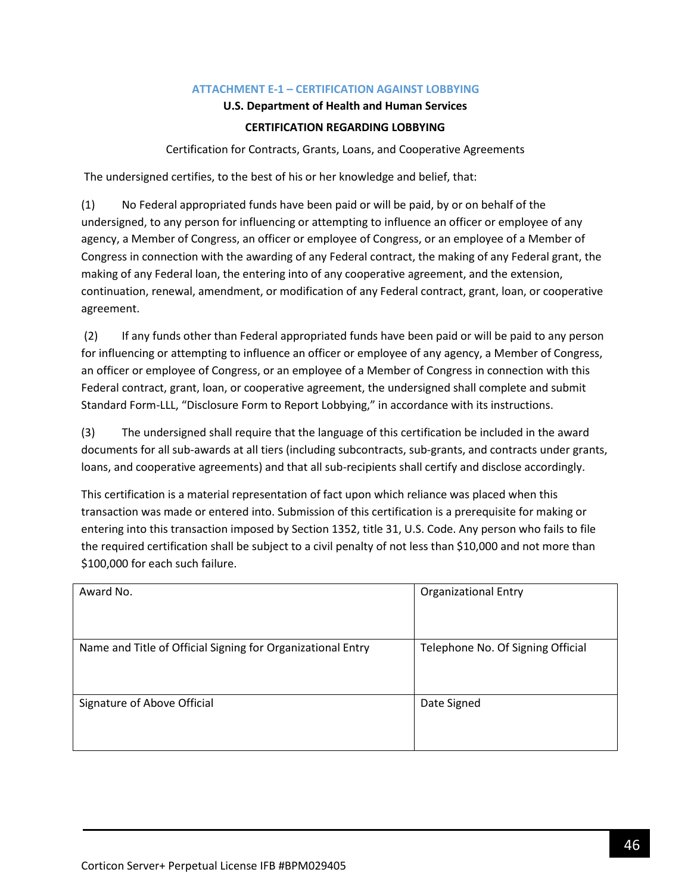## ATTACHMENT E-1 – CERTIFICATION AGAINST LOBBYING

**U.S. Department of Health and Human Services**

**CERTIFICATION REGARDING LOBBYING**

Certification for Contracts, Grants, Loans, and Cooperative Agreements

The undersigned certifies, to the best of his or her knowledge and belief, that:

(1) No Federal appropriated funds have been paid or will be paid, by or on behalf of the undersigned, to any person for influencing or attempting to influence an officer or employee of any agency, a Member of Congress, an officer or employee of Congress, or an employee of a Member of Congress in connection with the awarding of any Federal contract, the making of any Federal grant, the making of any Federal loan, the entering into of any cooperative agreement, and the extension, continuation, renewal, amendment, or modification of any Federal contract, grant, loan, or cooperative agreement.

(2) If any funds other than Federal appropriated funds have been paid or will be paid to any person for influencing or attempting to influence an officer or employee of any agency, a Member of Congress, an officer or employee of Congress, or an employee of a Member of Congress in connection with this Federal contract, grant, loan, or cooperative agreement, the undersigned shall complete and submit Standard Form-LLL, "Disclosure Form to Report Lobbying," in accordance with its instructions.

(3) The undersigned shall require that the language of this certification be included in the award documents for all sub-awards at all tiers (including subcontracts, sub-grants, and contracts under grants, loans, and cooperative agreements) and that all sub-recipients shall certify and disclose accordingly.

This certification is a material representation of fact upon which reliance was placed when this transaction was made or entered into. Submission of this certification is a prerequisite for making or entering into this transaction imposed by Section 1352, title 31, U.S. Code. Any person who fails to file the required certification shall be subject to a civil penalty of not less than $10,000 and not more than $100,000 for each such failure.

| Award No. | Organizational Entry |
|---|---|
| Name and Title of Official Signing for Organizational Entry | Telephone No. Of Signing Official |
| Signature of Above Official | Date Signed |

Corticon Server+ Perpetual License IFB #BPM029405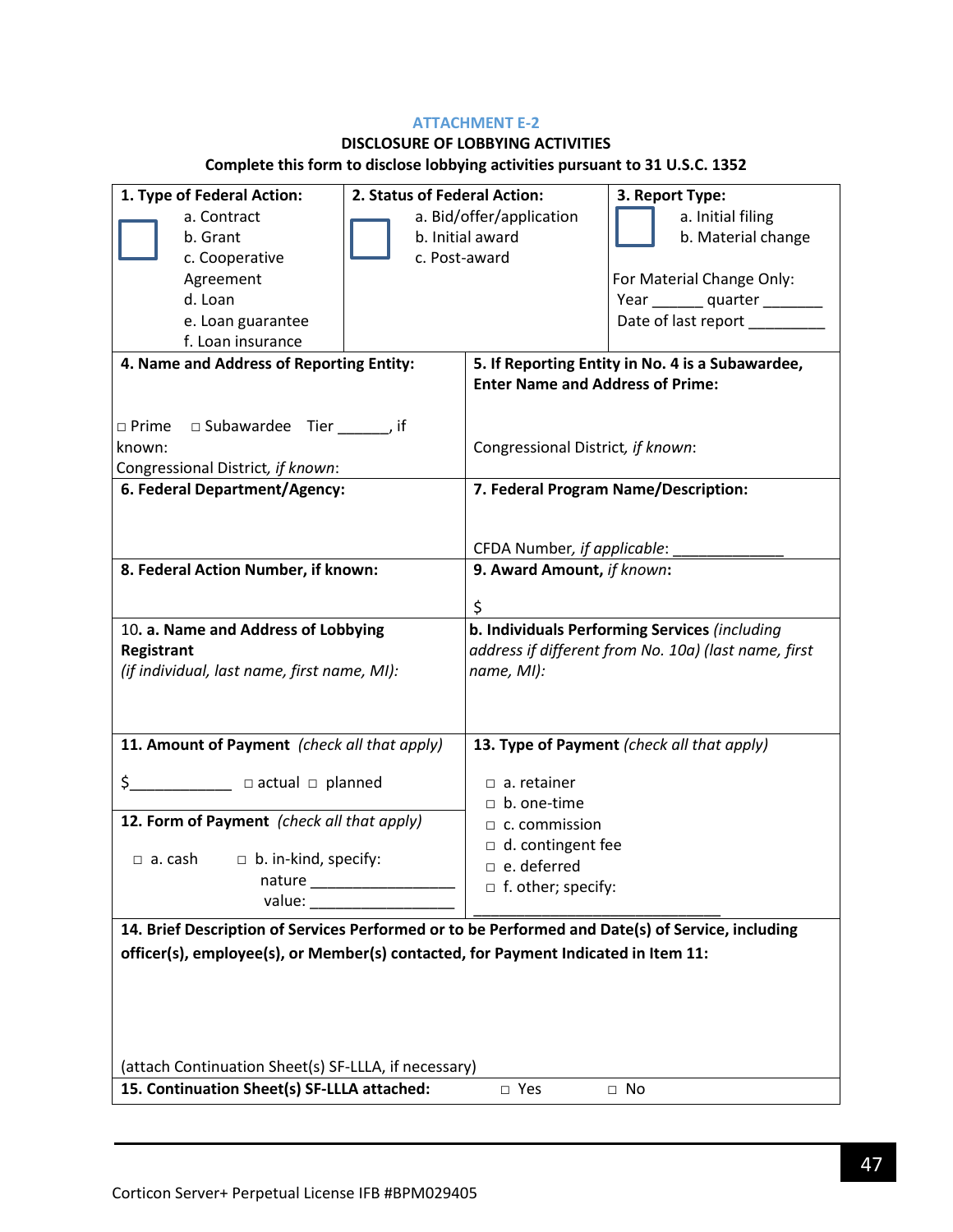ATTACHMENT E-2

**DISCLOSURE OF LOBBYING ACTIVITIES**

**Complete this form to disclose lobbying activities pursuant to 31 U.S.C. 1352**

| **1. Type of Federal Action:** ☐ a. Contract b. Grant c. Cooperative Agreement d. Loan e. Loan guarantee f. Loan insurance | **2. Status of Federal Action:** ☐ a. Bid/offer/application b. Initial award c. Post-award | **3. Report Type:** ☐ a. Initial filing b. Material change<br><br>For Material Change Only: Year ______ quarter _______ Date of last report _________ |
|---|---|---|

| | |
|---|---|
| **4. Name and Address of Reporting Entity:**<br><br>☐ Prime ☐ Subawardee Tier ______, if known:<br>Congressional District, *if known*: | **5. If Reporting Entity in No. 4 is a Subawardee, Enter Name and Address of Prime:**<br><br>Congressional District, *if known*: |
| **6. Federal Department/Agency:** | **7. Federal Program Name/Description:**<br><br>CFDA Number, *if applicable*: _____________ |
| **8. Federal Action Number, if known:** | **9. Award Amount,** *if known***:**<br><br>$ |
| 10. **a. Name and Address of Lobbying Registrant**<br>*(if individual, last name, first name, MI):* | **b. Individuals Performing Services** *(including address if different from No. 10a) (last name, first name, MI):* |
| **11. Amount of Payment** *(check all that apply)*<br><br>$____________ ☐ actual ☐ planned<br><br>**12. Form of Payment** *(check all that apply)*<br><br>☐ a. cash ☐ b. in-kind, specify: nature _________________ value: _________________ | **13. Type of Payment** *(check all that apply)*<br><br>☐ a. retainer<br>☐ b. one-time<br>☐ c. commission<br>☐ d. contingent fee<br>☐ e. deferred<br>☐ f. other; specify: _______________________________ |

| |
|---|
| **14. Brief Description of Services Performed or to be Performed and Date(s) of Service, including officer(s), employee(s), or Member(s) contacted, for Payment Indicated in Item 11:**<br><br>(attach Continuation Sheet(s) SF-LLLA, if necessary) |
| **15. Continuation Sheet(s) SF-LLLA attached:** ☐ Yes ☐ No |

Corticon Server+ Perpetual License IFB #BPM029405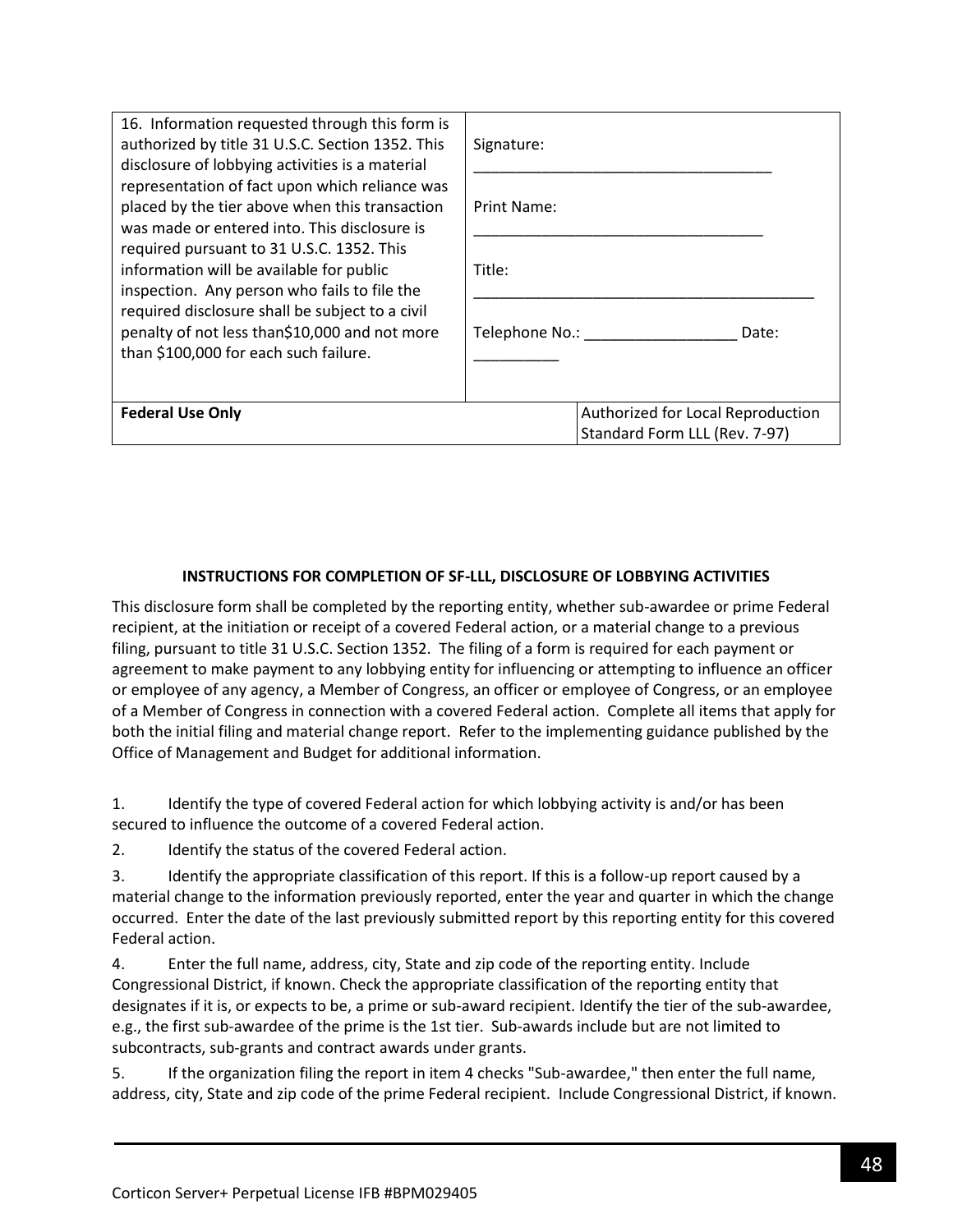| 16. Information requested through this form is authorized by title 31 U.S.C. Section 1352. This disclosure of lobbying activities is a material representation of fact upon which reliance was placed by the tier above when this transaction was made or entered into. This disclosure is required pursuant to 31 U.S.C. 1352. This information will be available for public inspection. Any person who fails to file the required disclosure shall be subject to a civil penalty of not less than$10,000 and not more than $100,000 for each such failure. | Signature: ___________________________________<br><br>Print Name: __________________________________<br><br>Title: _________________________________________<br><br>Telephone No.: __________________ Date: __________ | |
|---|---|---|
| **Federal Use Only** | | Authorized for Local Reproduction<br>Standard Form LLL (Rev. 7-97) |

**INSTRUCTIONS FOR COMPLETION OF SF-LLL, DISCLOSURE OF LOBBYING ACTIVITIES**

This disclosure form shall be completed by the reporting entity, whether sub-awardee or prime Federal recipient, at the initiation or receipt of a covered Federal action, or a material change to a previous filing, pursuant to title 31 U.S.C. Section 1352. The filing of a form is required for each payment or agreement to make payment to any lobbying entity for influencing or attempting to influence an officer or employee of any agency, a Member of Congress, an officer or employee of Congress, or an employee of a Member of Congress in connection with a covered Federal action. Complete all items that apply for both the initial filing and material change report. Refer to the implementing guidance published by the Office of Management and Budget for additional information.

1. Identify the type of covered Federal action for which lobbying activity is and/or has been secured to influence the outcome of a covered Federal action.

2. Identify the status of the covered Federal action.

3. Identify the appropriate classification of this report. If this is a follow-up report caused by a material change to the information previously reported, enter the year and quarter in which the change occurred. Enter the date of the last previously submitted report by this reporting entity for this covered Federal action.

4. Enter the full name, address, city, State and zip code of the reporting entity. Include Congressional District, if known. Check the appropriate classification of the reporting entity that designates if it is, or expects to be, a prime or sub-award recipient. Identify the tier of the sub-awardee, e.g., the first sub-awardee of the prime is the 1st tier. Sub-awards include but are not limited to subcontracts, sub-grants and contract awards under grants.

5. If the organization filing the report in item 4 checks "Sub-awardee," then enter the full name, address, city, State and zip code of the prime Federal recipient. Include Congressional District, if known.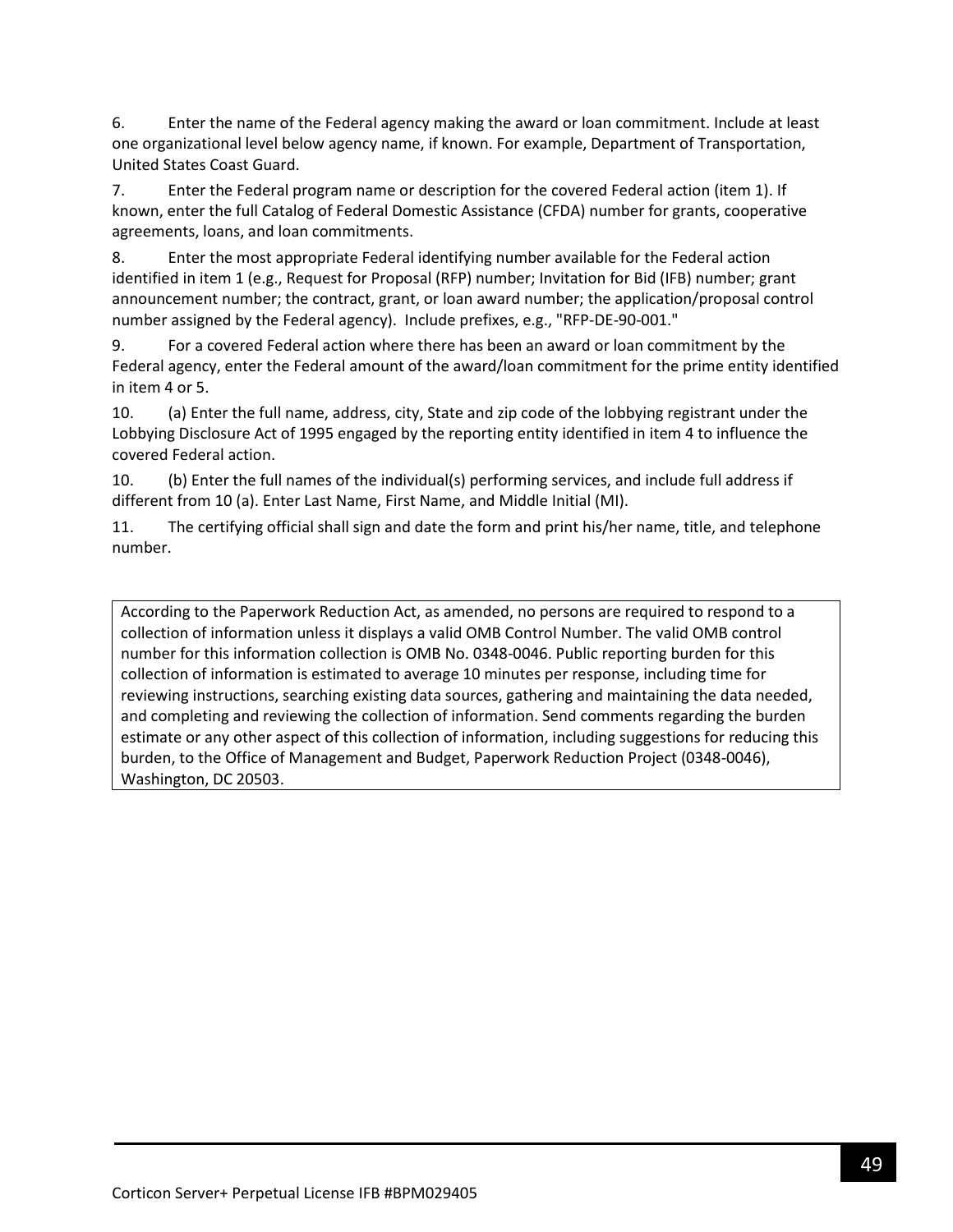6. Enter the name of the Federal agency making the award or loan commitment. Include at least one organizational level below agency name, if known. For example, Department of Transportation, United States Coast Guard.

7. Enter the Federal program name or description for the covered Federal action (item 1). If known, enter the full Catalog of Federal Domestic Assistance (CFDA) number for grants, cooperative agreements, loans, and loan commitments.

8. Enter the most appropriate Federal identifying number available for the Federal action identified in item 1 (e.g., Request for Proposal (RFP) number; Invitation for Bid (IFB) number; grant announcement number; the contract, grant, or loan award number; the application/proposal control number assigned by the Federal agency). Include prefixes, e.g., "RFP-DE-90-001."

9. For a covered Federal action where there has been an award or loan commitment by the Federal agency, enter the Federal amount of the award/loan commitment for the prime entity identified in item 4 or 5.

10. (a) Enter the full name, address, city, State and zip code of the lobbying registrant under the Lobbying Disclosure Act of 1995 engaged by the reporting entity identified in item 4 to influence the covered Federal action.

10. (b) Enter the full names of the individual(s) performing services, and include full address if different from 10 (a). Enter Last Name, First Name, and Middle Initial (MI).

11. The certifying official shall sign and date the form and print his/her name, title, and telephone number.

According to the Paperwork Reduction Act, as amended, no persons are required to respond to a collection of information unless it displays a valid OMB Control Number. The valid OMB control number for this information collection is OMB No. 0348-0046. Public reporting burden for this collection of information is estimated to average 10 minutes per response, including time for reviewing instructions, searching existing data sources, gathering and maintaining the data needed, and completing and reviewing the collection of information. Send comments regarding the burden estimate or any other aspect of this collection of information, including suggestions for reducing this burden, to the Office of Management and Budget, Paperwork Reduction Project (0348-0046), Washington, DC 20503.